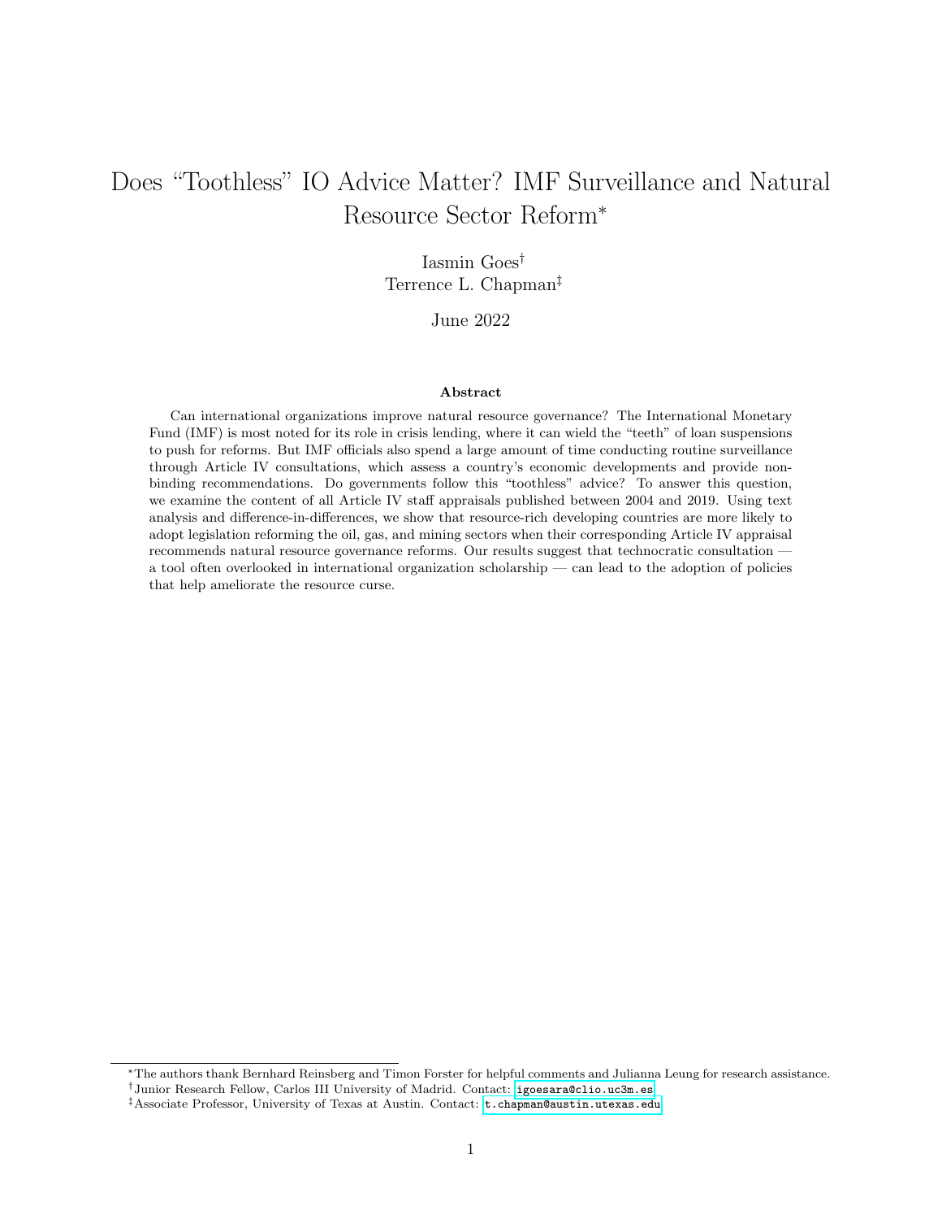# Does "Toothless" IO Advice Matter? IMF Surveillance and Natural Resource Sector Reform[*]

Iasmin Goes[†]
Terrence L. Chapman[‡]

June 2022

### Abstract

Can international organizations improve natural resource governance? The International Monetary Fund (IMF) is most noted for its role in crisis lending, where it can wield the "teeth" of loan suspensions to push for reforms. But IMF officials also spend a large amount of time conducting routine surveillance through Article IV consultations, which assess a country's economic developments and provide non-binding recommendations. Do governments follow this "toothless" advice? To answer this question, we examine the content of all Article IV staff appraisals published between 2004 and 2019. Using text analysis and difference-in-differences, we show that resource-rich developing countries are more likely to adopt legislation reforming the oil, gas, and mining sectors when their corresponding Article IV appraisal recommends natural resource governance reforms. Our results suggest that technocratic consultation — a tool often overlooked in international organization scholarship — can lead to the adoption of policies that help ameliorate the resource curse.

---

[*] The authors thank Bernhard Reinsberg and Timon Forster for helpful comments and Julianna Leung for research assistance.

[†] Junior Research Fellow, Carlos III University of Madrid. Contact: igoesara@clio.uc3m.es

[‡] Associate Professor, University of Texas at Austin. Contact: t.chapman@austin.utexas.edu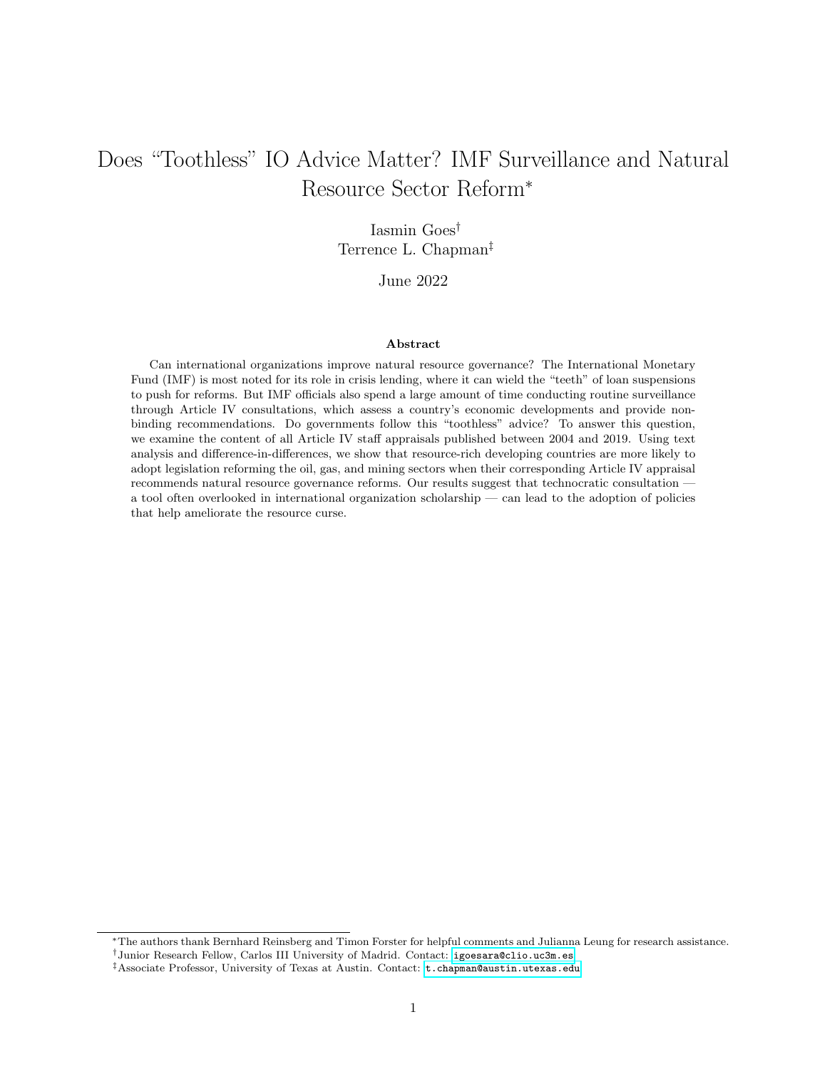# Does "Toothless" IO Advice Matter? IMF Surveillance and Natural Resource Sector Reform*

Iasmin Goes†
Terrence L. Chapman‡

June 2022

### Abstract

Can international organizations improve natural resource governance? The International Monetary Fund (IMF) is most noted for its role in crisis lending, where it can wield the "teeth" of loan suspensions to push for reforms. But IMF officials also spend a large amount of time conducting routine surveillance through Article IV consultations, which assess a country's economic developments and provide non-binding recommendations. Do governments follow this "toothless" advice? To answer this question, we examine the content of all Article IV staff appraisals published between 2004 and 2019. Using text analysis and difference-in-differences, we show that resource-rich developing countries are more likely to adopt legislation reforming the oil, gas, and mining sectors when their corresponding Article IV appraisal recommends natural resource governance reforms. Our results suggest that technocratic consultation — a tool often overlooked in international organization scholarship — can lead to the adoption of policies that help ameliorate the resource curse.

---

*The authors thank Bernhard Reinsberg and Timon Forster for helpful comments and Julianna Leung for research assistance.

†Junior Research Fellow, Carlos III University of Madrid. Contact: igoesara@clio.uc3m.es

‡Associate Professor, University of Texas at Austin. Contact: t.chapman@austin.utexas.edu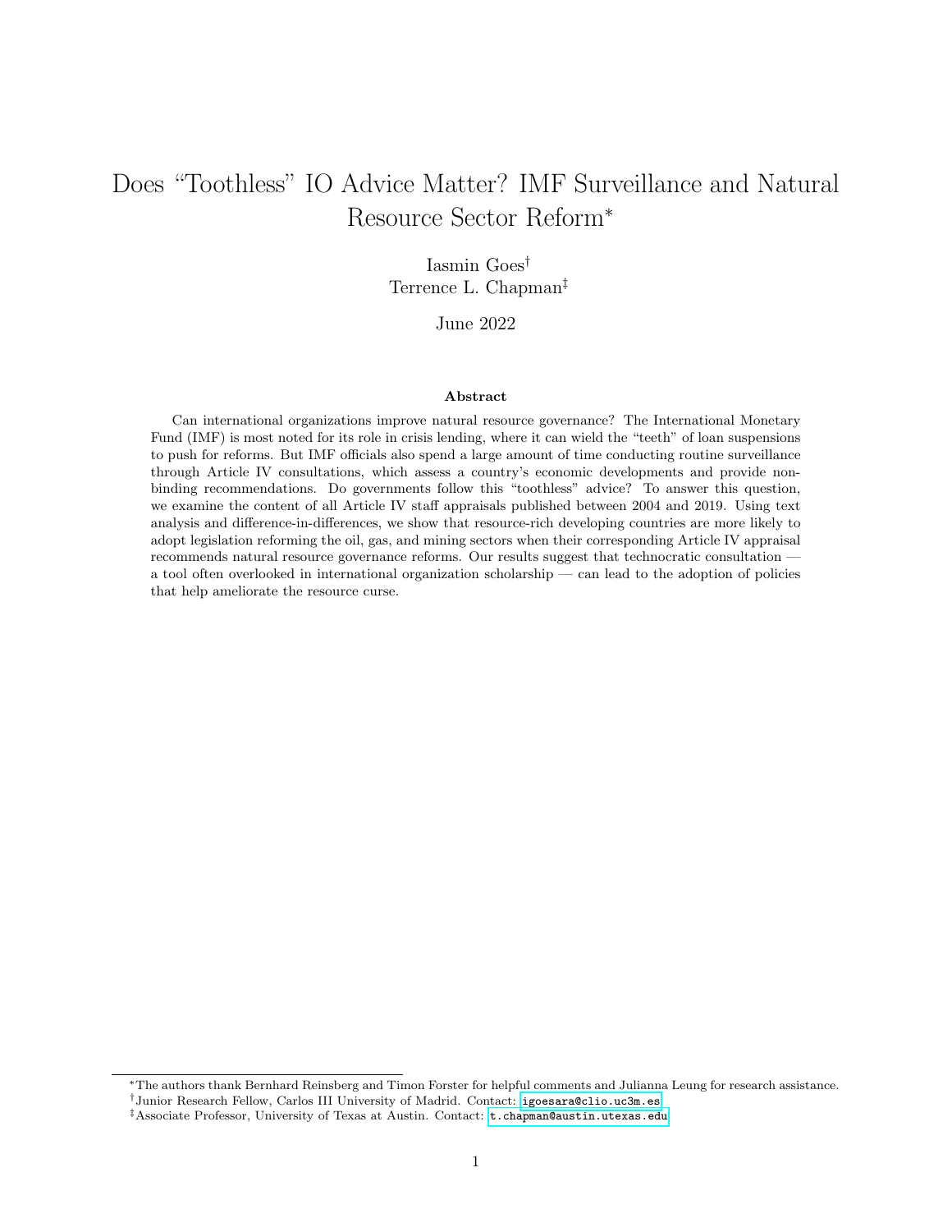# Does "Toothless" IO Advice Matter? IMF Surveillance and Natural Resource Sector Reform*

Iasmin Goes†
Terrence L. Chapman‡

June 2022

### Abstract

Can international organizations improve natural resource governance? The International Monetary Fund (IMF) is most noted for its role in crisis lending, where it can wield the "teeth" of loan suspensions to push for reforms. But IMF officials also spend a large amount of time conducting routine surveillance through Article IV consultations, which assess a country's economic developments and provide non-binding recommendations. Do governments follow this "toothless" advice? To answer this question, we examine the content of all Article IV staff appraisals published between 2004 and 2019. Using text analysis and difference-in-differences, we show that resource-rich developing countries are more likely to adopt legislation reforming the oil, gas, and mining sectors when their corresponding Article IV appraisal recommends natural resource governance reforms. Our results suggest that technocratic consultation — a tool often overlooked in international organization scholarship — can lead to the adoption of policies that help ameliorate the resource curse.

---

*The authors thank Bernhard Reinsberg and Timon Forster for helpful comments and Julianna Leung for research assistance.

†Junior Research Fellow, Carlos III University of Madrid. Contact: igoesara@clio.uc3m.es

‡Associate Professor, University of Texas at Austin. Contact: t.chapman@austin.utexas.edu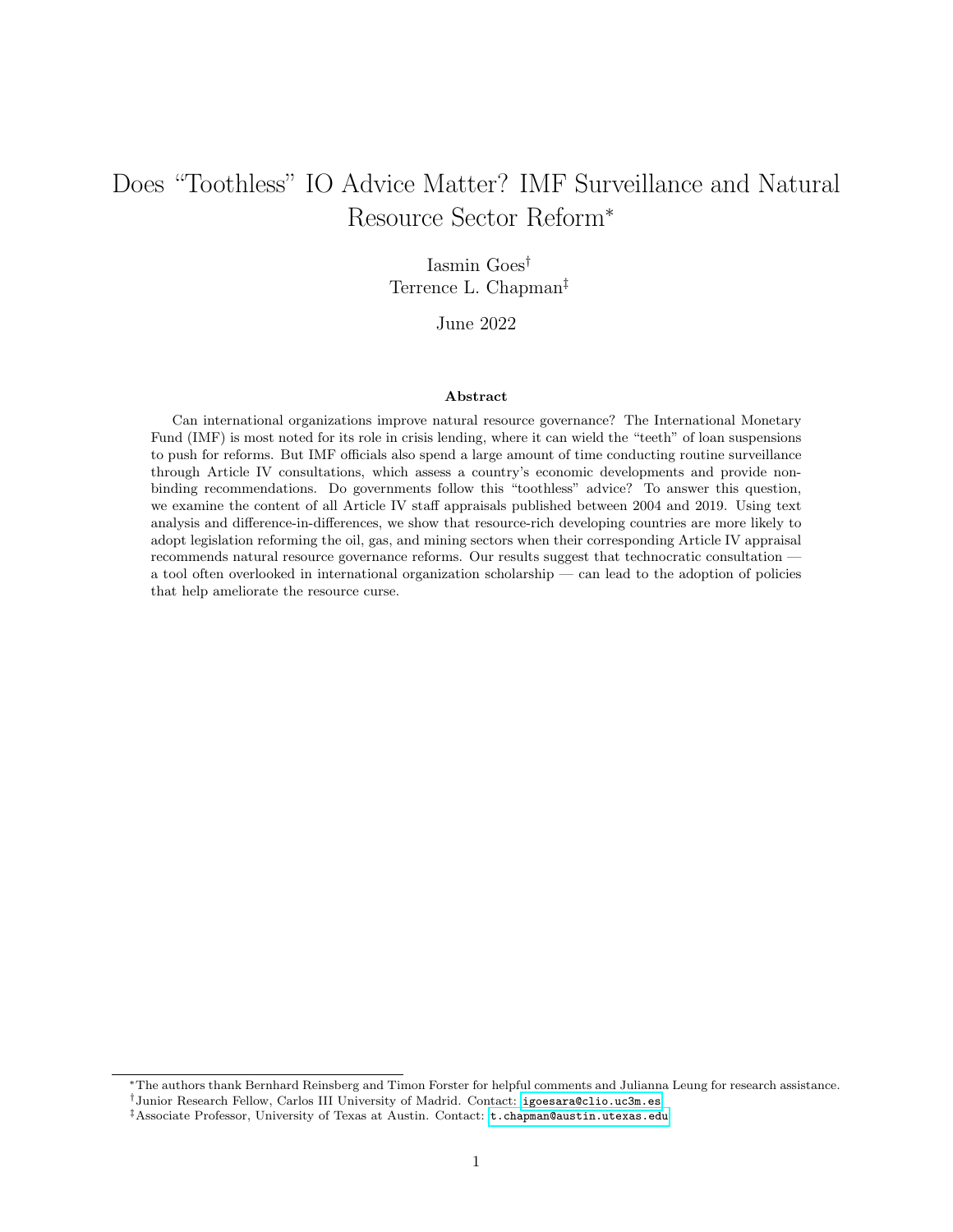# Does "Toothless" IO Advice Matter? IMF Surveillance and Natural Resource Sector Reform*

Iasmin Goes[†]
Terrence L. Chapman[‡]

June 2022

### Abstract

Can international organizations improve natural resource governance? The International Monetary Fund (IMF) is most noted for its role in crisis lending, where it can wield the "teeth" of loan suspensions to push for reforms. But IMF officials also spend a large amount of time conducting routine surveillance through Article IV consultations, which assess a country's economic developments and provide non-binding recommendations. Do governments follow this "toothless" advice? To answer this question, we examine the content of all Article IV staff appraisals published between 2004 and 2019. Using text analysis and difference-in-differences, we show that resource-rich developing countries are more likely to adopt legislation reforming the oil, gas, and mining sectors when their corresponding Article IV appraisal recommends natural resource governance reforms. Our results suggest that technocratic consultation — a tool often overlooked in international organization scholarship — can lead to the adoption of policies that help ameliorate the resource curse.

---

*The authors thank Bernhard Reinsberg and Timon Forster for helpful comments and Julianna Leung for research assistance.

[†]Junior Research Fellow, Carlos III University of Madrid. Contact: igoesara@clio.uc3m.es

[‡]Associate Professor, University of Texas at Austin. Contact: t.chapman@austin.utexas.edu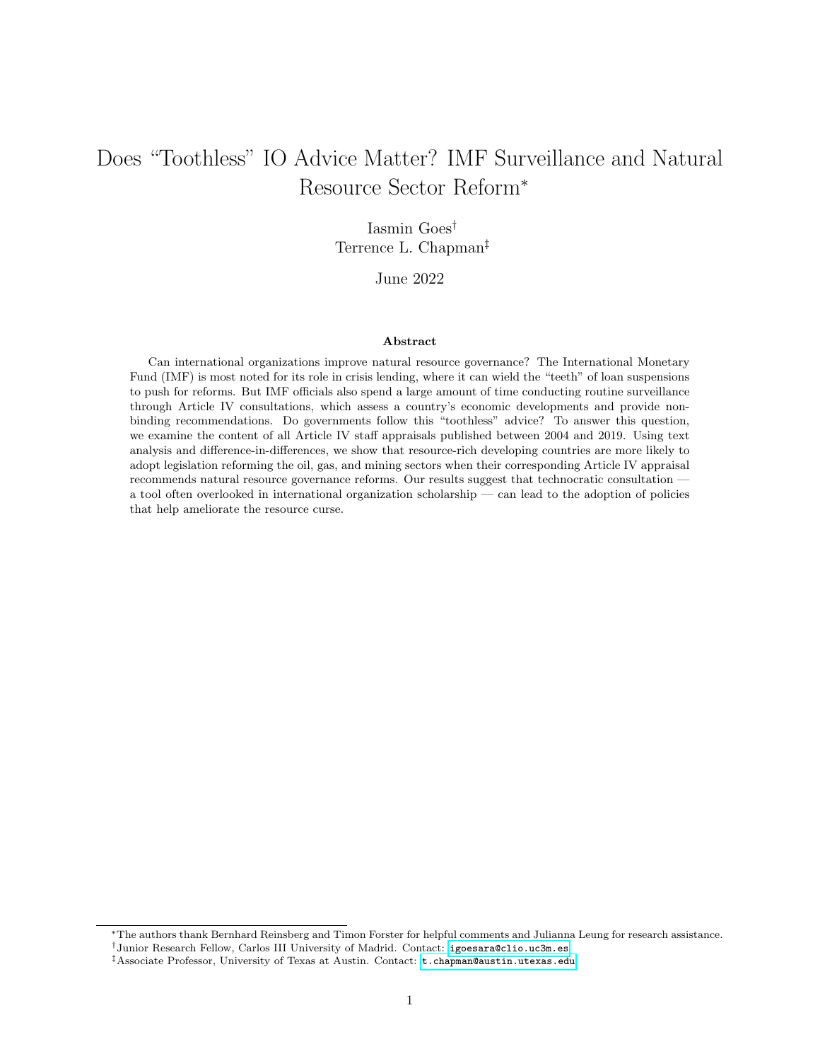# Does "Toothless" IO Advice Matter? IMF Surveillance and Natural Resource Sector Reform*

Iasmin Goes†

Terrence L. Chapman‡

June 2022

### Abstract

Can international organizations improve natural resource governance? The International Monetary Fund (IMF) is most noted for its role in crisis lending, where it can wield the "teeth" of loan suspensions to push for reforms. But IMF officials also spend a large amount of time conducting routine surveillance through Article IV consultations, which assess a country's economic developments and provide non-binding recommendations. Do governments follow this "toothless" advice? To answer this question, we examine the content of all Article IV staff appraisals published between 2004 and 2019. Using text analysis and difference-in-differences, we show that resource-rich developing countries are more likely to adopt legislation reforming the oil, gas, and mining sectors when their corresponding Article IV appraisal recommends natural resource governance reforms. Our results suggest that technocratic consultation — a tool often overlooked in international organization scholarship — can lead to the adoption of policies that help ameliorate the resource curse.

---

*The authors thank Bernhard Reinsberg and Timon Forster for helpful comments and Julianna Leung for research assistance.

†Junior Research Fellow, Carlos III University of Madrid. Contact: igoesara@clio.uc3m.es

‡Associate Professor, University of Texas at Austin. Contact: t.chapman@austin.utexas.edu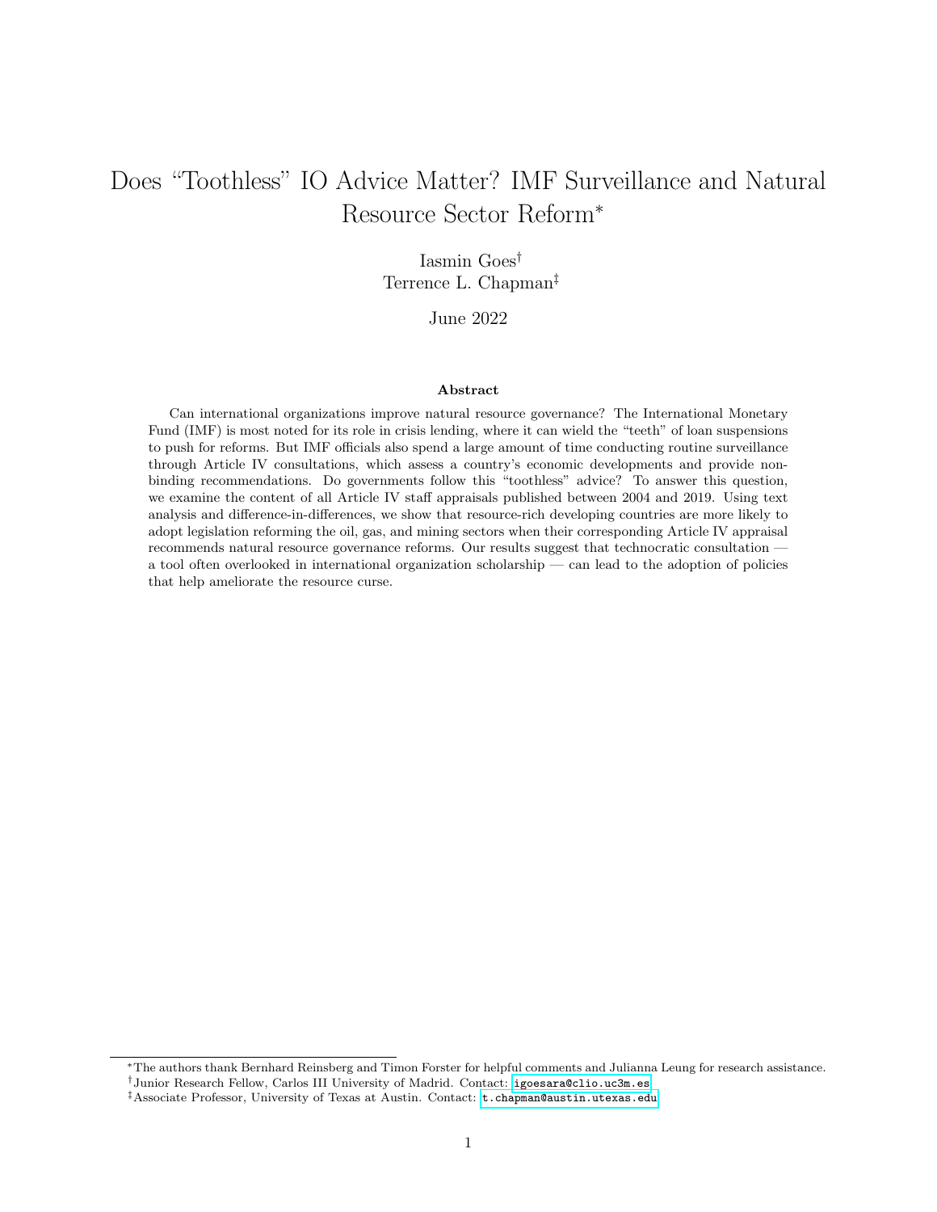# Does "Toothless" IO Advice Matter? IMF Surveillance and Natural Resource Sector Reform*

Iasmin Goes[†]

Terrence L. Chapman[‡]

June 2022

### Abstract

Can international organizations improve natural resource governance? The International Monetary Fund (IMF) is most noted for its role in crisis lending, where it can wield the "teeth" of loan suspensions to push for reforms. But IMF officials also spend a large amount of time conducting routine surveillance through Article IV consultations, which assess a country's economic developments and provide non-binding recommendations. Do governments follow this "toothless" advice? To answer this question, we examine the content of all Article IV staff appraisals published between 2004 and 2019. Using text analysis and difference-in-differences, we show that resource-rich developing countries are more likely to adopt legislation reforming the oil, gas, and mining sectors when their corresponding Article IV appraisal recommends natural resource governance reforms. Our results suggest that technocratic consultation — a tool often overlooked in international organization scholarship — can lead to the adoption of policies that help ameliorate the resource curse.

---

*The authors thank Bernhard Reinsberg and Timon Forster for helpful comments and Julianna Leung for research assistance.

[†]Junior Research Fellow, Carlos III University of Madrid. Contact: igoesara@clio.uc3m.es

[‡]Associate Professor, University of Texas at Austin. Contact: t.chapman@austin.utexas.edu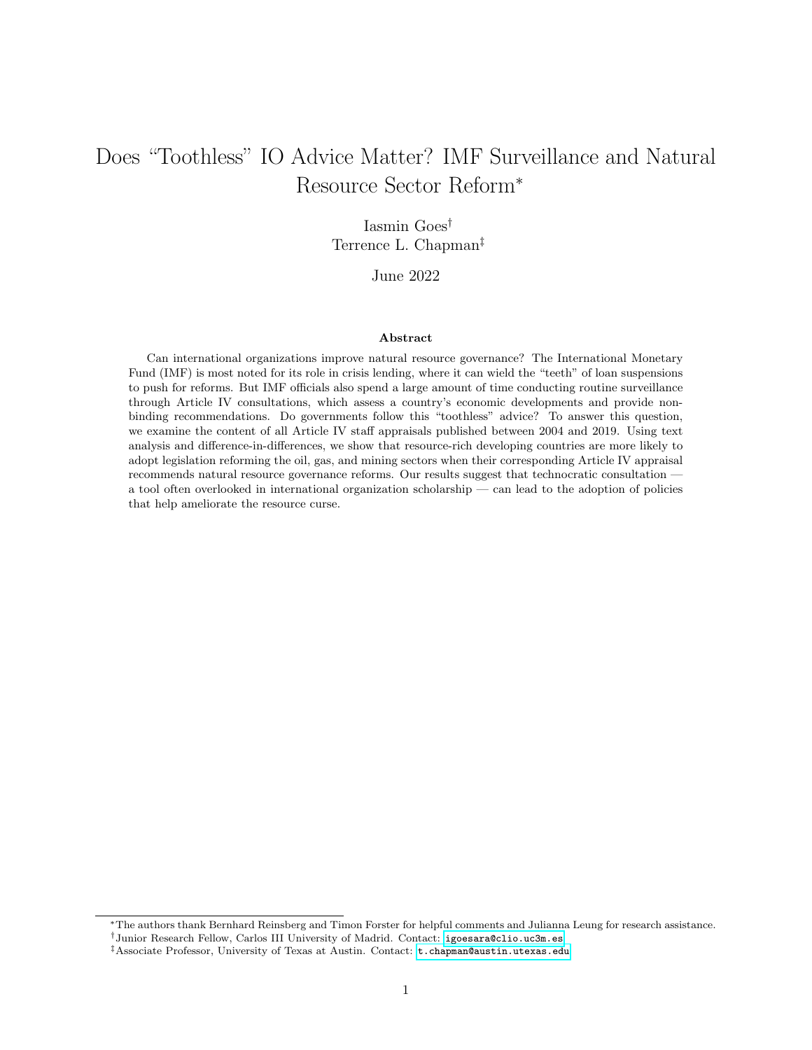# Does "Toothless" IO Advice Matter? IMF Surveillance and Natural Resource Sector Reform[*]

Iasmin Goes[†]
Terrence L. Chapman[‡]

June 2022

### Abstract

Can international organizations improve natural resource governance? The International Monetary Fund (IMF) is most noted for its role in crisis lending, where it can wield the "teeth" of loan suspensions to push for reforms. But IMF officials also spend a large amount of time conducting routine surveillance through Article IV consultations, which assess a country's economic developments and provide non-binding recommendations. Do governments follow this "toothless" advice? To answer this question, we examine the content of all Article IV staff appraisals published between 2004 and 2019. Using text analysis and difference-in-differences, we show that resource-rich developing countries are more likely to adopt legislation reforming the oil, gas, and mining sectors when their corresponding Article IV appraisal recommends natural resource governance reforms. Our results suggest that technocratic consultation — a tool often overlooked in international organization scholarship — can lead to the adoption of policies that help ameliorate the resource curse.

---

[*] The authors thank Bernhard Reinsberg and Timon Forster for helpful comments and Julianna Leung for research assistance.

[†] Junior Research Fellow, Carlos III University of Madrid. Contact: igoesara@clio.uc3m.es

[‡] Associate Professor, University of Texas at Austin. Contact: t.chapman@austin.utexas.edu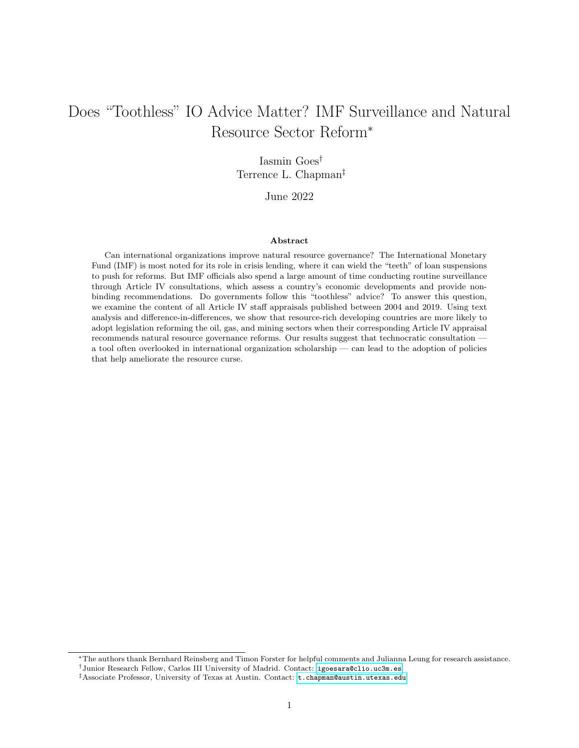# Does "Toothless" IO Advice Matter? IMF Surveillance and Natural Resource Sector Reform[*]

Iasmin Goes[†]
Terrence L. Chapman[‡]

June 2022

### Abstract

Can international organizations improve natural resource governance? The International Monetary Fund (IMF) is most noted for its role in crisis lending, where it can wield the "teeth" of loan suspensions to push for reforms. But IMF officials also spend a large amount of time conducting routine surveillance through Article IV consultations, which assess a country's economic developments and provide non-binding recommendations. Do governments follow this "toothless" advice? To answer this question, we examine the content of all Article IV staff appraisals published between 2004 and 2019. Using text analysis and difference-in-differences, we show that resource-rich developing countries are more likely to adopt legislation reforming the oil, gas, and mining sectors when their corresponding Article IV appraisal recommends natural resource governance reforms. Our results suggest that technocratic consultation — a tool often overlooked in international organization scholarship — can lead to the adoption of policies that help ameliorate the resource curse.

---

[*] The authors thank Bernhard Reinsberg and Timon Forster for helpful comments and Julianna Leung for research assistance.

[†] Junior Research Fellow, Carlos III University of Madrid. Contact: igoesara@clio.uc3m.es

[‡] Associate Professor, University of Texas at Austin. Contact: t.chapman@austin.utexas.edu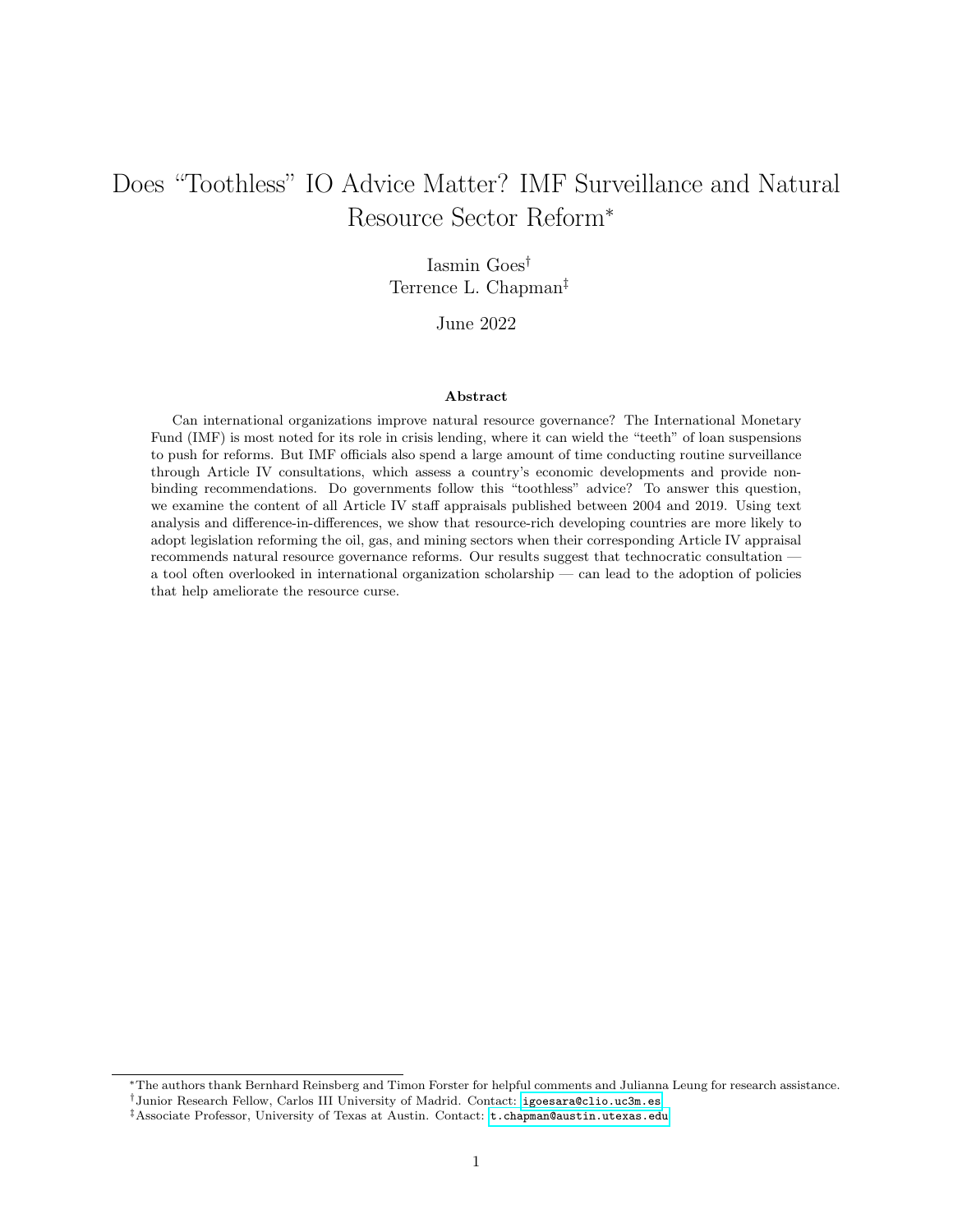# Does "Toothless" IO Advice Matter? IMF Surveillance and Natural Resource Sector Reform*

Iasmin Goes[†]
Terrence L. Chapman[‡]

June 2022

**Abstract**

Can international organizations improve natural resource governance? The International Monetary Fund (IMF) is most noted for its role in crisis lending, where it can wield the "teeth" of loan suspensions to push for reforms. But IMF officials also spend a large amount of time conducting routine surveillance through Article IV consultations, which assess a country's economic developments and provide non-binding recommendations. Do governments follow this "toothless" advice? To answer this question, we examine the content of all Article IV staff appraisals published between 2004 and 2019. Using text analysis and difference-in-differences, we show that resource-rich developing countries are more likely to adopt legislation reforming the oil, gas, and mining sectors when their corresponding Article IV appraisal recommends natural resource governance reforms. Our results suggest that technocratic consultation — a tool often overlooked in international organization scholarship — can lead to the adoption of policies that help ameliorate the resource curse.

---

*The authors thank Bernhard Reinsberg and Timon Forster for helpful comments and Julianna Leung for research assistance.

[†]Junior Research Fellow, Carlos III University of Madrid. Contact: igoesara@clio.uc3m.es

[‡]Associate Professor, University of Texas at Austin. Contact: t.chapman@austin.utexas.edu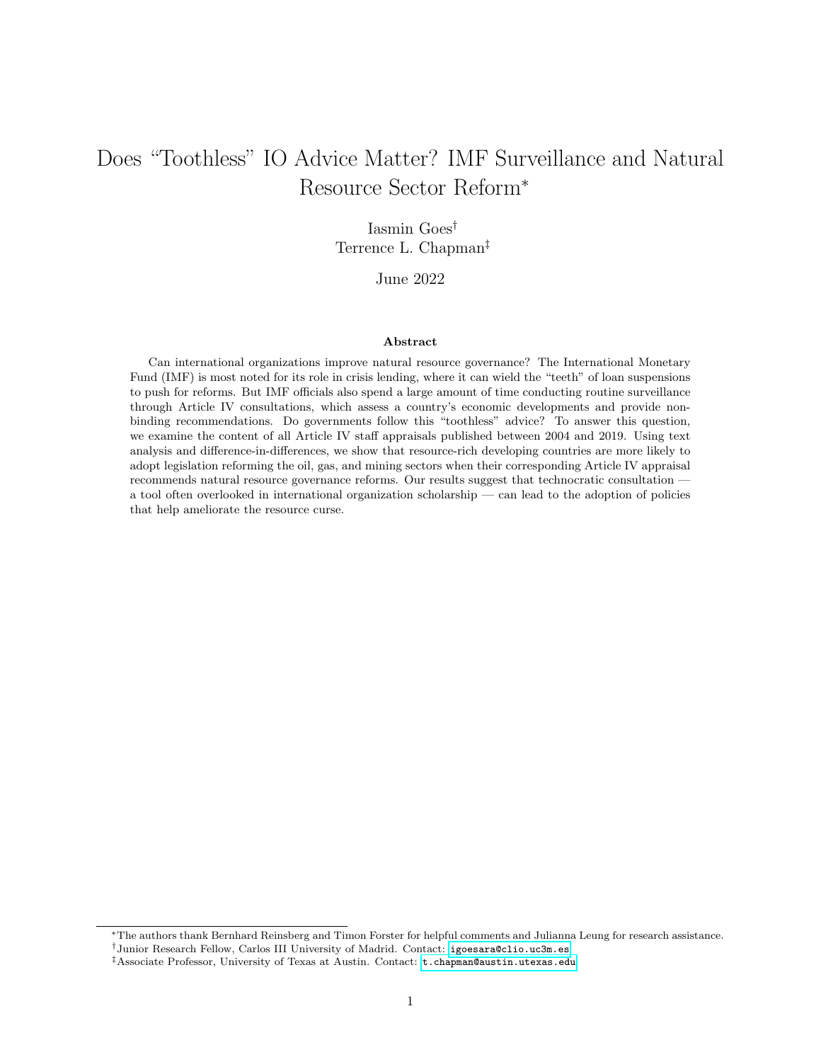# Does "Toothless" IO Advice Matter? IMF Surveillance and Natural Resource Sector Reform*

Iasmin Goes†

Terrence L. Chapman‡

June 2022

### Abstract

Can international organizations improve natural resource governance? The International Monetary Fund (IMF) is most noted for its role in crisis lending, where it can wield the "teeth" of loan suspensions to push for reforms. But IMF officials also spend a large amount of time conducting routine surveillance through Article IV consultations, which assess a country's economic developments and provide non-binding recommendations. Do governments follow this "toothless" advice? To answer this question, we examine the content of all Article IV staff appraisals published between 2004 and 2019. Using text analysis and difference-in-differences, we show that resource-rich developing countries are more likely to adopt legislation reforming the oil, gas, and mining sectors when their corresponding Article IV appraisal recommends natural resource governance reforms. Our results suggest that technocratic consultation — a tool often overlooked in international organization scholarship — can lead to the adoption of policies that help ameliorate the resource curse.

---

*The authors thank Bernhard Reinsberg and Timon Forster for helpful comments and Julianna Leung for research assistance.

†Junior Research Fellow, Carlos III University of Madrid. Contact: igoesara@clio.uc3m.es

‡Associate Professor, University of Texas at Austin. Contact: t.chapman@austin.utexas.edu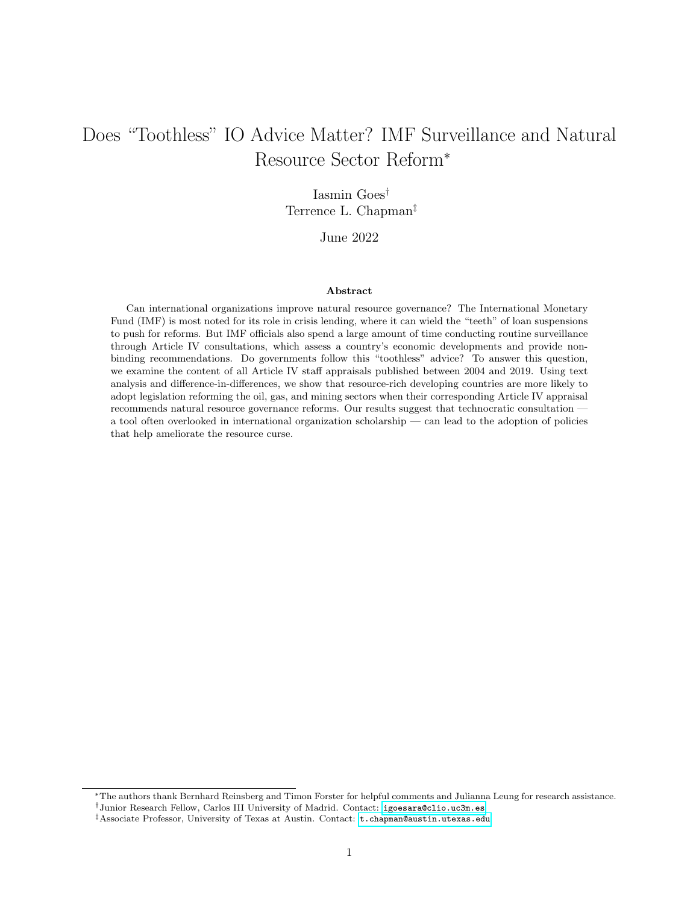# Does "Toothless" IO Advice Matter? IMF Surveillance and Natural Resource Sector Reform*

Iasmin Goes†

Terrence L. Chapman‡

June 2022

### Abstract

Can international organizations improve natural resource governance? The International Monetary Fund (IMF) is most noted for its role in crisis lending, where it can wield the "teeth" of loan suspensions to push for reforms. But IMF officials also spend a large amount of time conducting routine surveillance through Article IV consultations, which assess a country's economic developments and provide non-binding recommendations. Do governments follow this "toothless" advice? To answer this question, we examine the content of all Article IV staff appraisals published between 2004 and 2019. Using text analysis and difference-in-differences, we show that resource-rich developing countries are more likely to adopt legislation reforming the oil, gas, and mining sectors when their corresponding Article IV appraisal recommends natural resource governance reforms. Our results suggest that technocratic consultation — a tool often overlooked in international organization scholarship — can lead to the adoption of policies that help ameliorate the resource curse.

---

*The authors thank Bernhard Reinsberg and Timon Forster for helpful comments and Julianna Leung for research assistance.

†Junior Research Fellow, Carlos III University of Madrid. Contact: igoesara@clio.uc3m.es

‡Associate Professor, University of Texas at Austin. Contact: t.chapman@austin.utexas.edu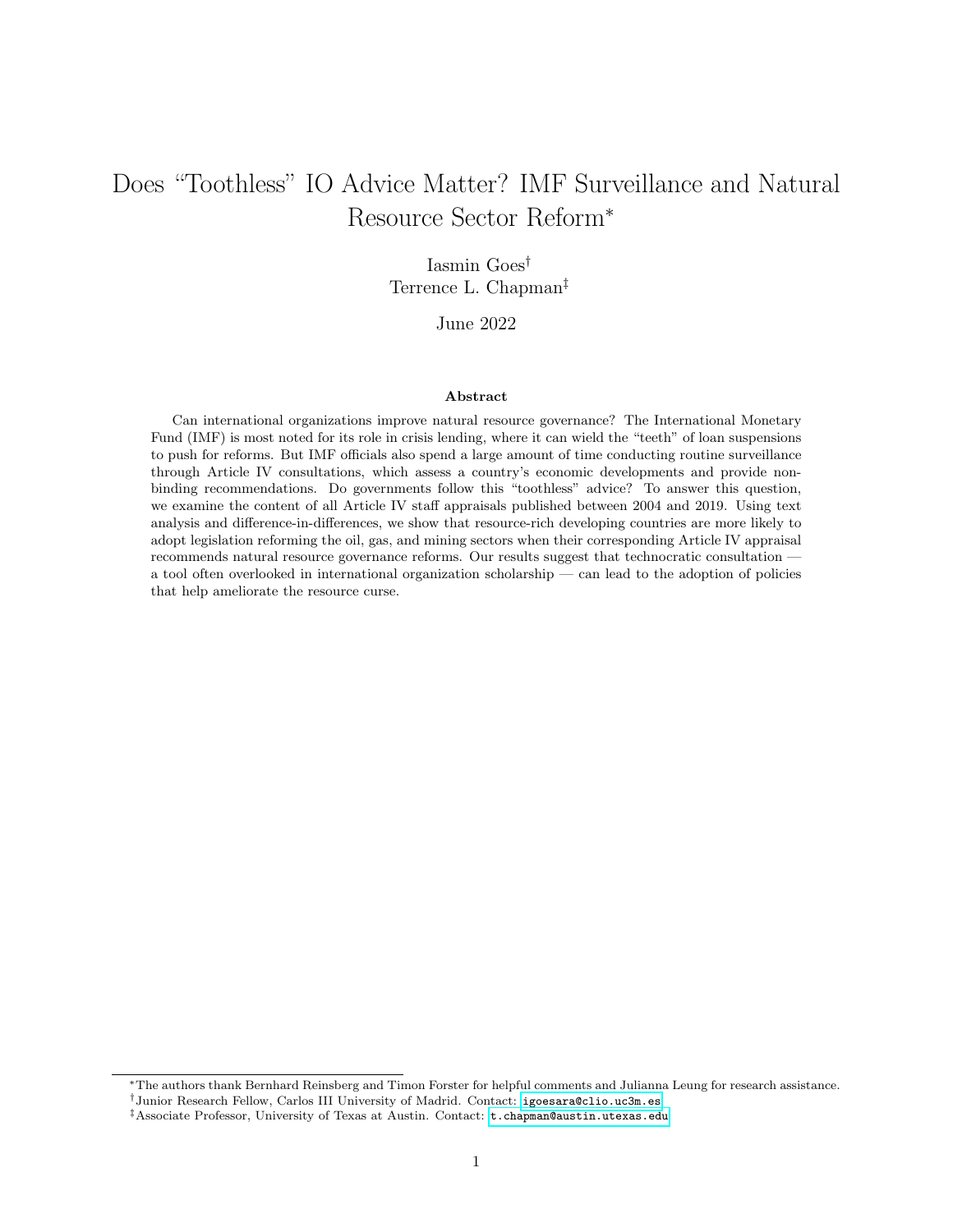# Does "Toothless" IO Advice Matter? IMF Surveillance and Natural Resource Sector Reform*

Iasmin Goes†

Terrence L. Chapman‡

June 2022

### Abstract

Can international organizations improve natural resource governance? The International Monetary Fund (IMF) is most noted for its role in crisis lending, where it can wield the "teeth" of loan suspensions to push for reforms. But IMF officials also spend a large amount of time conducting routine surveillance through Article IV consultations, which assess a country's economic developments and provide non-binding recommendations. Do governments follow this "toothless" advice? To answer this question, we examine the content of all Article IV staff appraisals published between 2004 and 2019. Using text analysis and difference-in-differences, we show that resource-rich developing countries are more likely to adopt legislation reforming the oil, gas, and mining sectors when their corresponding Article IV appraisal recommends natural resource governance reforms. Our results suggest that technocratic consultation — a tool often overlooked in international organization scholarship — can lead to the adoption of policies that help ameliorate the resource curse.

---

*The authors thank Bernhard Reinsberg and Timon Forster for helpful comments and Julianna Leung for research assistance.

†Junior Research Fellow, Carlos III University of Madrid. Contact: igoesara@clio.uc3m.es

‡Associate Professor, University of Texas at Austin. Contact: t.chapman@austin.utexas.edu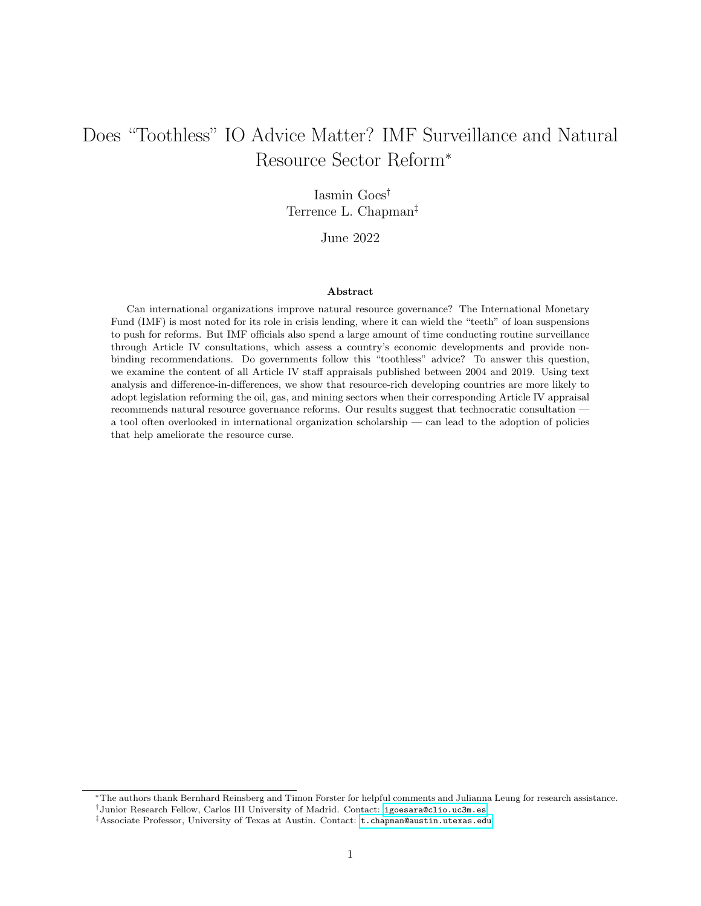# Does "Toothless" IO Advice Matter? IMF Surveillance and Natural Resource Sector Reform*

Iasmin Goes[†]
Terrence L. Chapman[‡]

June 2022

### Abstract

Can international organizations improve natural resource governance? The International Monetary Fund (IMF) is most noted for its role in crisis lending, where it can wield the "teeth" of loan suspensions to push for reforms. But IMF officials also spend a large amount of time conducting routine surveillance through Article IV consultations, which assess a country's economic developments and provide non-binding recommendations. Do governments follow this "toothless" advice? To answer this question, we examine the content of all Article IV staff appraisals published between 2004 and 2019. Using text analysis and difference-in-differences, we show that resource-rich developing countries are more likely to adopt legislation reforming the oil, gas, and mining sectors when their corresponding Article IV appraisal recommends natural resource governance reforms. Our results suggest that technocratic consultation — a tool often overlooked in international organization scholarship — can lead to the adoption of policies that help ameliorate the resource curse.

---

*The authors thank Bernhard Reinsberg and Timon Forster for helpful comments and Julianna Leung for research assistance.

[†]Junior Research Fellow, Carlos III University of Madrid. Contact: igoesara@clio.uc3m.es

[‡]Associate Professor, University of Texas at Austin. Contact: t.chapman@austin.utexas.edu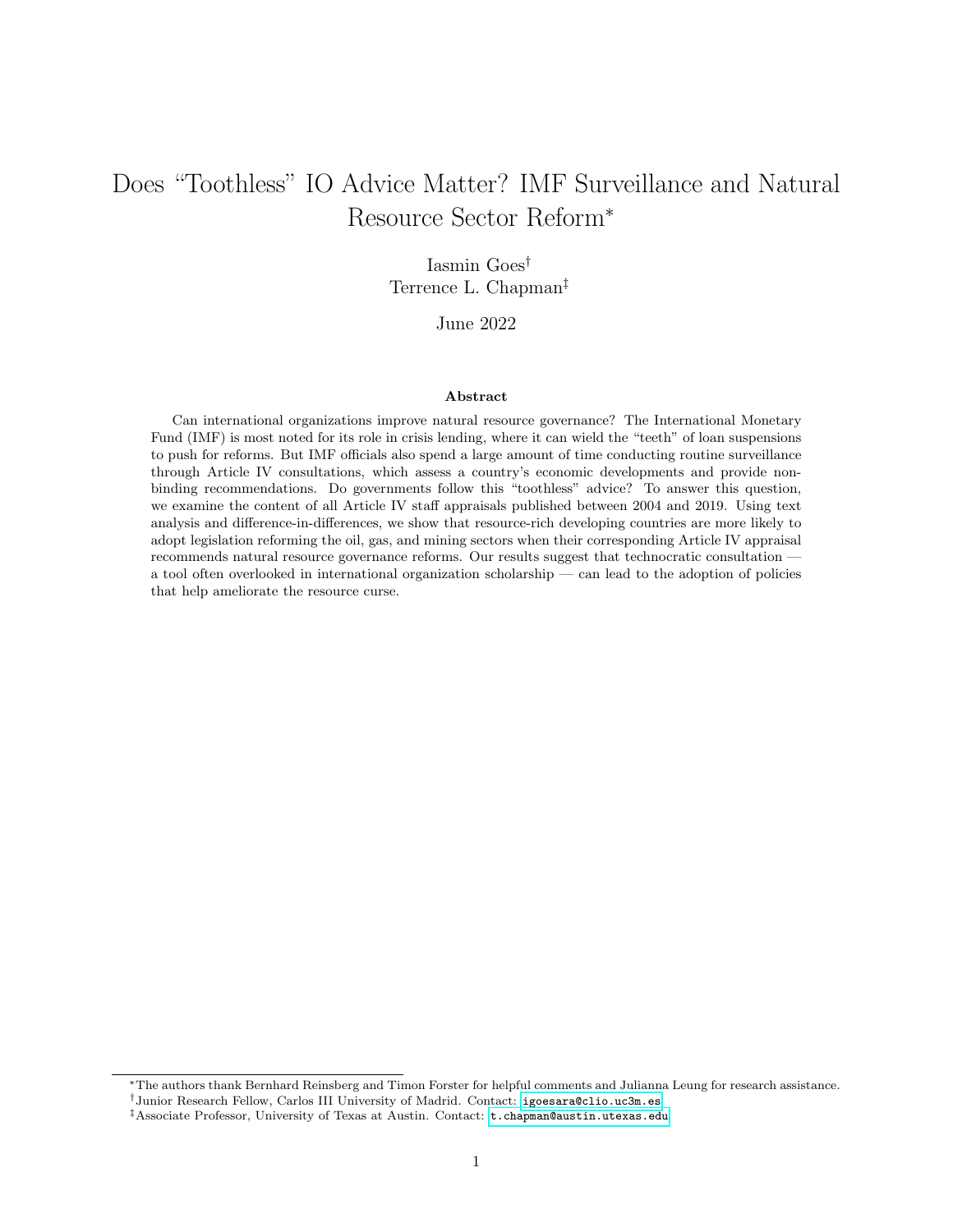# Does "Toothless" IO Advice Matter? IMF Surveillance and Natural Resource Sector Reform*

Iasmin Goes†
Terrence L. Chapman‡

June 2022

### Abstract

Can international organizations improve natural resource governance? The International Monetary Fund (IMF) is most noted for its role in crisis lending, where it can wield the "teeth" of loan suspensions to push for reforms. But IMF officials also spend a large amount of time conducting routine surveillance through Article IV consultations, which assess a country's economic developments and provide non-binding recommendations. Do governments follow this "toothless" advice? To answer this question, we examine the content of all Article IV staff appraisals published between 2004 and 2019. Using text analysis and difference-in-differences, we show that resource-rich developing countries are more likely to adopt legislation reforming the oil, gas, and mining sectors when their corresponding Article IV appraisal recommends natural resource governance reforms. Our results suggest that technocratic consultation — a tool often overlooked in international organization scholarship — can lead to the adoption of policies that help ameliorate the resource curse.

---

*The authors thank Bernhard Reinsberg and Timon Forster for helpful comments and Julianna Leung for research assistance.

†Junior Research Fellow, Carlos III University of Madrid. Contact: igoesara@clio.uc3m.es

‡Associate Professor, University of Texas at Austin. Contact: t.chapman@austin.utexas.edu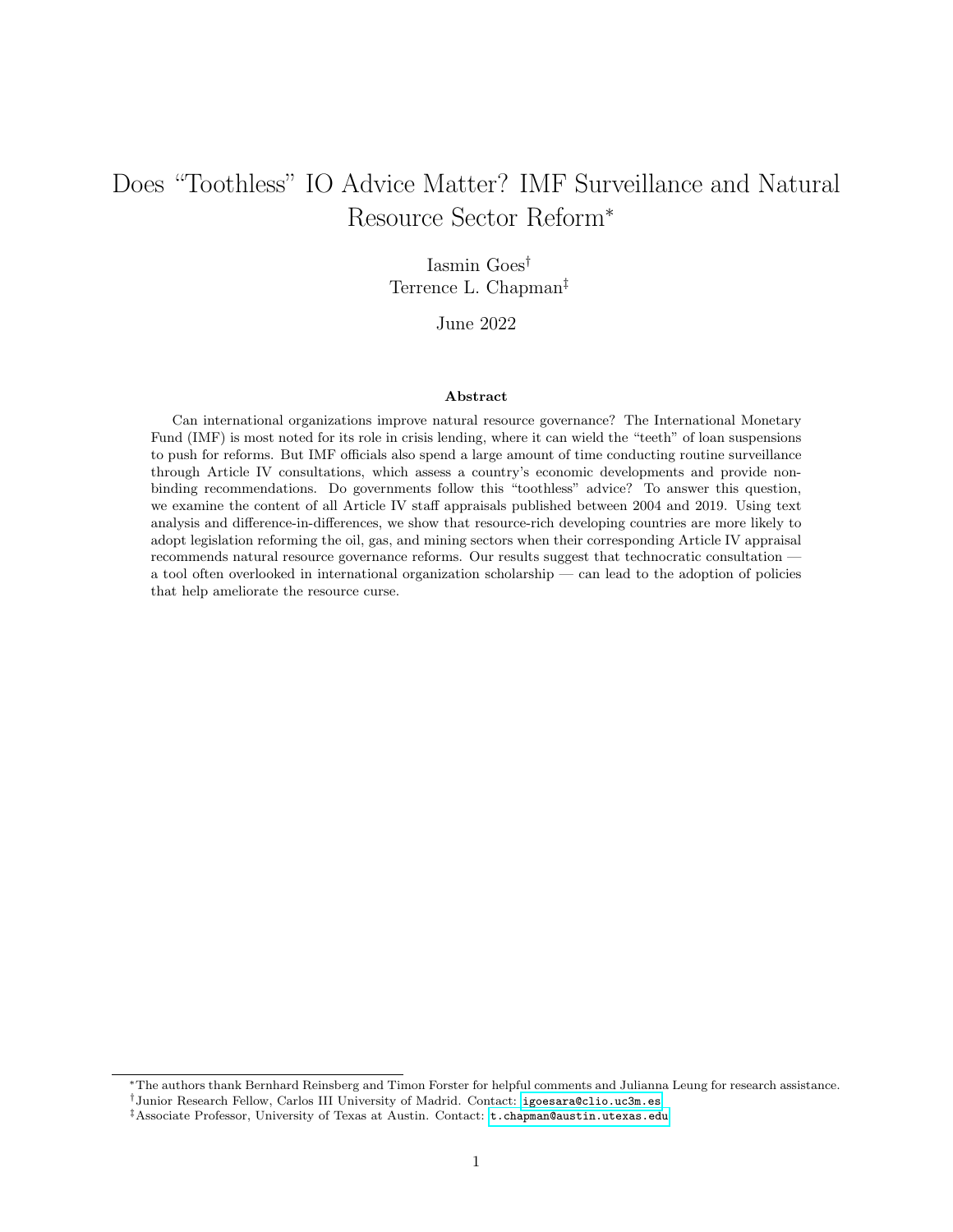# Does "Toothless" IO Advice Matter? IMF Surveillance and Natural Resource Sector Reform*

Iasmin Goes†
Terrence L. Chapman‡

June 2022

### Abstract

Can international organizations improve natural resource governance? The International Monetary Fund (IMF) is most noted for its role in crisis lending, where it can wield the "teeth" of loan suspensions to push for reforms. But IMF officials also spend a large amount of time conducting routine surveillance through Article IV consultations, which assess a country's economic developments and provide non-binding recommendations. Do governments follow this "toothless" advice? To answer this question, we examine the content of all Article IV staff appraisals published between 2004 and 2019. Using text analysis and difference-in-differences, we show that resource-rich developing countries are more likely to adopt legislation reforming the oil, gas, and mining sectors when their corresponding Article IV appraisal recommends natural resource governance reforms. Our results suggest that technocratic consultation — a tool often overlooked in international organization scholarship — can lead to the adoption of policies that help ameliorate the resource curse.

---

*The authors thank Bernhard Reinsberg and Timon Forster for helpful comments and Julianna Leung for research assistance.

†Junior Research Fellow, Carlos III University of Madrid. Contact: igoesara@clio.uc3m.es

‡Associate Professor, University of Texas at Austin. Contact: t.chapman@austin.utexas.edu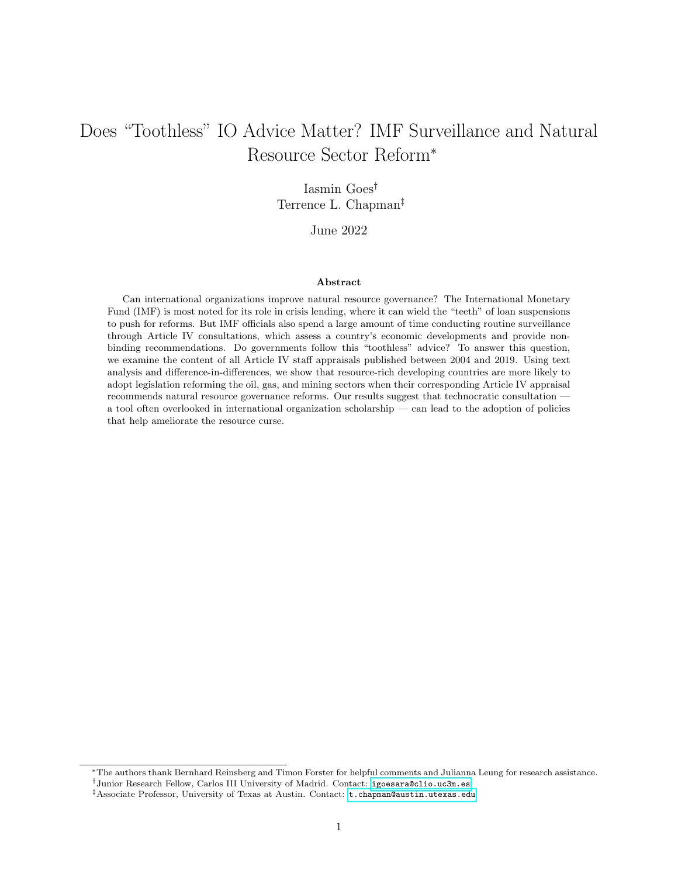# Does "Toothless" IO Advice Matter? IMF Surveillance and Natural Resource Sector Reform*

Iasmin Goes†
Terrence L. Chapman‡

June 2022

### Abstract

Can international organizations improve natural resource governance? The International Monetary Fund (IMF) is most noted for its role in crisis lending, where it can wield the "teeth" of loan suspensions to push for reforms. But IMF officials also spend a large amount of time conducting routine surveillance through Article IV consultations, which assess a country's economic developments and provide non-binding recommendations. Do governments follow this "toothless" advice? To answer this question, we examine the content of all Article IV staff appraisals published between 2004 and 2019. Using text analysis and difference-in-differences, we show that resource-rich developing countries are more likely to adopt legislation reforming the oil, gas, and mining sectors when their corresponding Article IV appraisal recommends natural resource governance reforms. Our results suggest that technocratic consultation — a tool often overlooked in international organization scholarship — can lead to the adoption of policies that help ameliorate the resource curse.

---

*The authors thank Bernhard Reinsberg and Timon Forster for helpful comments and Julianna Leung for research assistance.

†Junior Research Fellow, Carlos III University of Madrid. Contact: igoesara@clio.uc3m.es

‡Associate Professor, University of Texas at Austin. Contact: t.chapman@austin.utexas.edu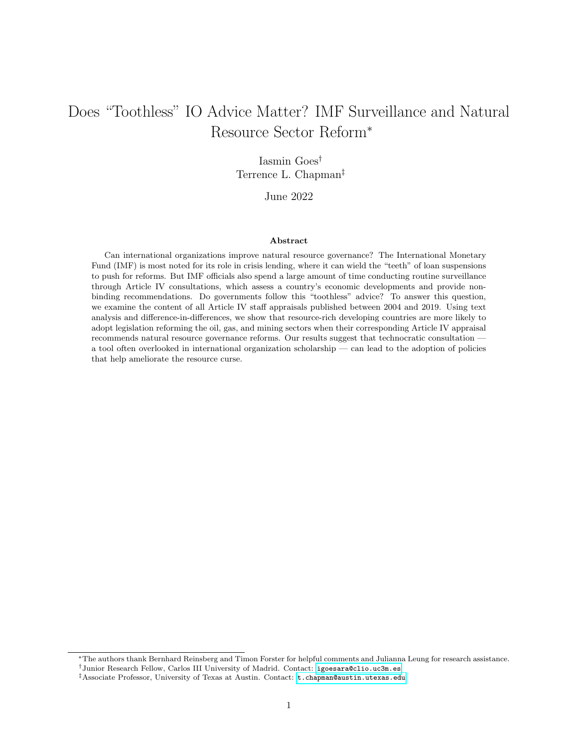# Does "Toothless" IO Advice Matter? IMF Surveillance and Natural Resource Sector Reform*

Iasmin Goes†

Terrence L. Chapman‡

June 2022

### Abstract

Can international organizations improve natural resource governance? The International Monetary Fund (IMF) is most noted for its role in crisis lending, where it can wield the "teeth" of loan suspensions to push for reforms. But IMF officials also spend a large amount of time conducting routine surveillance through Article IV consultations, which assess a country's economic developments and provide non-binding recommendations. Do governments follow this "toothless" advice? To answer this question, we examine the content of all Article IV staff appraisals published between 2004 and 2019. Using text analysis and difference-in-differences, we show that resource-rich developing countries are more likely to adopt legislation reforming the oil, gas, and mining sectors when their corresponding Article IV appraisal recommends natural resource governance reforms. Our results suggest that technocratic consultation — a tool often overlooked in international organization scholarship — can lead to the adoption of policies that help ameliorate the resource curse.

---

*The authors thank Bernhard Reinsberg and Timon Forster for helpful comments and Julianna Leung for research assistance.

†Junior Research Fellow, Carlos III University of Madrid. Contact: igoesara@clio.uc3m.es

‡Associate Professor, University of Texas at Austin. Contact: t.chapman@austin.utexas.edu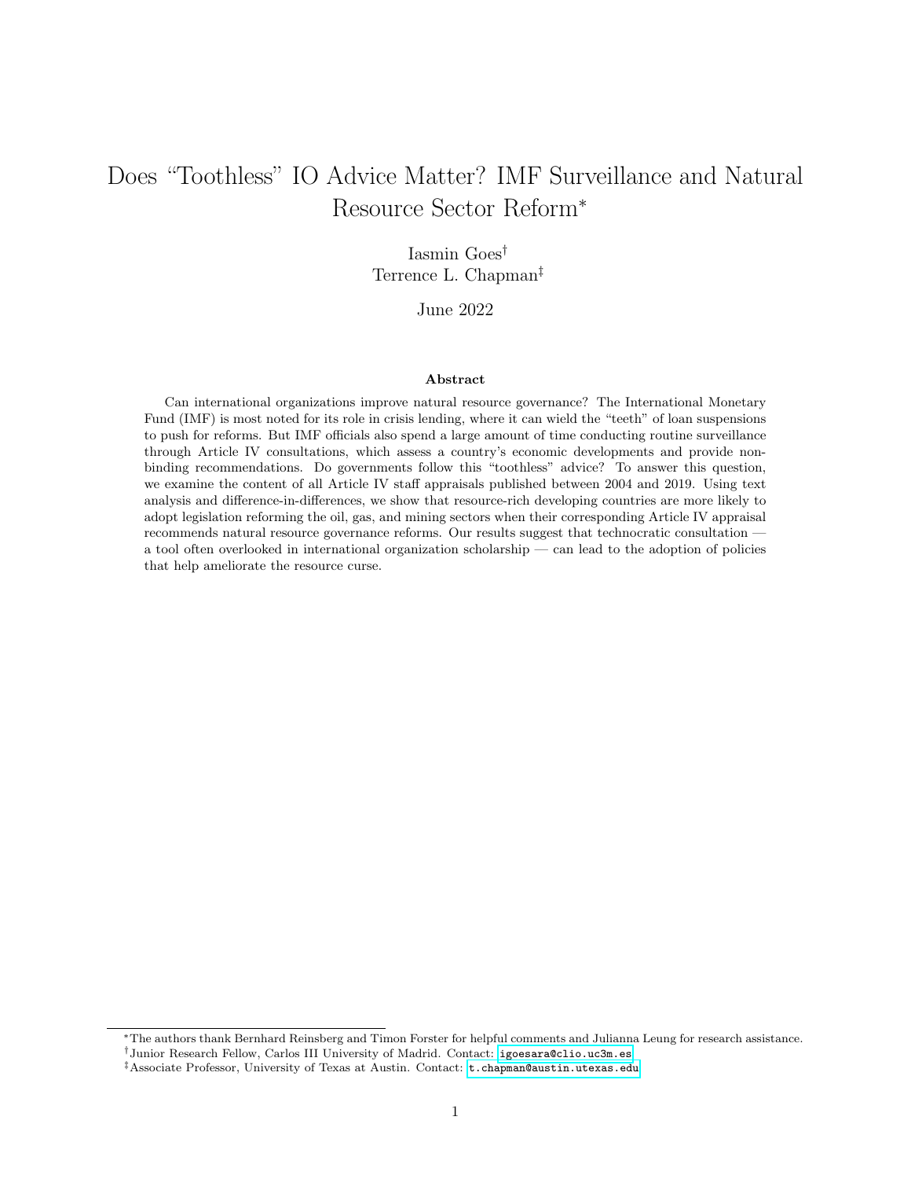# Does "Toothless" IO Advice Matter? IMF Surveillance and Natural Resource Sector Reform*

Iasmin Goes[†]
Terrence L. Chapman[‡]

June 2022

### Abstract

Can international organizations improve natural resource governance? The International Monetary Fund (IMF) is most noted for its role in crisis lending, where it can wield the "teeth" of loan suspensions to push for reforms. But IMF officials also spend a large amount of time conducting routine surveillance through Article IV consultations, which assess a country's economic developments and provide non-binding recommendations. Do governments follow this "toothless" advice? To answer this question, we examine the content of all Article IV staff appraisals published between 2004 and 2019. Using text analysis and difference-in-differences, we show that resource-rich developing countries are more likely to adopt legislation reforming the oil, gas, and mining sectors when their corresponding Article IV appraisal recommends natural resource governance reforms. Our results suggest that technocratic consultation — a tool often overlooked in international organization scholarship — can lead to the adoption of policies that help ameliorate the resource curse.

---

*The authors thank Bernhard Reinsberg and Timon Forster for helpful comments and Julianna Leung for research assistance.

[†]Junior Research Fellow, Carlos III University of Madrid. Contact: igoesara@clio.uc3m.es

[‡]Associate Professor, University of Texas at Austin. Contact: t.chapman@austin.utexas.edu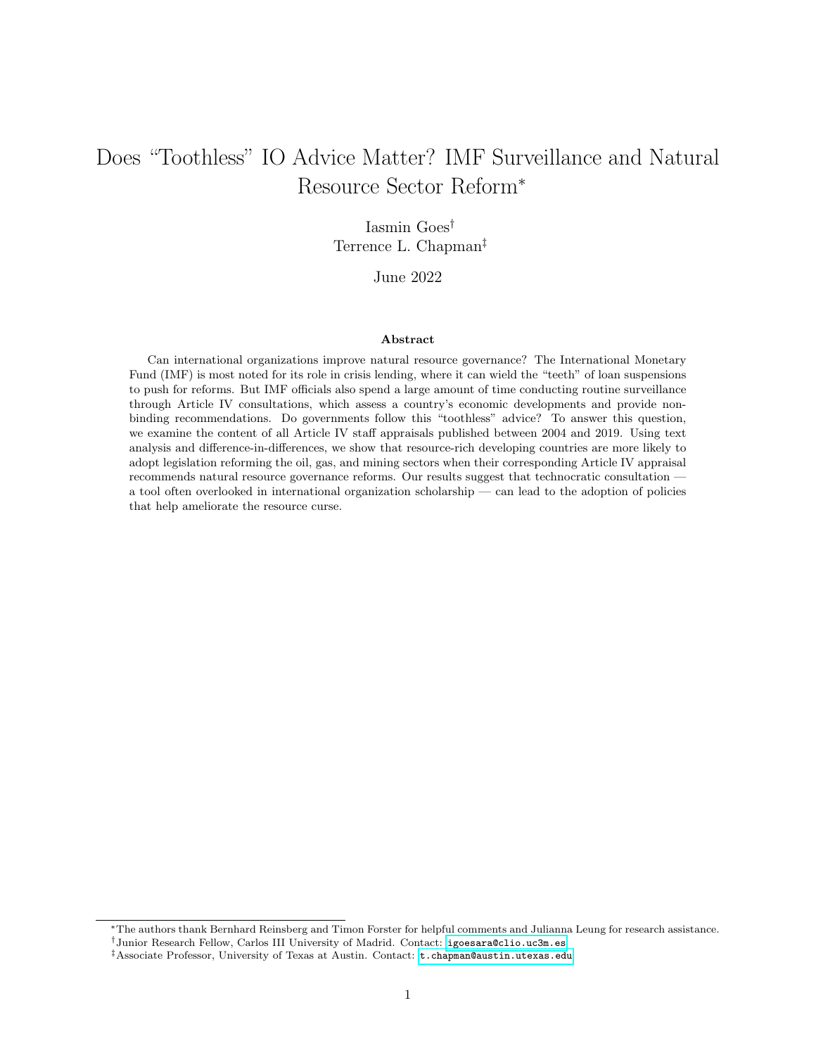# Does "Toothless" IO Advice Matter? IMF Surveillance and Natural Resource Sector Reform*

Iasmin Goes[†]
Terrence L. Chapman[‡]

June 2022

### Abstract

Can international organizations improve natural resource governance? The International Monetary Fund (IMF) is most noted for its role in crisis lending, where it can wield the "teeth" of loan suspensions to push for reforms. But IMF officials also spend a large amount of time conducting routine surveillance through Article IV consultations, which assess a country's economic developments and provide non-binding recommendations. Do governments follow this "toothless" advice? To answer this question, we examine the content of all Article IV staff appraisals published between 2004 and 2019. Using text analysis and difference-in-differences, we show that resource-rich developing countries are more likely to adopt legislation reforming the oil, gas, and mining sectors when their corresponding Article IV appraisal recommends natural resource governance reforms. Our results suggest that technocratic consultation — a tool often overlooked in international organization scholarship — can lead to the adoption of policies that help ameliorate the resource curse.

---

*The authors thank Bernhard Reinsberg and Timon Forster for helpful comments and Julianna Leung for research assistance.

[†]Junior Research Fellow, Carlos III University of Madrid. Contact: igoesara@clio.uc3m.es

[‡]Associate Professor, University of Texas at Austin. Contact: t.chapman@austin.utexas.edu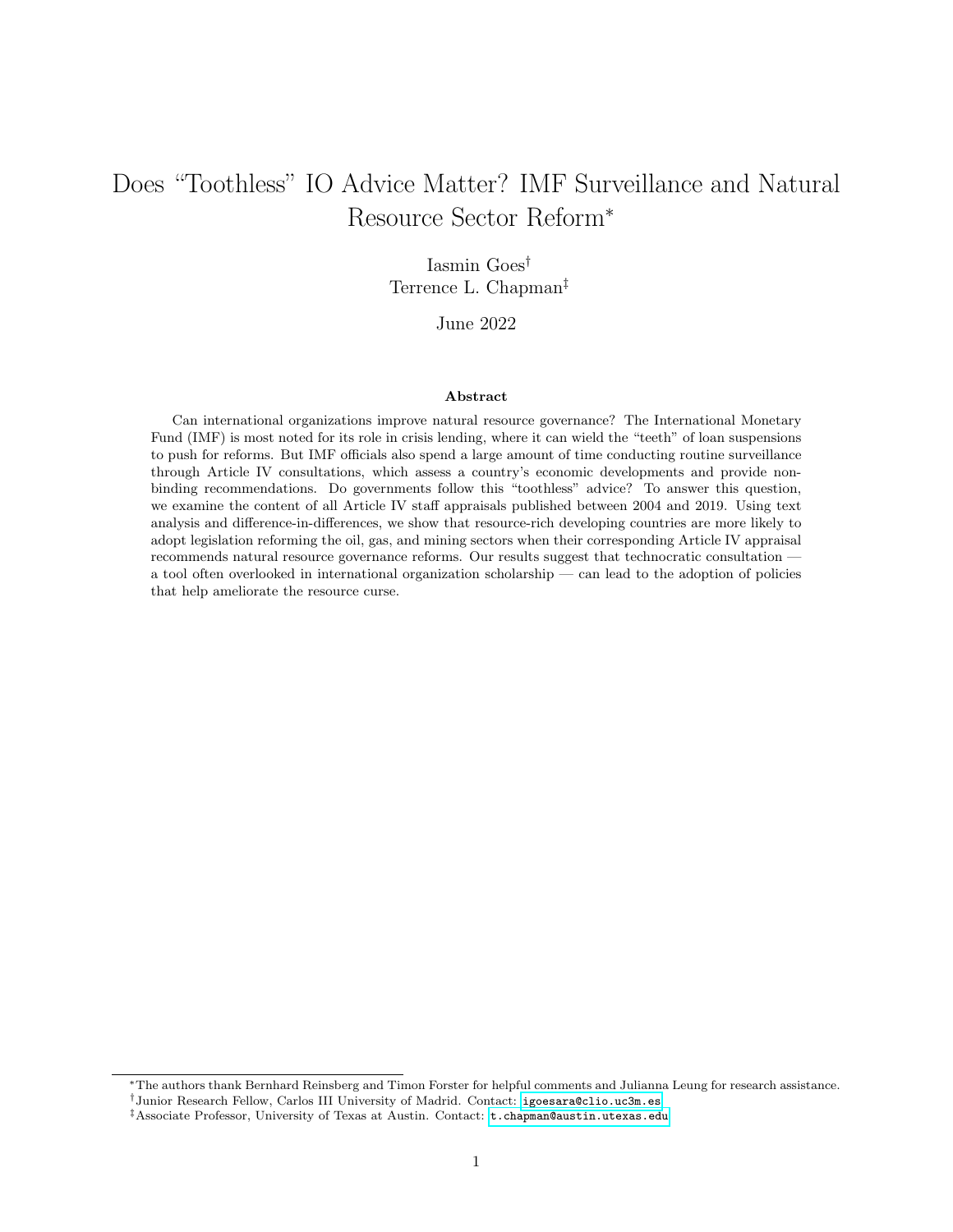# Does “Toothless” IO Advice Matter? IMF Surveillance and Natural Resource Sector Reform*

Iasmin Goes[†]

Terrence L. Chapman[‡]

June 2022

### Abstract

Can international organizations improve natural resource governance? The International Monetary Fund (IMF) is most noted for its role in crisis lending, where it can wield the “teeth” of loan suspensions to push for reforms. But IMF officials also spend a large amount of time conducting routine surveillance through Article IV consultations, which assess a country’s economic developments and provide non-binding recommendations. Do governments follow this “toothless” advice? To answer this question, we examine the content of all Article IV staff appraisals published between 2004 and 2019. Using text analysis and difference-in-differences, we show that resource-rich developing countries are more likely to adopt legislation reforming the oil, gas, and mining sectors when their corresponding Article IV appraisal recommends natural resource governance reforms. Our results suggest that technocratic consultation — a tool often overlooked in international organization scholarship — can lead to the adoption of policies that help ameliorate the resource curse.

---

*The authors thank Bernhard Reinsberg and Timon Forster for helpful comments and Julianna Leung for research assistance.

[†]Junior Research Fellow, Carlos III University of Madrid. Contact: igoesara@clio.uc3m.es

[‡]Associate Professor, University of Texas at Austin. Contact: t.chapman@austin.utexas.edu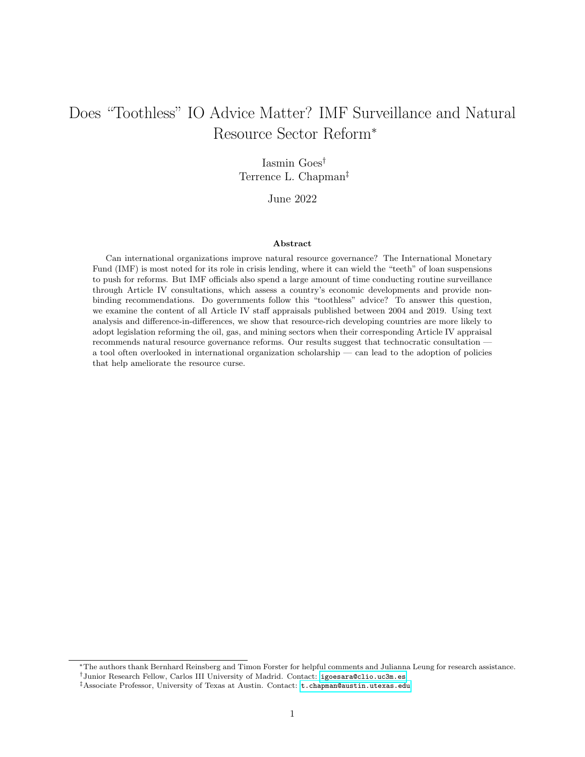# Does "Toothless" IO Advice Matter? IMF Surveillance and Natural Resource Sector Reform*

Iasmin Goes[†]
Terrence L. Chapman[‡]

June 2022

### Abstract

Can international organizations improve natural resource governance? The International Monetary Fund (IMF) is most noted for its role in crisis lending, where it can wield the "teeth" of loan suspensions to push for reforms. But IMF officials also spend a large amount of time conducting routine surveillance through Article IV consultations, which assess a country's economic developments and provide non-binding recommendations. Do governments follow this "toothless" advice? To answer this question, we examine the content of all Article IV staff appraisals published between 2004 and 2019. Using text analysis and difference-in-differences, we show that resource-rich developing countries are more likely to adopt legislation reforming the oil, gas, and mining sectors when their corresponding Article IV appraisal recommends natural resource governance reforms. Our results suggest that technocratic consultation — a tool often overlooked in international organization scholarship — can lead to the adoption of policies that help ameliorate the resource curse.

---

*The authors thank Bernhard Reinsberg and Timon Forster for helpful comments and Julianna Leung for research assistance.

[†]Junior Research Fellow, Carlos III University of Madrid. Contact: igoesara@clio.uc3m.es

[‡]Associate Professor, University of Texas at Austin. Contact: t.chapman@austin.utexas.edu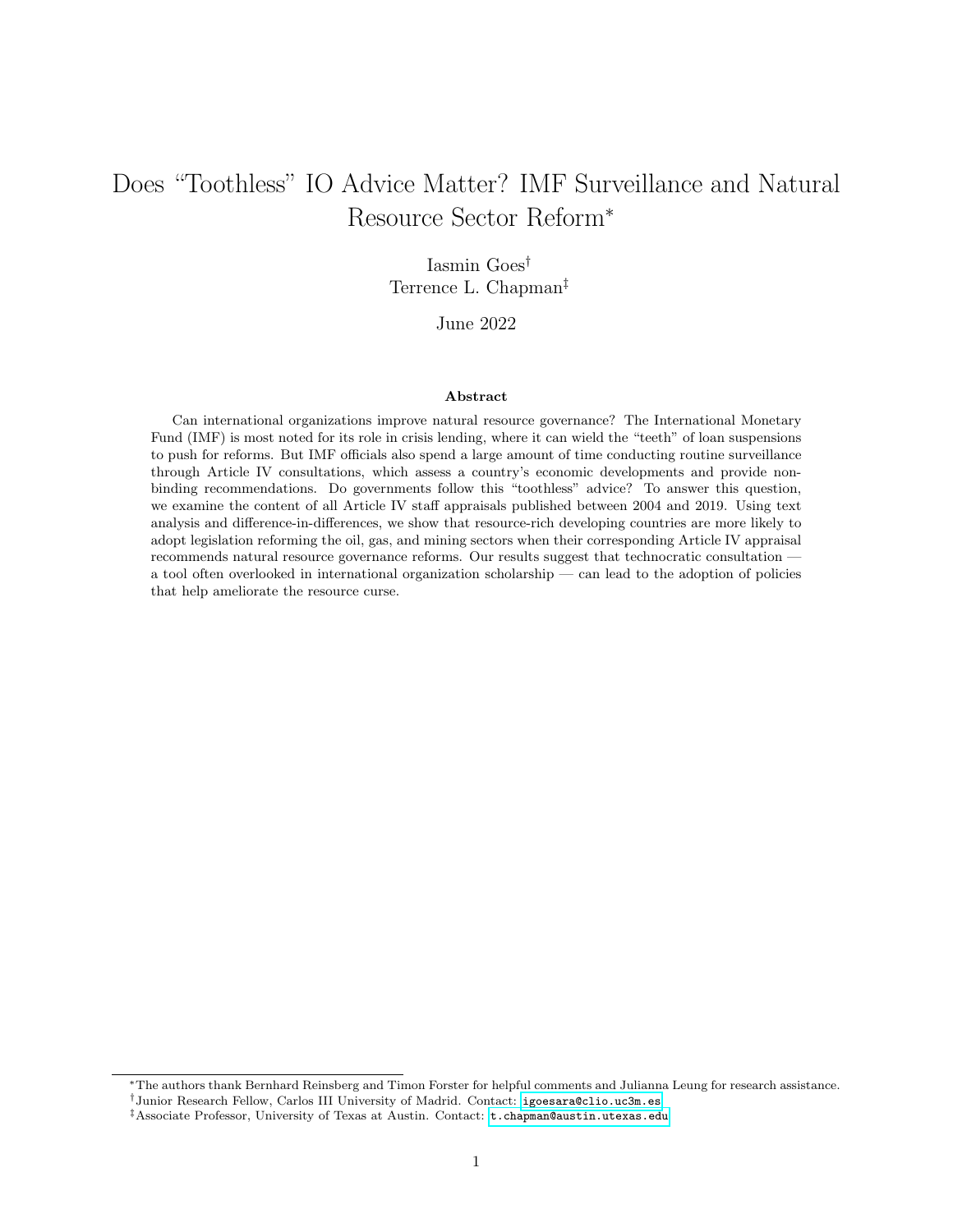# Does "Toothless" IO Advice Matter? IMF Surveillance and Natural Resource Sector Reform*

Iasmin Goes[†]
Terrence L. Chapman[‡]

June 2022

### Abstract

Can international organizations improve natural resource governance? The International Monetary Fund (IMF) is most noted for its role in crisis lending, where it can wield the "teeth" of loan suspensions to push for reforms. But IMF officials also spend a large amount of time conducting routine surveillance through Article IV consultations, which assess a country's economic developments and provide non-binding recommendations. Do governments follow this "toothless" advice? To answer this question, we examine the content of all Article IV staff appraisals published between 2004 and 2019. Using text analysis and difference-in-differences, we show that resource-rich developing countries are more likely to adopt legislation reforming the oil, gas, and mining sectors when their corresponding Article IV appraisal recommends natural resource governance reforms. Our results suggest that technocratic consultation — a tool often overlooked in international organization scholarship — can lead to the adoption of policies that help ameliorate the resource curse.

---

*The authors thank Bernhard Reinsberg and Timon Forster for helpful comments and Julianna Leung for research assistance.

[†]Junior Research Fellow, Carlos III University of Madrid. Contact: igoesara@clio.uc3m.es

[‡]Associate Professor, University of Texas at Austin. Contact: t.chapman@austin.utexas.edu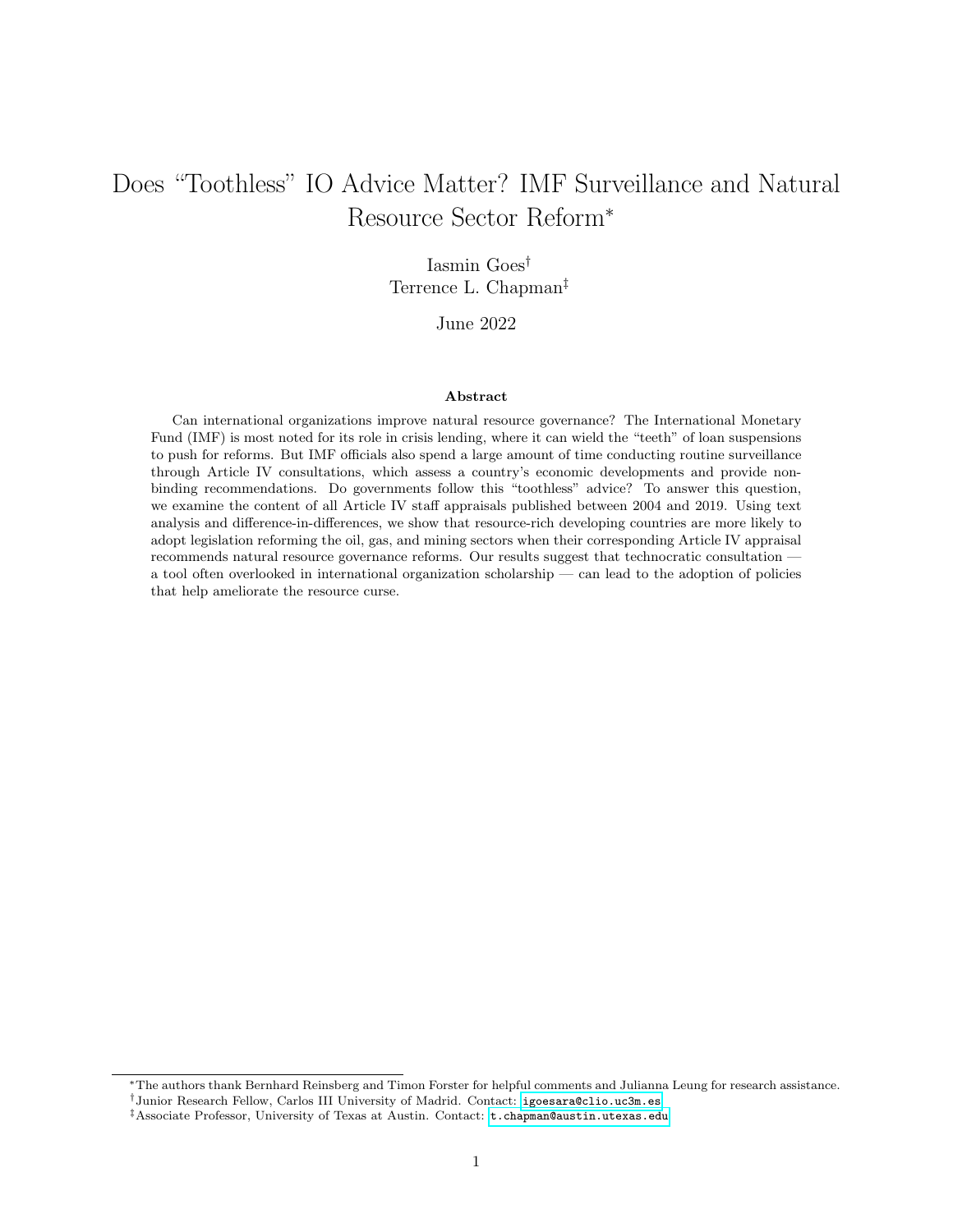# Does "Toothless" IO Advice Matter? IMF Surveillance and Natural Resource Sector Reform*

Iasmin Goes†

Terrence L. Chapman‡

June 2022

### Abstract

Can international organizations improve natural resource governance? The International Monetary Fund (IMF) is most noted for its role in crisis lending, where it can wield the "teeth" of loan suspensions to push for reforms. But IMF officials also spend a large amount of time conducting routine surveillance through Article IV consultations, which assess a country's economic developments and provide non-binding recommendations. Do governments follow this "toothless" advice? To answer this question, we examine the content of all Article IV staff appraisals published between 2004 and 2019. Using text analysis and difference-in-differences, we show that resource-rich developing countries are more likely to adopt legislation reforming the oil, gas, and mining sectors when their corresponding Article IV appraisal recommends natural resource governance reforms. Our results suggest that technocratic consultation — a tool often overlooked in international organization scholarship — can lead to the adoption of policies that help ameliorate the resource curse.

---

*The authors thank Bernhard Reinsberg and Timon Forster for helpful comments and Julianna Leung for research assistance.

†Junior Research Fellow, Carlos III University of Madrid. Contact: igoesara@clio.uc3m.es

‡Associate Professor, University of Texas at Austin. Contact: t.chapman@austin.utexas.edu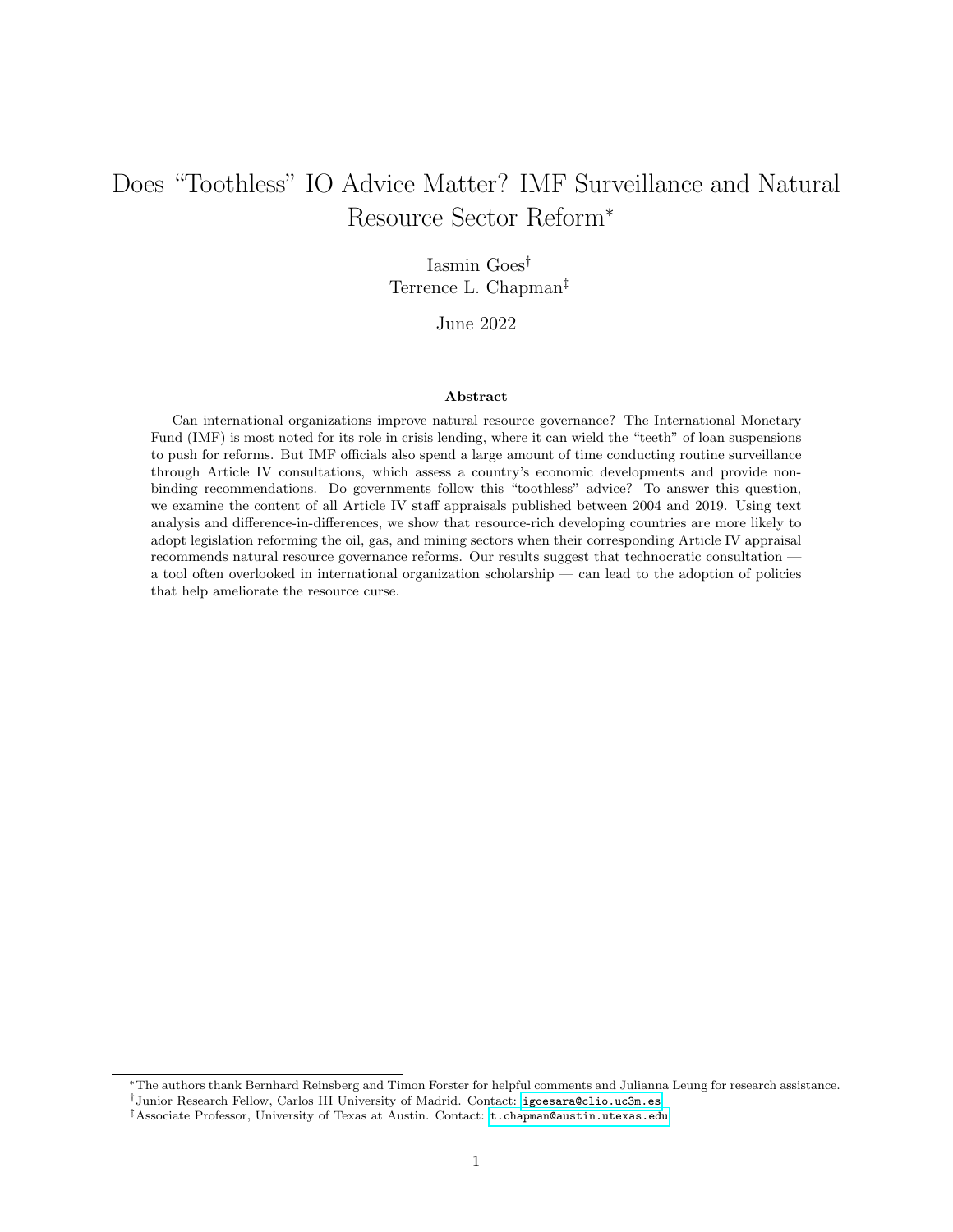# Does "Toothless" IO Advice Matter? IMF Surveillance and Natural Resource Sector Reform*

Iasmin Goes[†]
Terrence L. Chapman[‡]

June 2022

### Abstract

Can international organizations improve natural resource governance? The International Monetary Fund (IMF) is most noted for its role in crisis lending, where it can wield the "teeth" of loan suspensions to push for reforms. But IMF officials also spend a large amount of time conducting routine surveillance through Article IV consultations, which assess a country's economic developments and provide non-binding recommendations. Do governments follow this "toothless" advice? To answer this question, we examine the content of all Article IV staff appraisals published between 2004 and 2019. Using text analysis and difference-in-differences, we show that resource-rich developing countries are more likely to adopt legislation reforming the oil, gas, and mining sectors when their corresponding Article IV appraisal recommends natural resource governance reforms. Our results suggest that technocratic consultation — a tool often overlooked in international organization scholarship — can lead to the adoption of policies that help ameliorate the resource curse.

---

*The authors thank Bernhard Reinsberg and Timon Forster for helpful comments and Julianna Leung for research assistance.

[†]Junior Research Fellow, Carlos III University of Madrid. Contact: igoesara@clio.uc3m.es

[‡]Associate Professor, University of Texas at Austin. Contact: t.chapman@austin.utexas.edu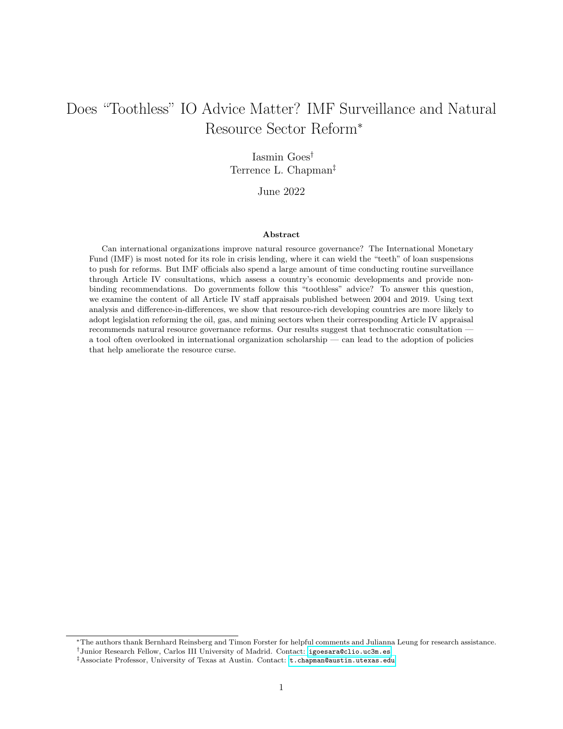# Does "Toothless" IO Advice Matter? IMF Surveillance and Natural Resource Sector Reform*

Iasmin Goes[†]
Terrence L. Chapman[‡]

June 2022

### Abstract

Can international organizations improve natural resource governance? The International Monetary Fund (IMF) is most noted for its role in crisis lending, where it can wield the "teeth" of loan suspensions to push for reforms. But IMF officials also spend a large amount of time conducting routine surveillance through Article IV consultations, which assess a country's economic developments and provide non-binding recommendations. Do governments follow this "toothless" advice? To answer this question, we examine the content of all Article IV staff appraisals published between 2004 and 2019. Using text analysis and difference-in-differences, we show that resource-rich developing countries are more likely to adopt legislation reforming the oil, gas, and mining sectors when their corresponding Article IV appraisal recommends natural resource governance reforms. Our results suggest that technocratic consultation — a tool often overlooked in international organization scholarship — can lead to the adoption of policies that help ameliorate the resource curse.

---

*The authors thank Bernhard Reinsberg and Timon Forster for helpful comments and Julianna Leung for research assistance.

[†]Junior Research Fellow, Carlos III University of Madrid. Contact: igoesara@clio.uc3m.es

[‡]Associate Professor, University of Texas at Austin. Contact: t.chapman@austin.utexas.edu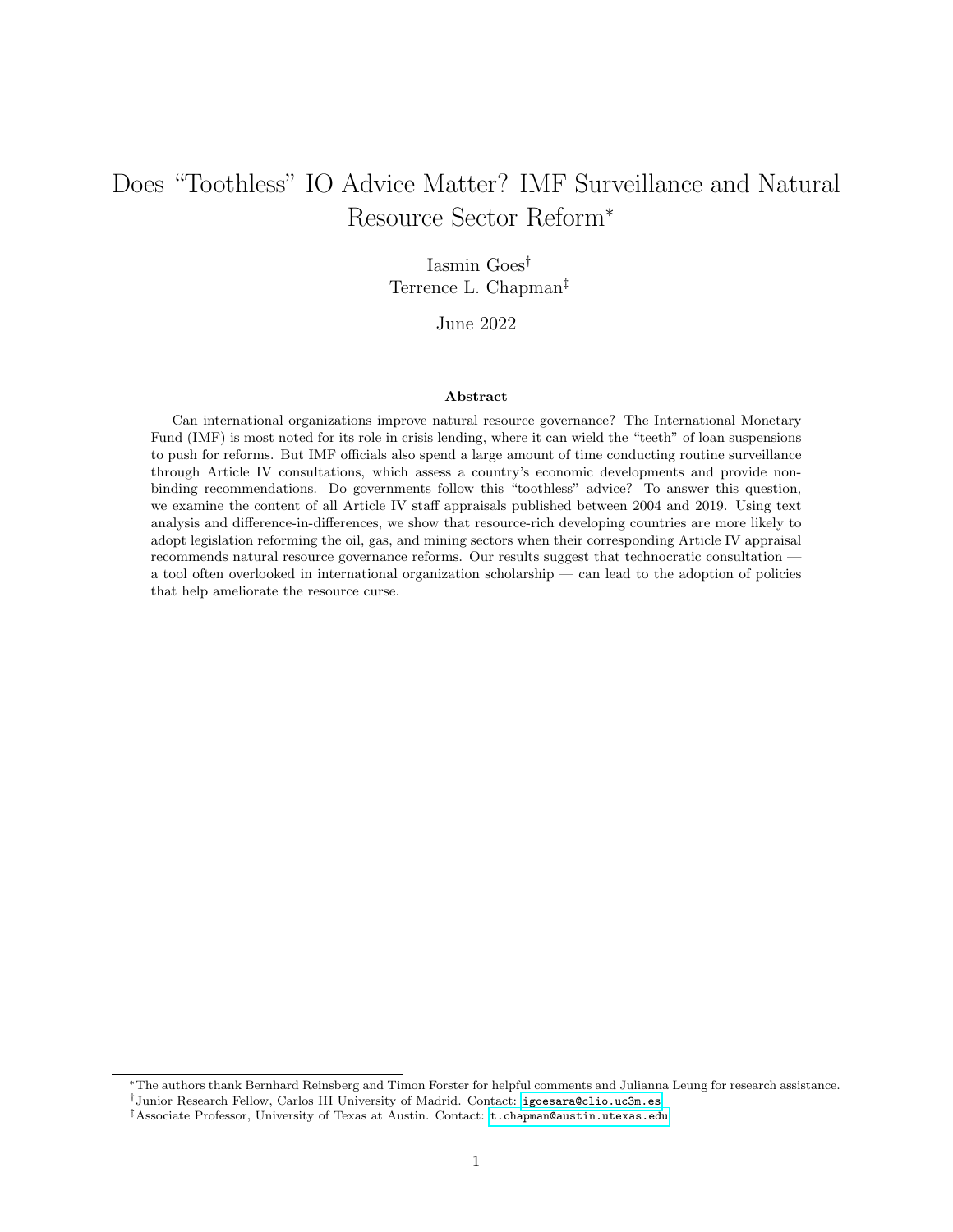# Does "Toothless" IO Advice Matter? IMF Surveillance and Natural Resource Sector Reform[*]

Iasmin Goes[†]
Terrence L. Chapman[‡]

June 2022

### Abstract

Can international organizations improve natural resource governance? The International Monetary Fund (IMF) is most noted for its role in crisis lending, where it can wield the "teeth" of loan suspensions to push for reforms. But IMF officials also spend a large amount of time conducting routine surveillance through Article IV consultations, which assess a country's economic developments and provide non-binding recommendations. Do governments follow this "toothless" advice? To answer this question, we examine the content of all Article IV staff appraisals published between 2004 and 2019. Using text analysis and difference-in-differences, we show that resource-rich developing countries are more likely to adopt legislation reforming the oil, gas, and mining sectors when their corresponding Article IV appraisal recommends natural resource governance reforms. Our results suggest that technocratic consultation — a tool often overlooked in international organization scholarship — can lead to the adoption of policies that help ameliorate the resource curse.

---

[*]The authors thank Bernhard Reinsberg and Timon Forster for helpful comments and Julianna Leung for research assistance.

[†]Junior Research Fellow, Carlos III University of Madrid. Contact: igoesara@clio.uc3m.es

[‡]Associate Professor, University of Texas at Austin. Contact: t.chapman@austin.utexas.edu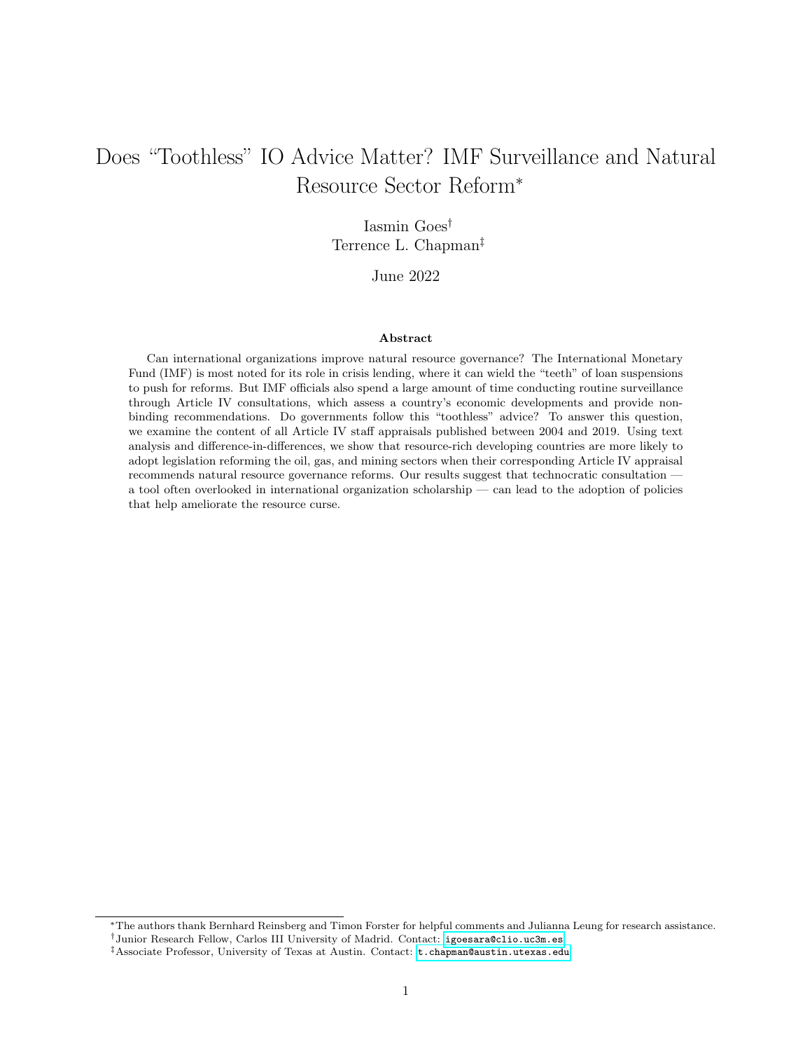# Does "Toothless" IO Advice Matter? IMF Surveillance and Natural Resource Sector Reform*

Iasmin Goes†

Terrence L. Chapman‡

June 2022

### Abstract

Can international organizations improve natural resource governance? The International Monetary Fund (IMF) is most noted for its role in crisis lending, where it can wield the "teeth" of loan suspensions to push for reforms. But IMF officials also spend a large amount of time conducting routine surveillance through Article IV consultations, which assess a country's economic developments and provide non-binding recommendations. Do governments follow this "toothless" advice? To answer this question, we examine the content of all Article IV staff appraisals published between 2004 and 2019. Using text analysis and difference-in-differences, we show that resource-rich developing countries are more likely to adopt legislation reforming the oil, gas, and mining sectors when their corresponding Article IV appraisal recommends natural resource governance reforms. Our results suggest that technocratic consultation — a tool often overlooked in international organization scholarship — can lead to the adoption of policies that help ameliorate the resource curse.

---

*The authors thank Bernhard Reinsberg and Timon Forster for helpful comments and Julianna Leung for research assistance.

†Junior Research Fellow, Carlos III University of Madrid. Contact: igoesara@clio.uc3m.es

‡Associate Professor, University of Texas at Austin. Contact: t.chapman@austin.utexas.edu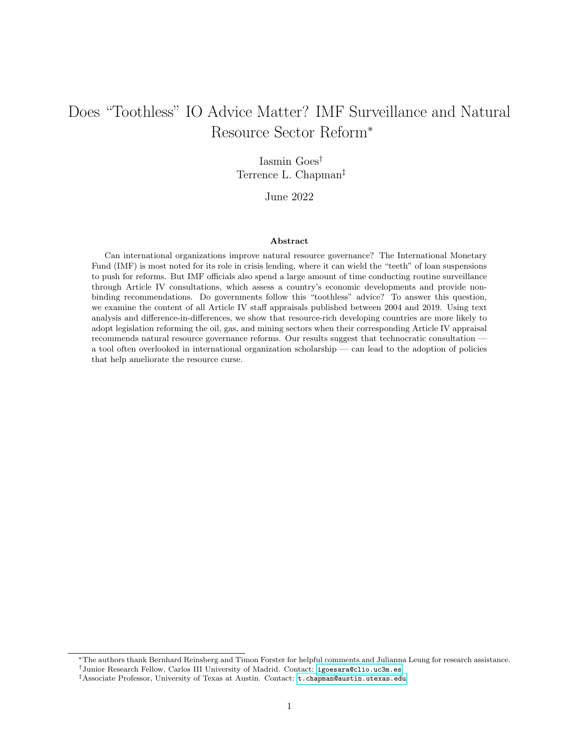# Does "Toothless" IO Advice Matter? IMF Surveillance and Natural Resource Sector Reform*

Iasmin Goes†

Terrence L. Chapman‡

June 2022

### Abstract

Can international organizations improve natural resource governance? The International Monetary Fund (IMF) is most noted for its role in crisis lending, where it can wield the "teeth" of loan suspensions to push for reforms. But IMF officials also spend a large amount of time conducting routine surveillance through Article IV consultations, which assess a country's economic developments and provide non-binding recommendations. Do governments follow this "toothless" advice? To answer this question, we examine the content of all Article IV staff appraisals published between 2004 and 2019. Using text analysis and difference-in-differences, we show that resource-rich developing countries are more likely to adopt legislation reforming the oil, gas, and mining sectors when their corresponding Article IV appraisal recommends natural resource governance reforms. Our results suggest that technocratic consultation — a tool often overlooked in international organization scholarship — can lead to the adoption of policies that help ameliorate the resource curse.

---

*The authors thank Bernhard Reinsberg and Timon Forster for helpful comments and Julianna Leung for research assistance.

†Junior Research Fellow, Carlos III University of Madrid. Contact: igoesara@clio.uc3m.es

‡Associate Professor, University of Texas at Austin. Contact: t.chapman@austin.utexas.edu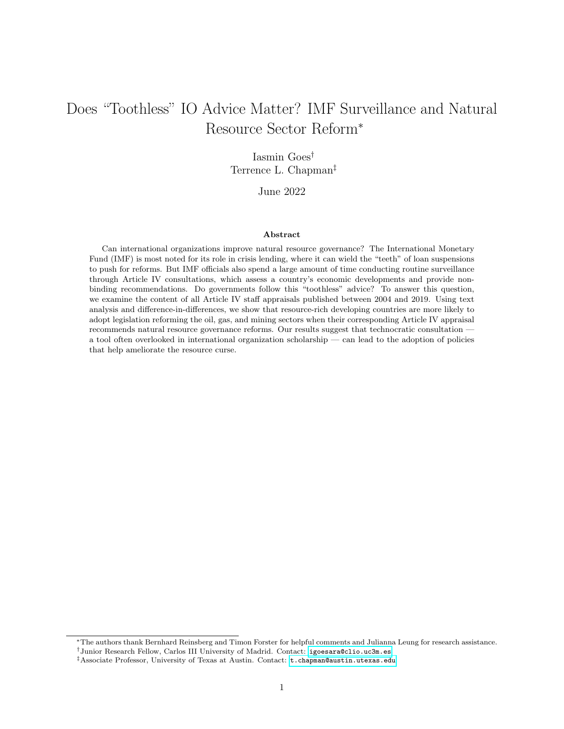# Does "Toothless" IO Advice Matter? IMF Surveillance and Natural Resource Sector Reform*

Iasmin Goes†

Terrence L. Chapman‡

June 2022

### Abstract

Can international organizations improve natural resource governance? The International Monetary Fund (IMF) is most noted for its role in crisis lending, where it can wield the "teeth" of loan suspensions to push for reforms. But IMF officials also spend a large amount of time conducting routine surveillance through Article IV consultations, which assess a country's economic developments and provide non-binding recommendations. Do governments follow this "toothless" advice? To answer this question, we examine the content of all Article IV staff appraisals published between 2004 and 2019. Using text analysis and difference-in-differences, we show that resource-rich developing countries are more likely to adopt legislation reforming the oil, gas, and mining sectors when their corresponding Article IV appraisal recommends natural resource governance reforms. Our results suggest that technocratic consultation — a tool often overlooked in international organization scholarship — can lead to the adoption of policies that help ameliorate the resource curse.

---

*The authors thank Bernhard Reinsberg and Timon Forster for helpful comments and Julianna Leung for research assistance.

†Junior Research Fellow, Carlos III University of Madrid. Contact: igoesara@clio.uc3m.es

‡Associate Professor, University of Texas at Austin. Contact: t.chapman@austin.utexas.edu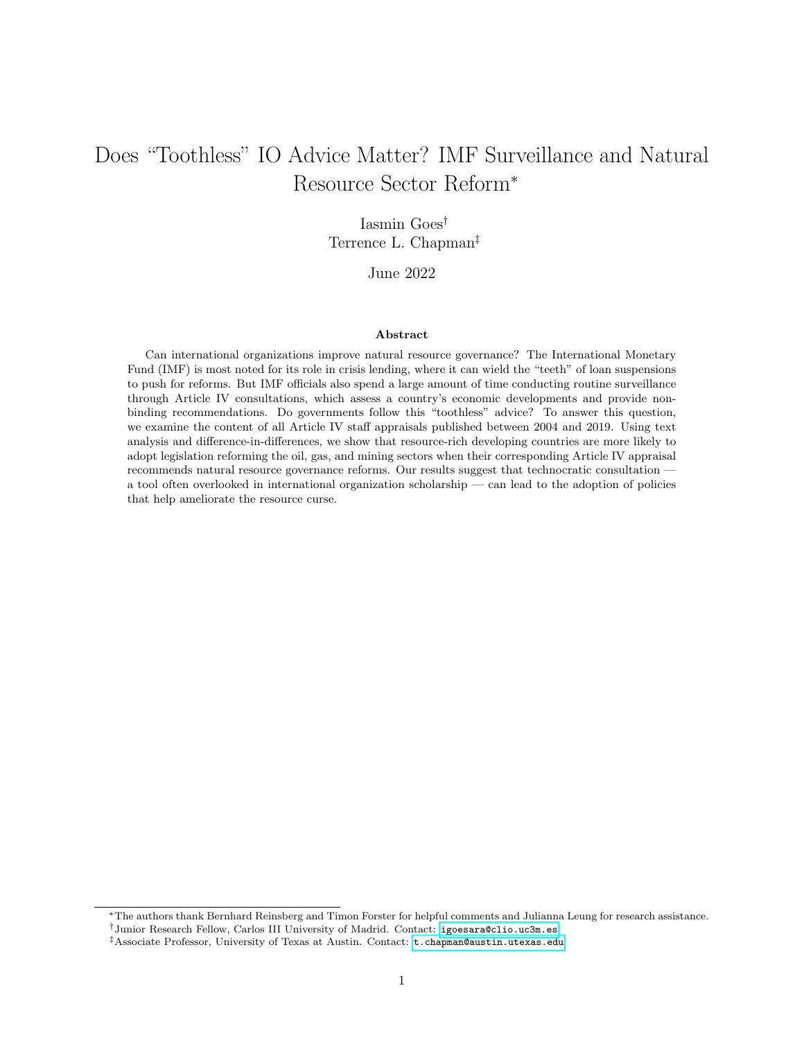# Does "Toothless" IO Advice Matter? IMF Surveillance and Natural Resource Sector Reform*

Iasmin Goes†
Terrence L. Chapman‡

June 2022

### Abstract

Can international organizations improve natural resource governance? The International Monetary Fund (IMF) is most noted for its role in crisis lending, where it can wield the "teeth" of loan suspensions to push for reforms. But IMF officials also spend a large amount of time conducting routine surveillance through Article IV consultations, which assess a country's economic developments and provide non-binding recommendations. Do governments follow this "toothless" advice? To answer this question, we examine the content of all Article IV staff appraisals published between 2004 and 2019. Using text analysis and difference-in-differences, we show that resource-rich developing countries are more likely to adopt legislation reforming the oil, gas, and mining sectors when their corresponding Article IV appraisal recommends natural resource governance reforms. Our results suggest that technocratic consultation — a tool often overlooked in international organization scholarship — can lead to the adoption of policies that help ameliorate the resource curse.

---

*The authors thank Bernhard Reinsberg and Timon Forster for helpful comments and Julianna Leung for research assistance.

†Junior Research Fellow, Carlos III University of Madrid. Contact: igoesara@clio.uc3m.es

‡Associate Professor, University of Texas at Austin. Contact: t.chapman@austin.utexas.edu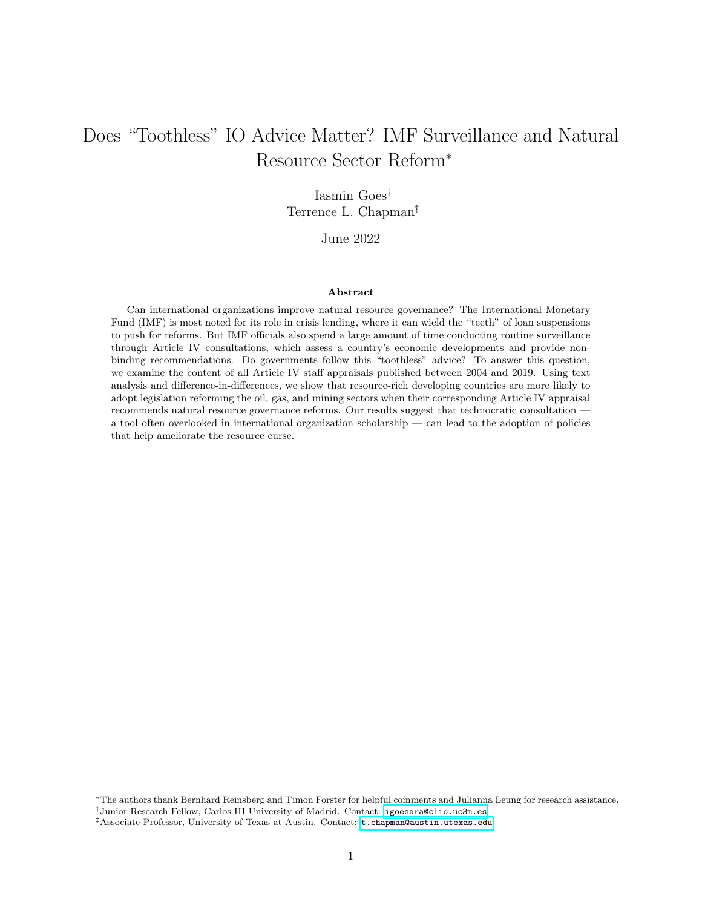# Does "Toothless" IO Advice Matter? IMF Surveillance and Natural Resource Sector Reform*

Iasmin Goes[†]

Terrence L. Chapman[‡]

June 2022

### Abstract

Can international organizations improve natural resource governance? The International Monetary Fund (IMF) is most noted for its role in crisis lending, where it can wield the "teeth" of loan suspensions to push for reforms. But IMF officials also spend a large amount of time conducting routine surveillance through Article IV consultations, which assess a country's economic developments and provide non-binding recommendations. Do governments follow this "toothless" advice? To answer this question, we examine the content of all Article IV staff appraisals published between 2004 and 2019. Using text analysis and difference-in-differences, we show that resource-rich developing countries are more likely to adopt legislation reforming the oil, gas, and mining sectors when their corresponding Article IV appraisal recommends natural resource governance reforms. Our results suggest that technocratic consultation — a tool often overlooked in international organization scholarship — can lead to the adoption of policies that help ameliorate the resource curse.

---

*The authors thank Bernhard Reinsberg and Timon Forster for helpful comments and Julianna Leung for research assistance.

[†]Junior Research Fellow, Carlos III University of Madrid. Contact: igoesara@clio.uc3m.es

[‡]Associate Professor, University of Texas at Austin. Contact: t.chapman@austin.utexas.edu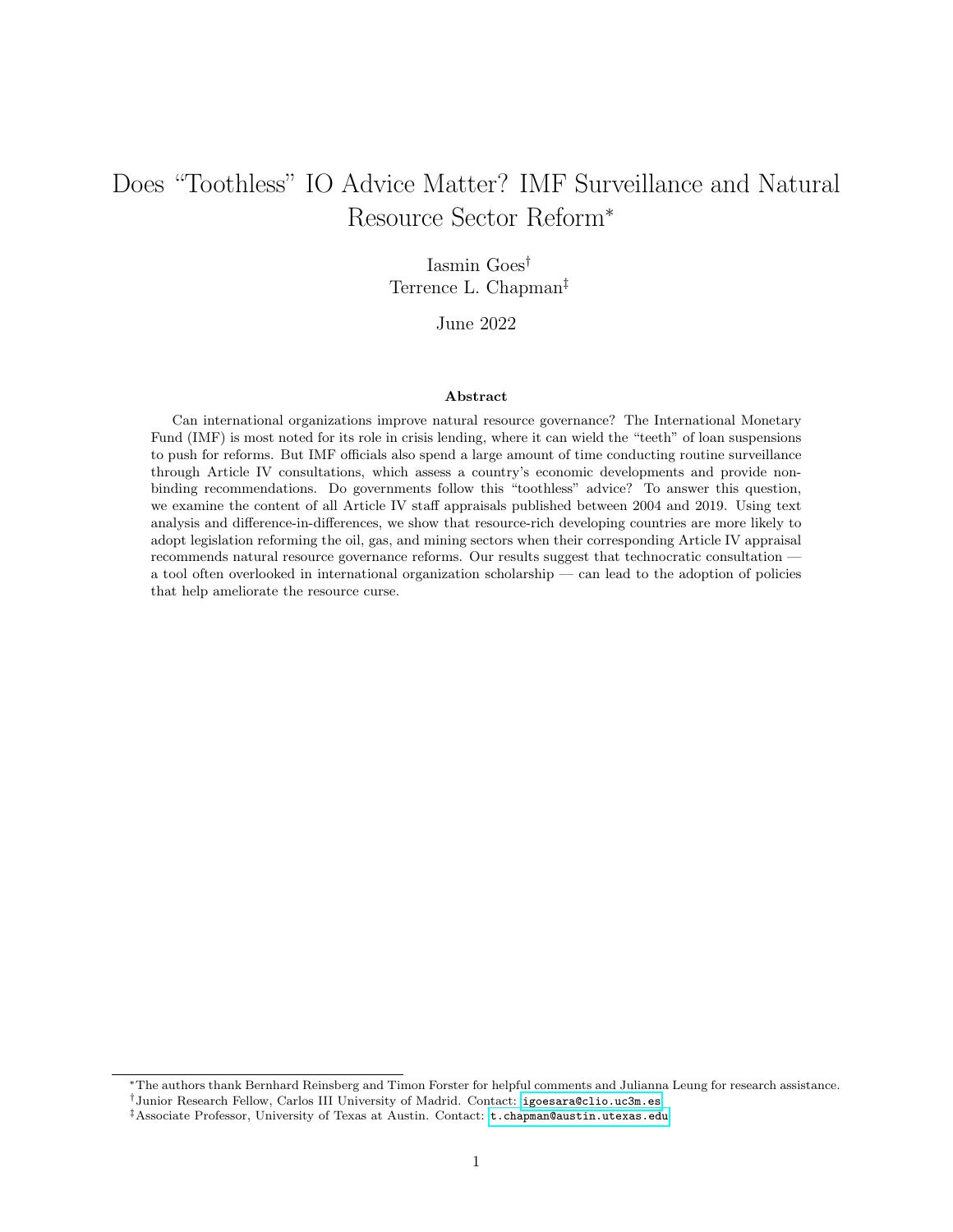# Does "Toothless" IO Advice Matter? IMF Surveillance and Natural Resource Sector Reform*

Iasmin Goes†
Terrence L. Chapman‡

June 2022

### Abstract

Can international organizations improve natural resource governance? The International Monetary Fund (IMF) is most noted for its role in crisis lending, where it can wield the "teeth" of loan suspensions to push for reforms. But IMF officials also spend a large amount of time conducting routine surveillance through Article IV consultations, which assess a country's economic developments and provide non-binding recommendations. Do governments follow this "toothless" advice? To answer this question, we examine the content of all Article IV staff appraisals published between 2004 and 2019. Using text analysis and difference-in-differences, we show that resource-rich developing countries are more likely to adopt legislation reforming the oil, gas, and mining sectors when their corresponding Article IV appraisal recommends natural resource governance reforms. Our results suggest that technocratic consultation — a tool often overlooked in international organization scholarship — can lead to the adoption of policies that help ameliorate the resource curse.

---

*The authors thank Bernhard Reinsberg and Timon Forster for helpful comments and Julianna Leung for research assistance.

†Junior Research Fellow, Carlos III University of Madrid. Contact: igoesara@clio.uc3m.es

‡Associate Professor, University of Texas at Austin. Contact: t.chapman@austin.utexas.edu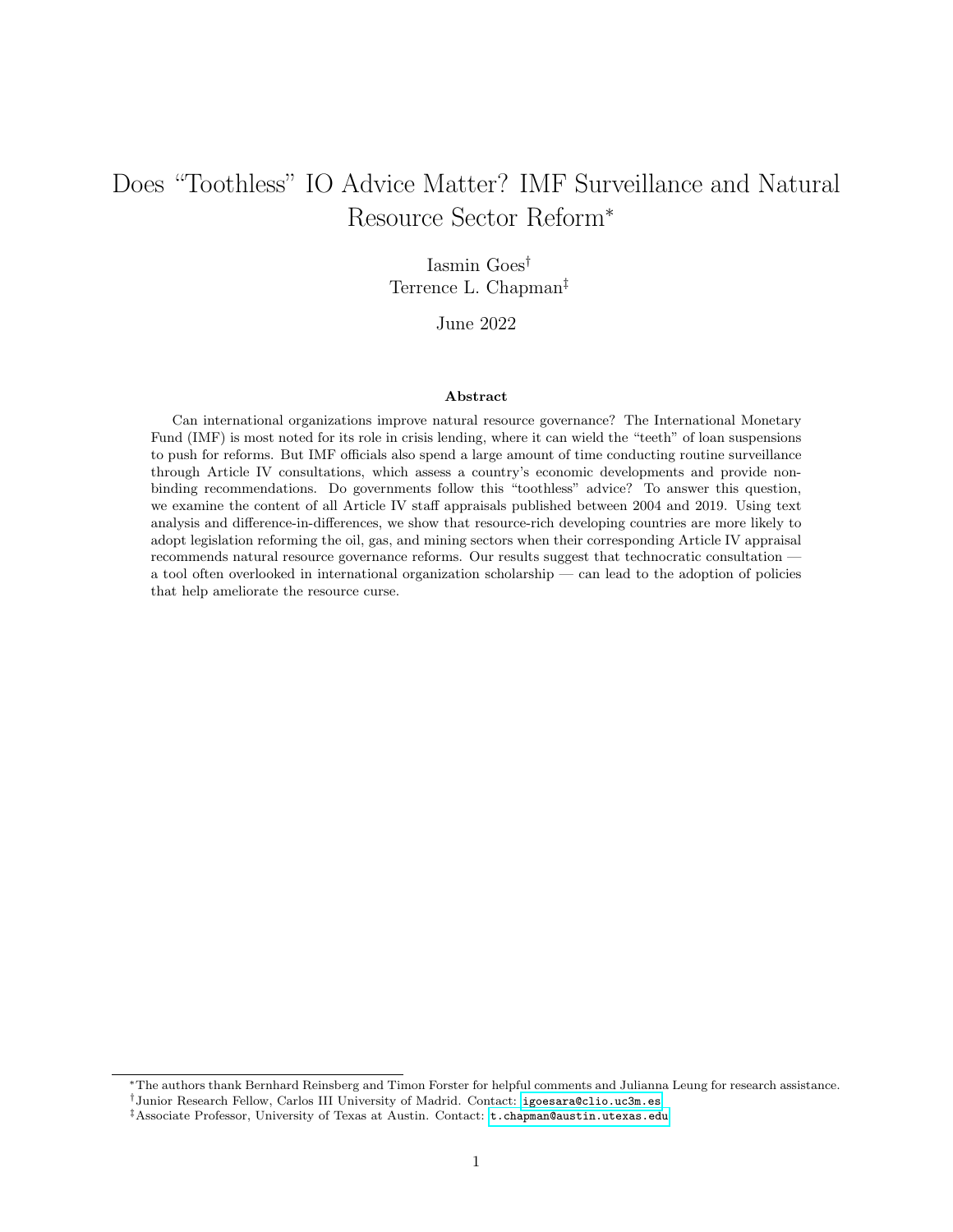# Does "Toothless" IO Advice Matter? IMF Surveillance and Natural Resource Sector Reform*

Iasmin Goes[†]
Terrence L. Chapman[‡]

June 2022

### Abstract

Can international organizations improve natural resource governance? The International Monetary Fund (IMF) is most noted for its role in crisis lending, where it can wield the "teeth" of loan suspensions to push for reforms. But IMF officials also spend a large amount of time conducting routine surveillance through Article IV consultations, which assess a country's economic developments and provide non-binding recommendations. Do governments follow this "toothless" advice? To answer this question, we examine the content of all Article IV staff appraisals published between 2004 and 2019. Using text analysis and difference-in-differences, we show that resource-rich developing countries are more likely to adopt legislation reforming the oil, gas, and mining sectors when their corresponding Article IV appraisal recommends natural resource governance reforms. Our results suggest that technocratic consultation — a tool often overlooked in international organization scholarship — can lead to the adoption of policies that help ameliorate the resource curse.

---

*The authors thank Bernhard Reinsberg and Timon Forster for helpful comments and Julianna Leung for research assistance.

[†]Junior Research Fellow, Carlos III University of Madrid. Contact: igoesara@clio.uc3m.es

[‡]Associate Professor, University of Texas at Austin. Contact: t.chapman@austin.utexas.edu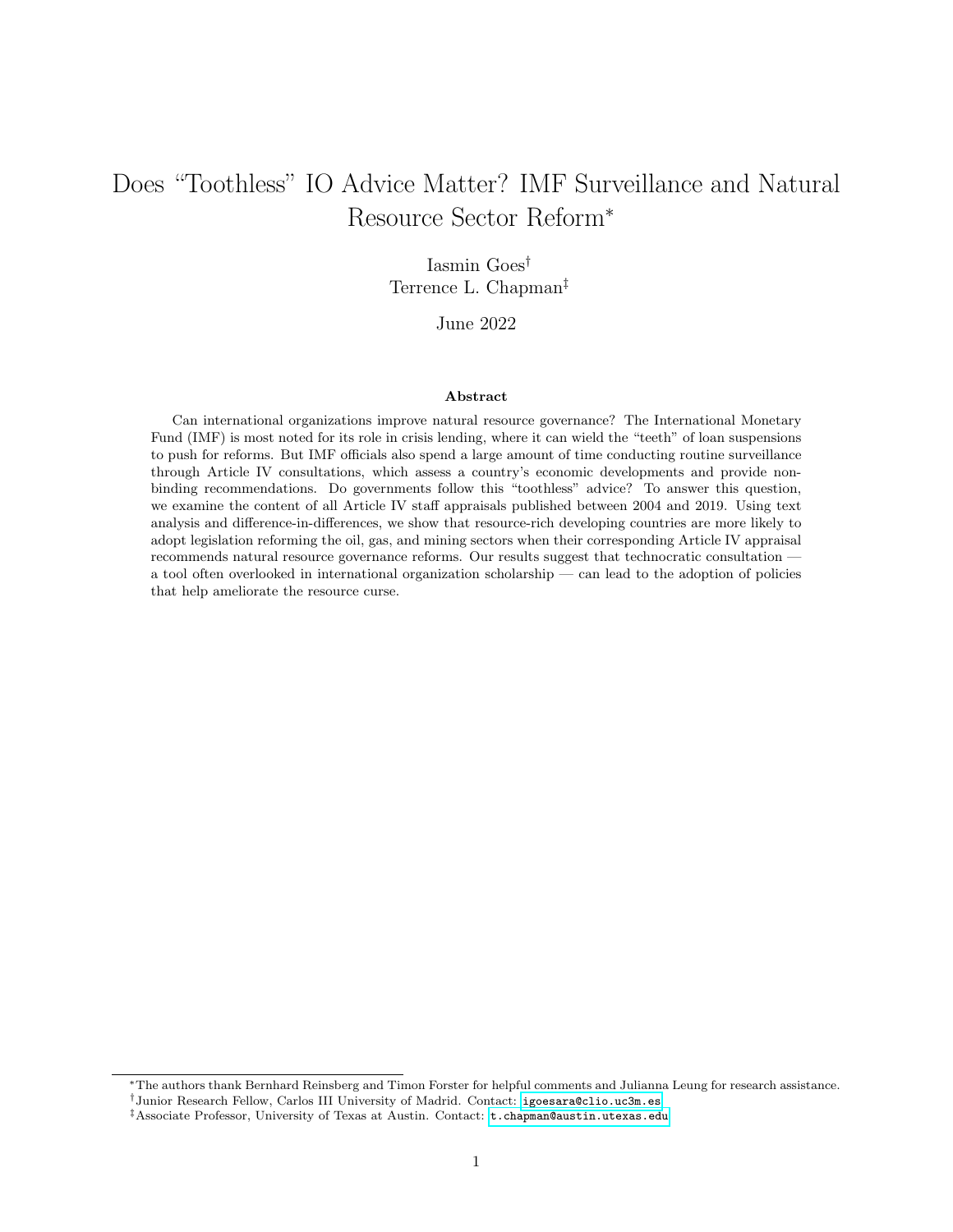# Does "Toothless" IO Advice Matter? IMF Surveillance and Natural Resource Sector Reform*

Iasmin Goes†

Terrence L. Chapman‡

June 2022

### Abstract

Can international organizations improve natural resource governance? The International Monetary Fund (IMF) is most noted for its role in crisis lending, where it can wield the "teeth" of loan suspensions to push for reforms. But IMF officials also spend a large amount of time conducting routine surveillance through Article IV consultations, which assess a country's economic developments and provide non-binding recommendations. Do governments follow this "toothless" advice? To answer this question, we examine the content of all Article IV staff appraisals published between 2004 and 2019. Using text analysis and difference-in-differences, we show that resource-rich developing countries are more likely to adopt legislation reforming the oil, gas, and mining sectors when their corresponding Article IV appraisal recommends natural resource governance reforms. Our results suggest that technocratic consultation — a tool often overlooked in international organization scholarship — can lead to the adoption of policies that help ameliorate the resource curse.

---

*The authors thank Bernhard Reinsberg and Timon Forster for helpful comments and Julianna Leung for research assistance.

†Junior Research Fellow, Carlos III University of Madrid. Contact: igoesara@clio.uc3m.es

‡Associate Professor, University of Texas at Austin. Contact: t.chapman@austin.utexas.edu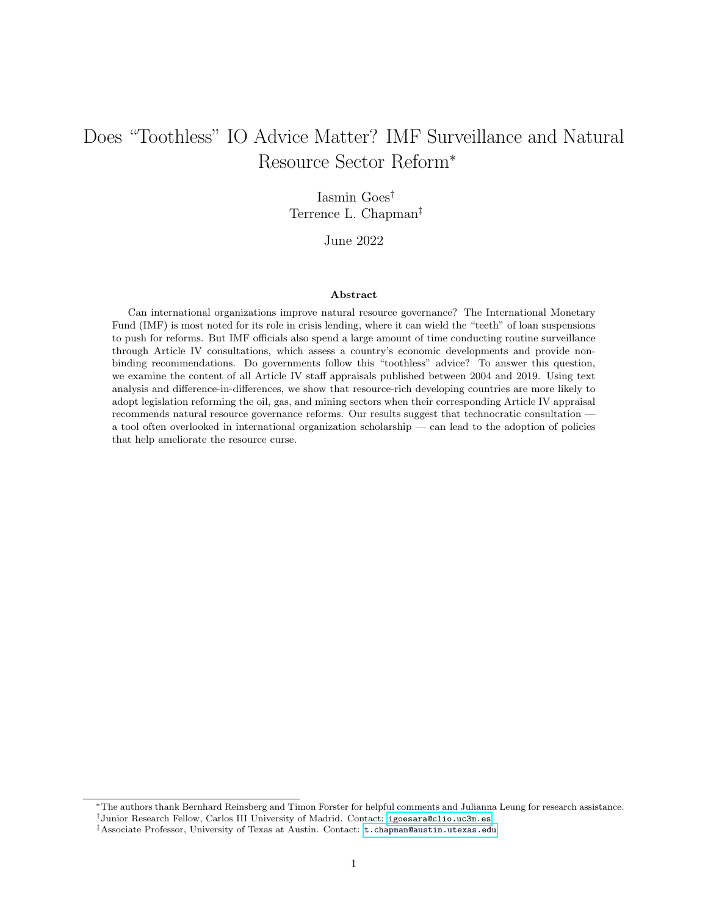# Does "Toothless" IO Advice Matter? IMF Surveillance and Natural Resource Sector Reform*

Iasmin Goes†

Terrence L. Chapman‡

June 2022

### Abstract

Can international organizations improve natural resource governance? The International Monetary Fund (IMF) is most noted for its role in crisis lending, where it can wield the "teeth" of loan suspensions to push for reforms. But IMF officials also spend a large amount of time conducting routine surveillance through Article IV consultations, which assess a country's economic developments and provide non-binding recommendations. Do governments follow this "toothless" advice? To answer this question, we examine the content of all Article IV staff appraisals published between 2004 and 2019. Using text analysis and difference-in-differences, we show that resource-rich developing countries are more likely to adopt legislation reforming the oil, gas, and mining sectors when their corresponding Article IV appraisal recommends natural resource governance reforms. Our results suggest that technocratic consultation — a tool often overlooked in international organization scholarship — can lead to the adoption of policies that help ameliorate the resource curse.

---

*The authors thank Bernhard Reinsberg and Timon Forster for helpful comments and Julianna Leung for research assistance.

†Junior Research Fellow, Carlos III University of Madrid. Contact: igoesara@clio.uc3m.es

‡Associate Professor, University of Texas at Austin. Contact: t.chapman@austin.utexas.edu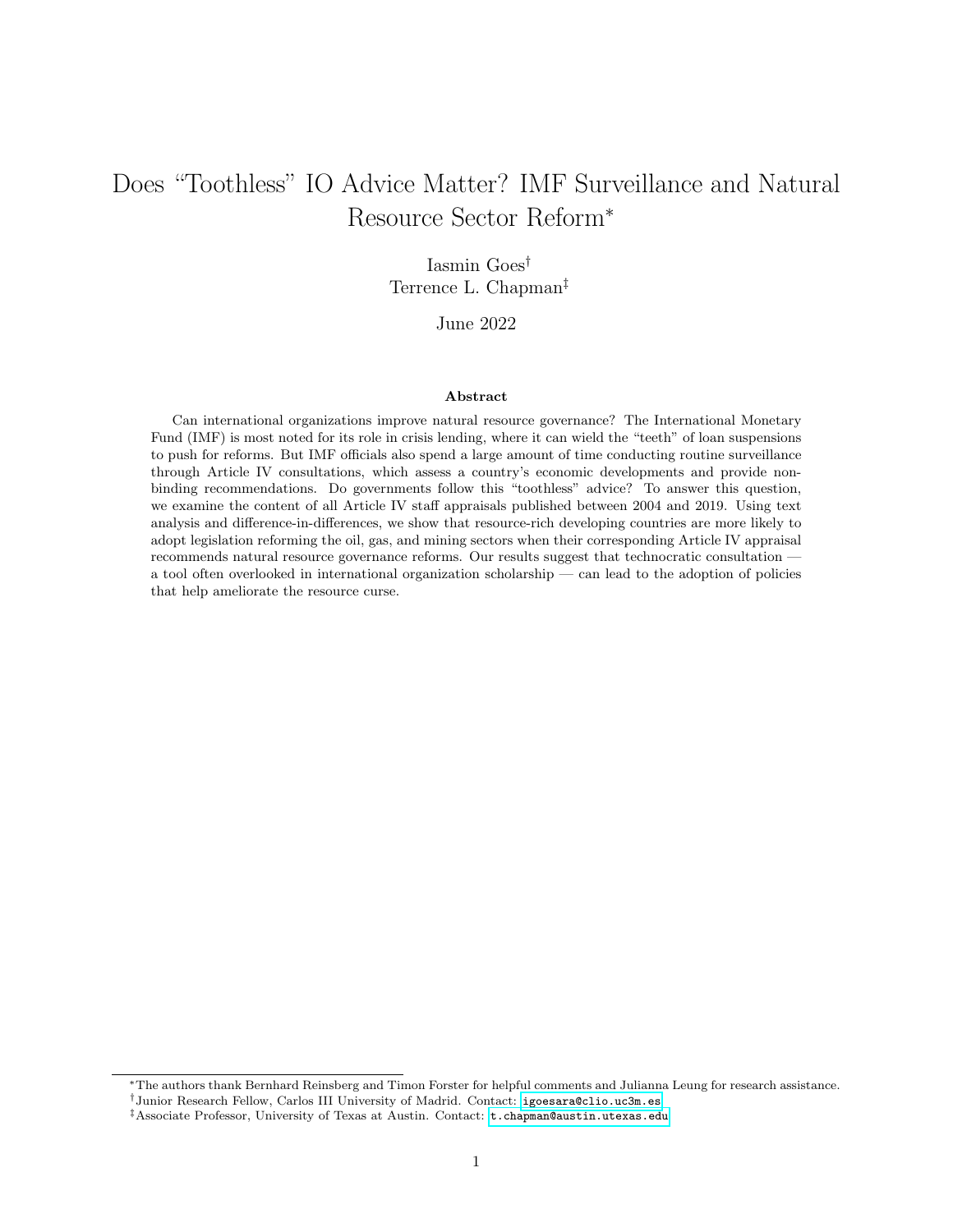# Does "Toothless" IO Advice Matter? IMF Surveillance and Natural Resource Sector Reform*

Iasmin Goes[†]
Terrence L. Chapman[‡]

June 2022

### Abstract

Can international organizations improve natural resource governance? The International Monetary Fund (IMF) is most noted for its role in crisis lending, where it can wield the "teeth" of loan suspensions to push for reforms. But IMF officials also spend a large amount of time conducting routine surveillance through Article IV consultations, which assess a country's economic developments and provide non-binding recommendations. Do governments follow this "toothless" advice? To answer this question, we examine the content of all Article IV staff appraisals published between 2004 and 2019. Using text analysis and difference-in-differences, we show that resource-rich developing countries are more likely to adopt legislation reforming the oil, gas, and mining sectors when their corresponding Article IV appraisal recommends natural resource governance reforms. Our results suggest that technocratic consultation — a tool often overlooked in international organization scholarship — can lead to the adoption of policies that help ameliorate the resource curse.

---

*The authors thank Bernhard Reinsberg and Timon Forster for helpful comments and Julianna Leung for research assistance.

[†]Junior Research Fellow, Carlos III University of Madrid. Contact: igoesara@clio.uc3m.es

[‡]Associate Professor, University of Texas at Austin. Contact: t.chapman@austin.utexas.edu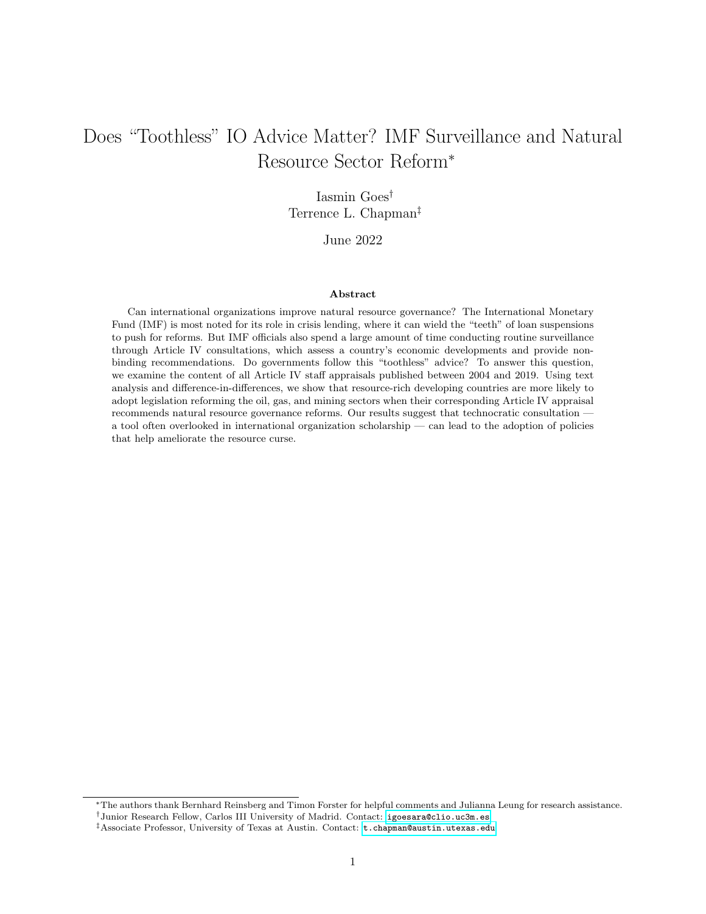# Does "Toothless" IO Advice Matter? IMF Surveillance and Natural Resource Sector Reform*

Iasmin Goes[†]
Terrence L. Chapman[‡]

June 2022

### Abstract

Can international organizations improve natural resource governance? The International Monetary Fund (IMF) is most noted for its role in crisis lending, where it can wield the "teeth" of loan suspensions to push for reforms. But IMF officials also spend a large amount of time conducting routine surveillance through Article IV consultations, which assess a country's economic developments and provide non-binding recommendations. Do governments follow this "toothless" advice? To answer this question, we examine the content of all Article IV staff appraisals published between 2004 and 2019. Using text analysis and difference-in-differences, we show that resource-rich developing countries are more likely to adopt legislation reforming the oil, gas, and mining sectors when their corresponding Article IV appraisal recommends natural resource governance reforms. Our results suggest that technocratic consultation — a tool often overlooked in international organization scholarship — can lead to the adoption of policies that help ameliorate the resource curse.

---

*The authors thank Bernhard Reinsberg and Timon Forster for helpful comments and Julianna Leung for research assistance.

[†]Junior Research Fellow, Carlos III University of Madrid. Contact: igoesara@clio.uc3m.es

[‡]Associate Professor, University of Texas at Austin. Contact: t.chapman@austin.utexas.edu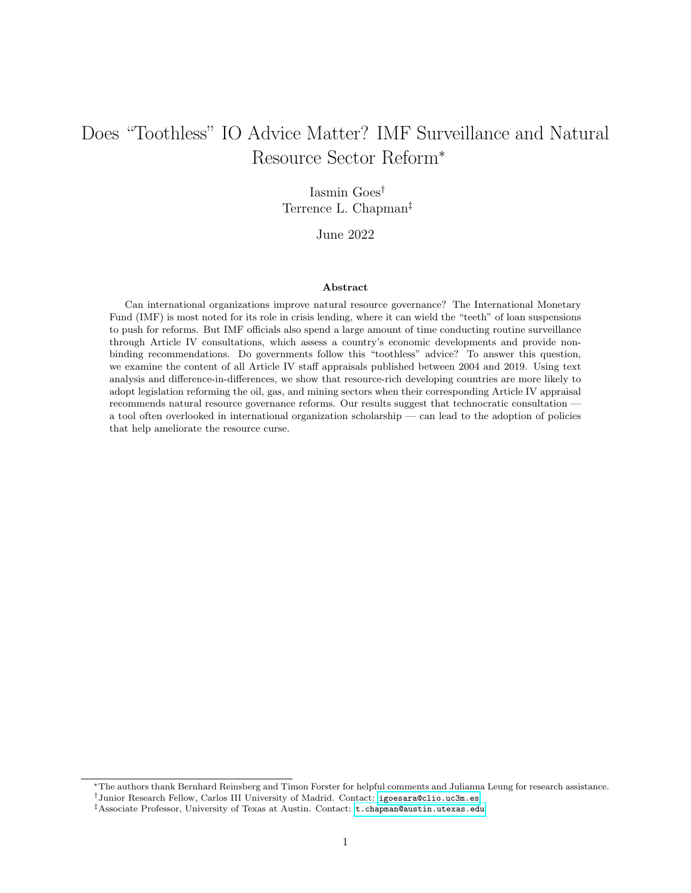# Does "Toothless" IO Advice Matter? IMF Surveillance and Natural Resource Sector Reform*

Iasmin Goes[†]

Terrence L. Chapman[‡]

June 2022

### Abstract

Can international organizations improve natural resource governance? The International Monetary Fund (IMF) is most noted for its role in crisis lending, where it can wield the "teeth" of loan suspensions to push for reforms. But IMF officials also spend a large amount of time conducting routine surveillance through Article IV consultations, which assess a country's economic developments and provide non-binding recommendations. Do governments follow this "toothless" advice? To answer this question, we examine the content of all Article IV staff appraisals published between 2004 and 2019. Using text analysis and difference-in-differences, we show that resource-rich developing countries are more likely to adopt legislation reforming the oil, gas, and mining sectors when their corresponding Article IV appraisal recommends natural resource governance reforms. Our results suggest that technocratic consultation — a tool often overlooked in international organization scholarship — can lead to the adoption of policies that help ameliorate the resource curse.

---

*The authors thank Bernhard Reinsberg and Timon Forster for helpful comments and Julianna Leung for research assistance.

[†]Junior Research Fellow, Carlos III University of Madrid. Contact: igoesara@clio.uc3m.es

[‡]Associate Professor, University of Texas at Austin. Contact: t.chapman@austin.utexas.edu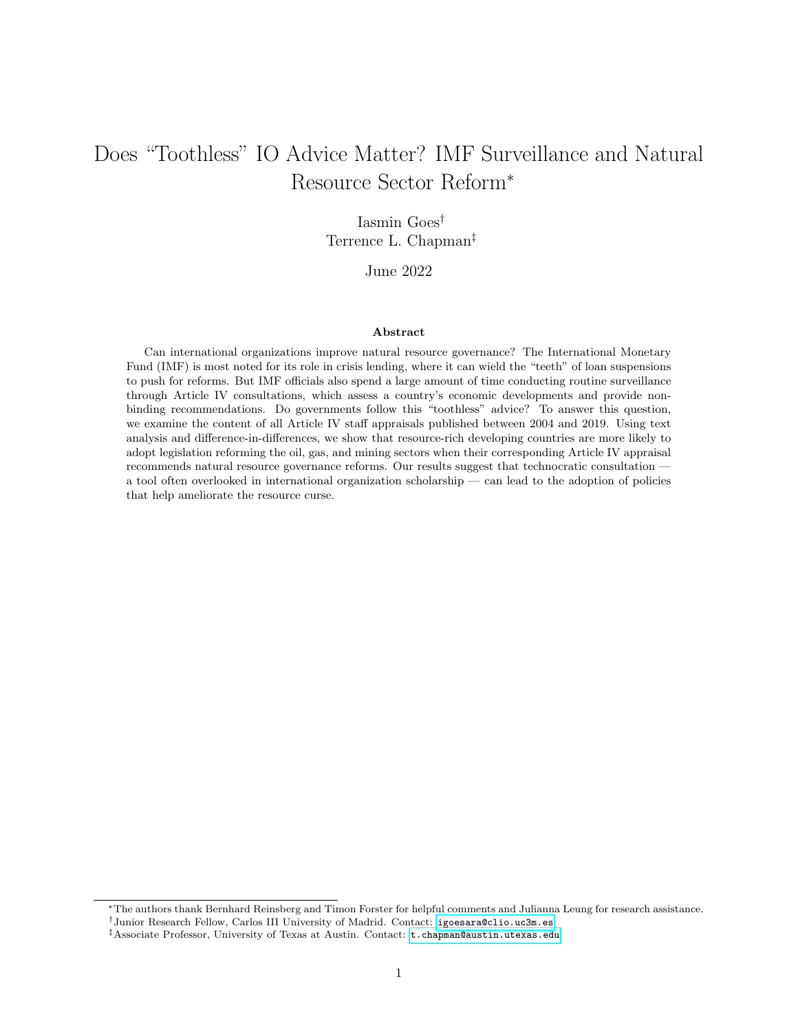# Does “Toothless” IO Advice Matter? IMF Surveillance and Natural Resource Sector Reform*

Iasmin Goes†

Terrence L. Chapman‡

June 2022

### Abstract

Can international organizations improve natural resource governance? The International Monetary Fund (IMF) is most noted for its role in crisis lending, where it can wield the “teeth” of loan suspensions to push for reforms. But IMF officials also spend a large amount of time conducting routine surveillance through Article IV consultations, which assess a country's economic developments and provide non-binding recommendations. Do governments follow this “toothless” advice? To answer this question, we examine the content of all Article IV staff appraisals published between 2004 and 2019. Using text analysis and difference-in-differences, we show that resource-rich developing countries are more likely to adopt legislation reforming the oil, gas, and mining sectors when their corresponding Article IV appraisal recommends natural resource governance reforms. Our results suggest that technocratic consultation — a tool often overlooked in international organization scholarship — can lead to the adoption of policies that help ameliorate the resource curse.

---

*The authors thank Bernhard Reinsberg and Timon Forster for helpful comments and Julianna Leung for research assistance.

†Junior Research Fellow, Carlos III University of Madrid. Contact: igoesara@clio.uc3m.es

‡Associate Professor, University of Texas at Austin. Contact: t.chapman@austin.utexas.edu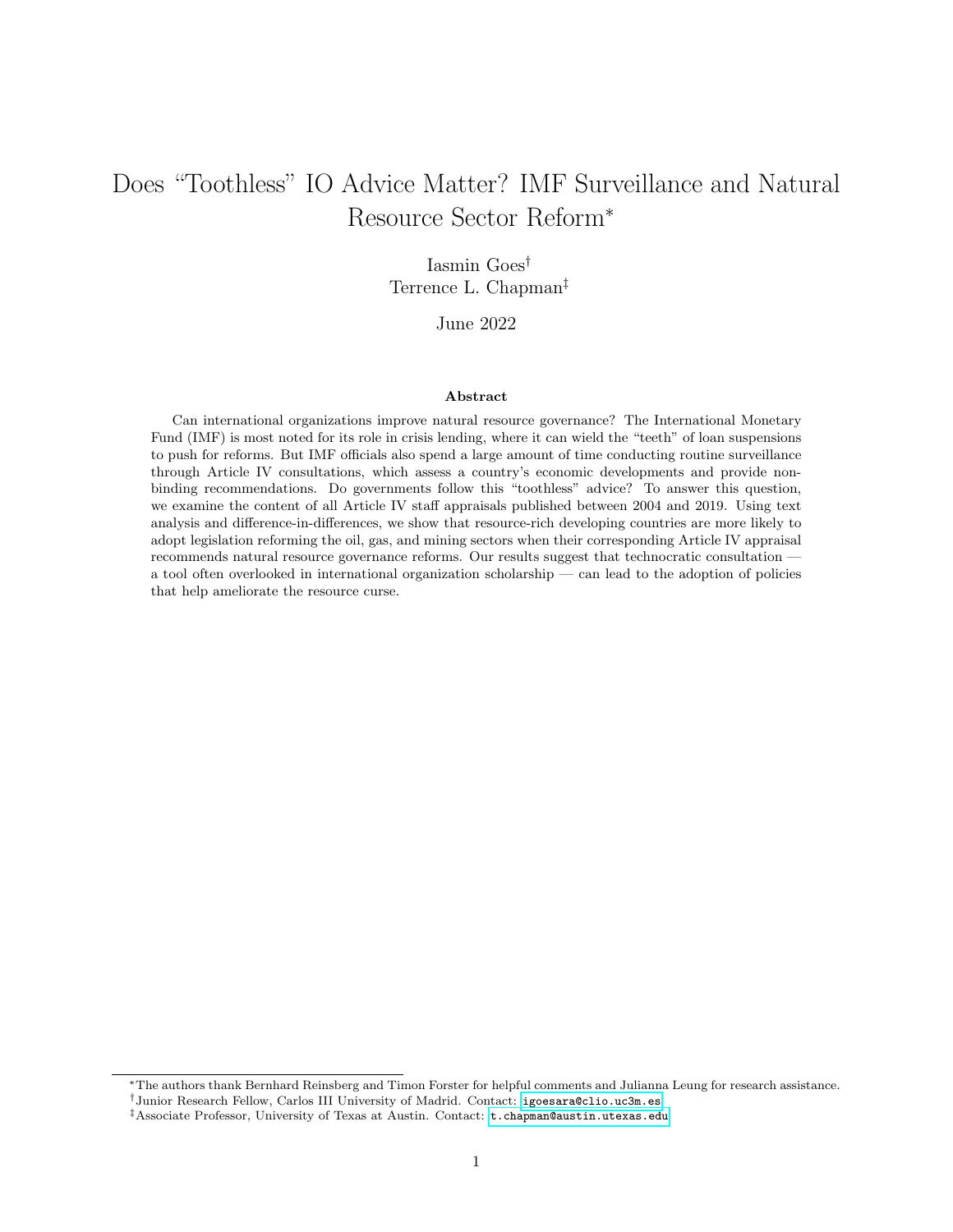# Does "Toothless" IO Advice Matter? IMF Surveillance and Natural Resource Sector Reform*

Iasmin Goes†
Terrence L. Chapman‡

June 2022

**Abstract**

Can international organizations improve natural resource governance? The International Monetary Fund (IMF) is most noted for its role in crisis lending, where it can wield the "teeth" of loan suspensions to push for reforms. But IMF officials also spend a large amount of time conducting routine surveillance through Article IV consultations, which assess a country's economic developments and provide non-binding recommendations. Do governments follow this "toothless" advice? To answer this question, we examine the content of all Article IV staff appraisals published between 2004 and 2019. Using text analysis and difference-in-differences, we show that resource-rich developing countries are more likely to adopt legislation reforming the oil, gas, and mining sectors when their corresponding Article IV appraisal recommends natural resource governance reforms. Our results suggest that technocratic consultation — a tool often overlooked in international organization scholarship — can lead to the adoption of policies that help ameliorate the resource curse.

---

*The authors thank Bernhard Reinsberg and Timon Forster for helpful comments and Julianna Leung for research assistance.

†Junior Research Fellow, Carlos III University of Madrid. Contact: igoesara@clio.uc3m.es

‡Associate Professor, University of Texas at Austin. Contact: t.chapman@austin.utexas.edu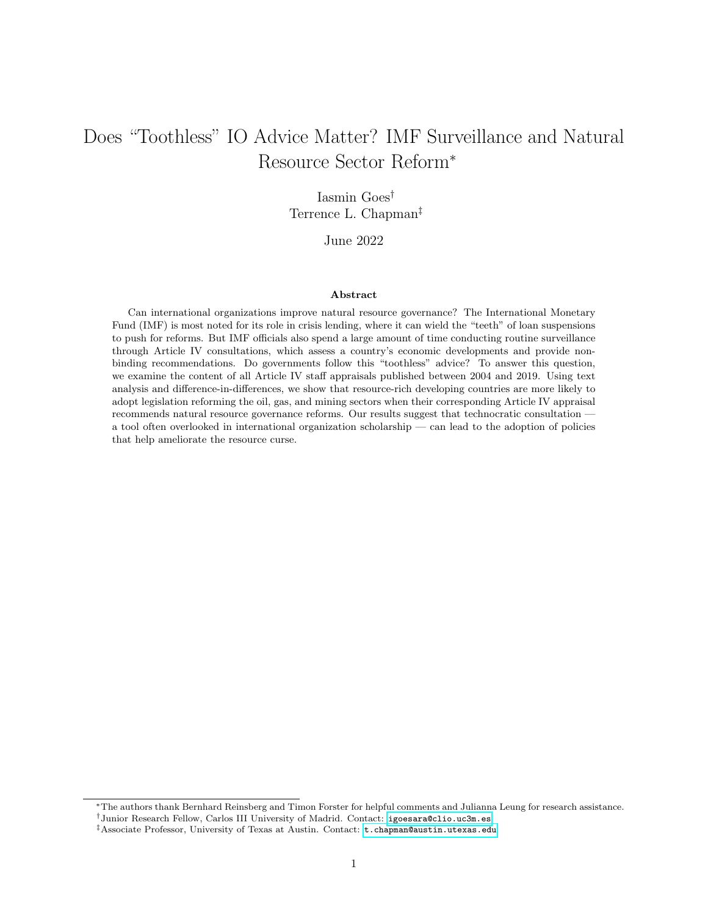# Does "Toothless" IO Advice Matter? IMF Surveillance and Natural Resource Sector Reform*

Iasmin Goes†

Terrence L. Chapman‡

June 2022

### Abstract

Can international organizations improve natural resource governance? The International Monetary Fund (IMF) is most noted for its role in crisis lending, where it can wield the "teeth" of loan suspensions to push for reforms. But IMF officials also spend a large amount of time conducting routine surveillance through Article IV consultations, which assess a country's economic developments and provide non-binding recommendations. Do governments follow this "toothless" advice? To answer this question, we examine the content of all Article IV staff appraisals published between 2004 and 2019. Using text analysis and difference-in-differences, we show that resource-rich developing countries are more likely to adopt legislation reforming the oil, gas, and mining sectors when their corresponding Article IV appraisal recommends natural resource governance reforms. Our results suggest that technocratic consultation — a tool often overlooked in international organization scholarship — can lead to the adoption of policies that help ameliorate the resource curse.

---

*The authors thank Bernhard Reinsberg and Timon Forster for helpful comments and Julianna Leung for research assistance.

†Junior Research Fellow, Carlos III University of Madrid. Contact: igoesara@clio.uc3m.es

‡Associate Professor, University of Texas at Austin. Contact: t.chapman@austin.utexas.edu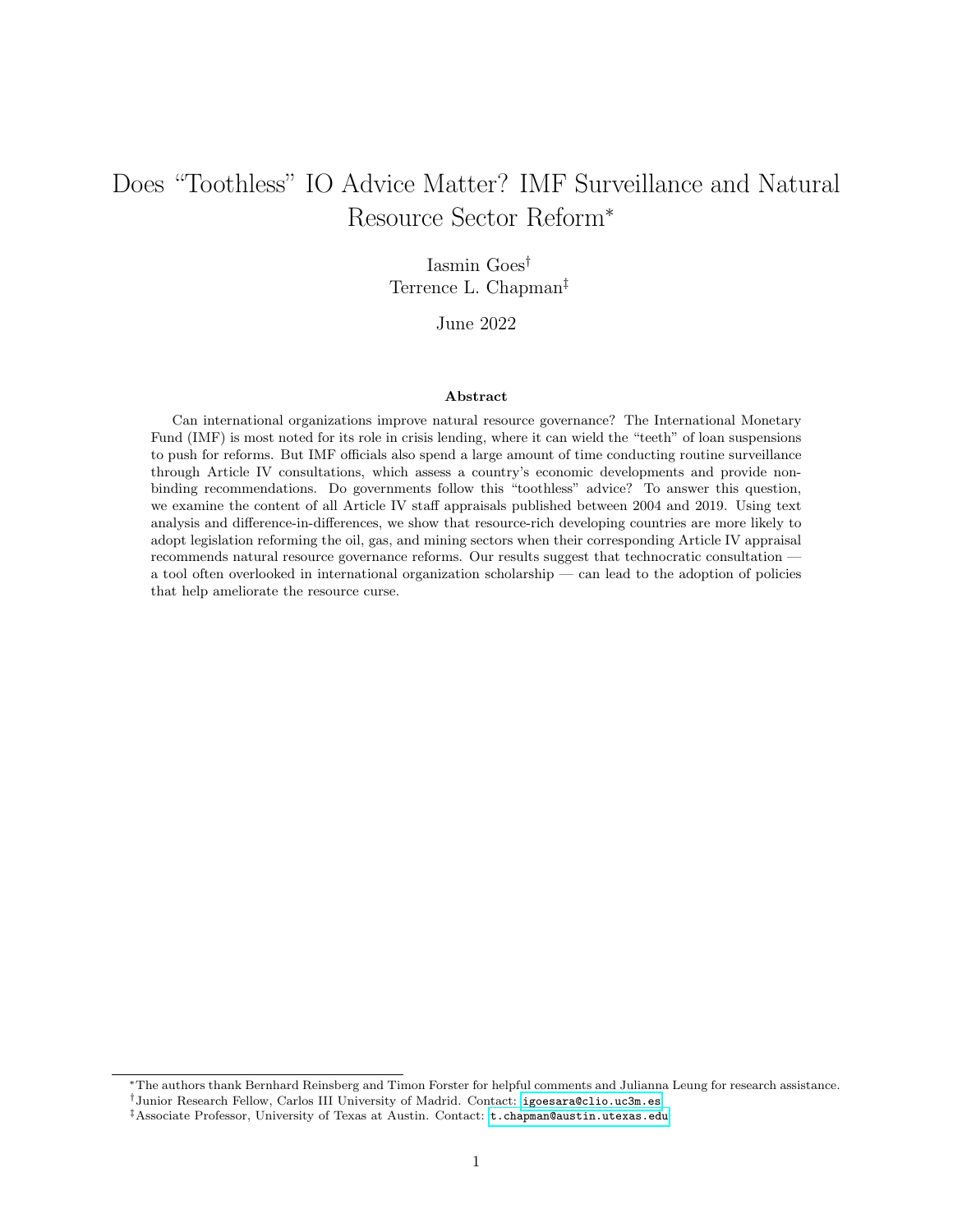# Does "Toothless" IO Advice Matter? IMF Surveillance and Natural Resource Sector Reform*

Iasmin Goes[†]
Terrence L. Chapman[‡]

June 2022

### Abstract

Can international organizations improve natural resource governance? The International Monetary Fund (IMF) is most noted for its role in crisis lending, where it can wield the "teeth" of loan suspensions to push for reforms. But IMF officials also spend a large amount of time conducting routine surveillance through Article IV consultations, which assess a country's economic developments and provide non-binding recommendations. Do governments follow this "toothless" advice? To answer this question, we examine the content of all Article IV staff appraisals published between 2004 and 2019. Using text analysis and difference-in-differences, we show that resource-rich developing countries are more likely to adopt legislation reforming the oil, gas, and mining sectors when their corresponding Article IV appraisal recommends natural resource governance reforms. Our results suggest that technocratic consultation — a tool often overlooked in international organization scholarship — can lead to the adoption of policies that help ameliorate the resource curse.

---

*The authors thank Bernhard Reinsberg and Timon Forster for helpful comments and Julianna Leung for research assistance.

[†]Junior Research Fellow, Carlos III University of Madrid. Contact: igoesara@clio.uc3m.es

[‡]Associate Professor, University of Texas at Austin. Contact: t.chapman@austin.utexas.edu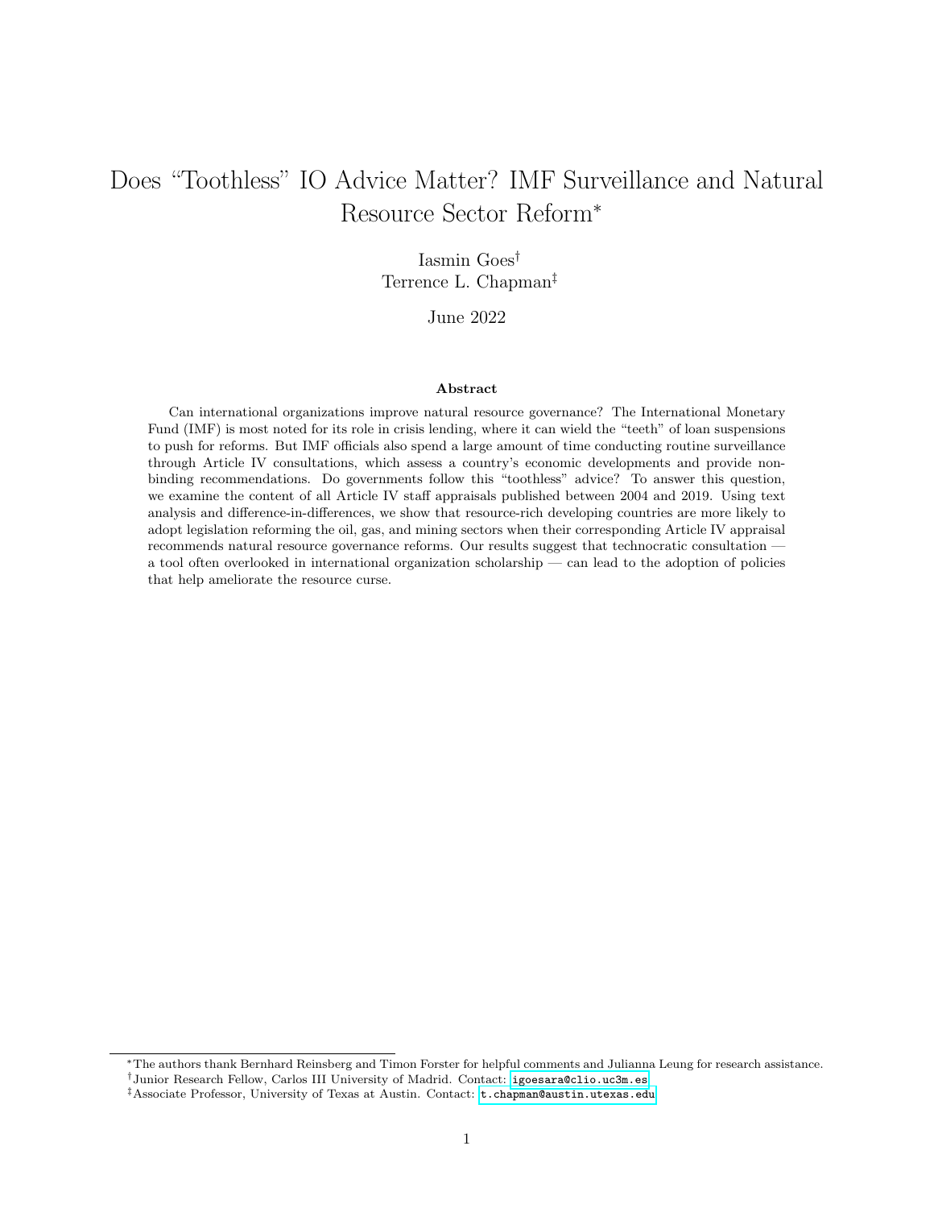# Does “Toothless” IO Advice Matter? IMF Surveillance and Natural Resource Sector Reform*

Iasmin Goes[†]

Terrence L. Chapman[‡]

June 2022

### Abstract

Can international organizations improve natural resource governance? The International Monetary Fund (IMF) is most noted for its role in crisis lending, where it can wield the “teeth” of loan suspensions to push for reforms. But IMF officials also spend a large amount of time conducting routine surveillance through Article IV consultations, which assess a country’s economic developments and provide non-binding recommendations. Do governments follow this “toothless” advice? To answer this question, we examine the content of all Article IV staff appraisals published between 2004 and 2019. Using text analysis and difference-in-differences, we show that resource-rich developing countries are more likely to adopt legislation reforming the oil, gas, and mining sectors when their corresponding Article IV appraisal recommends natural resource governance reforms. Our results suggest that technocratic consultation — a tool often overlooked in international organization scholarship — can lead to the adoption of policies that help ameliorate the resource curse.

---

*The authors thank Bernhard Reinsberg and Timon Forster for helpful comments and Julianna Leung for research assistance.

[†]Junior Research Fellow, Carlos III University of Madrid. Contact: igoesara@clio.uc3m.es

[‡]Associate Professor, University of Texas at Austin. Contact: t.chapman@austin.utexas.edu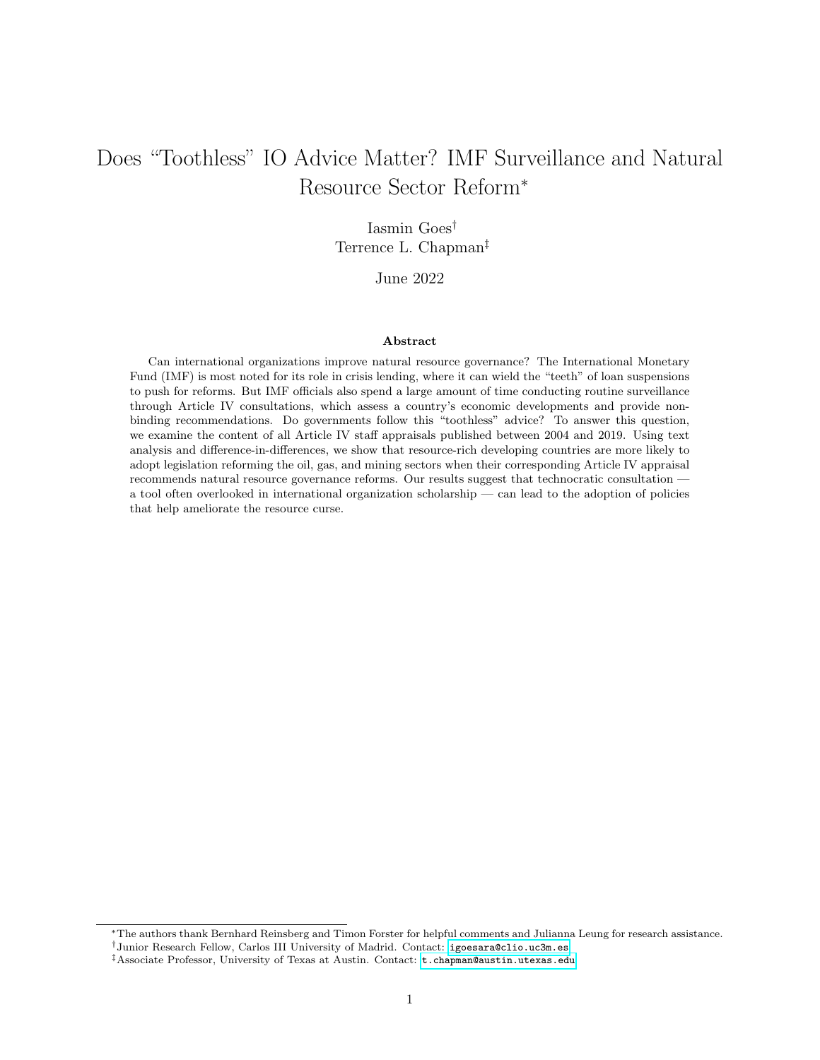# Does "Toothless" IO Advice Matter? IMF Surveillance and Natural Resource Sector Reform*

Iasmin Goes†

Terrence L. Chapman‡

June 2022

### Abstract

Can international organizations improve natural resource governance? The International Monetary Fund (IMF) is most noted for its role in crisis lending, where it can wield the "teeth" of loan suspensions to push for reforms. But IMF officials also spend a large amount of time conducting routine surveillance through Article IV consultations, which assess a country's economic developments and provide non-binding recommendations. Do governments follow this "toothless" advice? To answer this question, we examine the content of all Article IV staff appraisals published between 2004 and 2019. Using text analysis and difference-in-differences, we show that resource-rich developing countries are more likely to adopt legislation reforming the oil, gas, and mining sectors when their corresponding Article IV appraisal recommends natural resource governance reforms. Our results suggest that technocratic consultation — a tool often overlooked in international organization scholarship — can lead to the adoption of policies that help ameliorate the resource curse.

---

*The authors thank Bernhard Reinsberg and Timon Forster for helpful comments and Julianna Leung for research assistance.

†Junior Research Fellow, Carlos III University of Madrid. Contact: igoesara@clio.uc3m.es

‡Associate Professor, University of Texas at Austin. Contact: t.chapman@austin.utexas.edu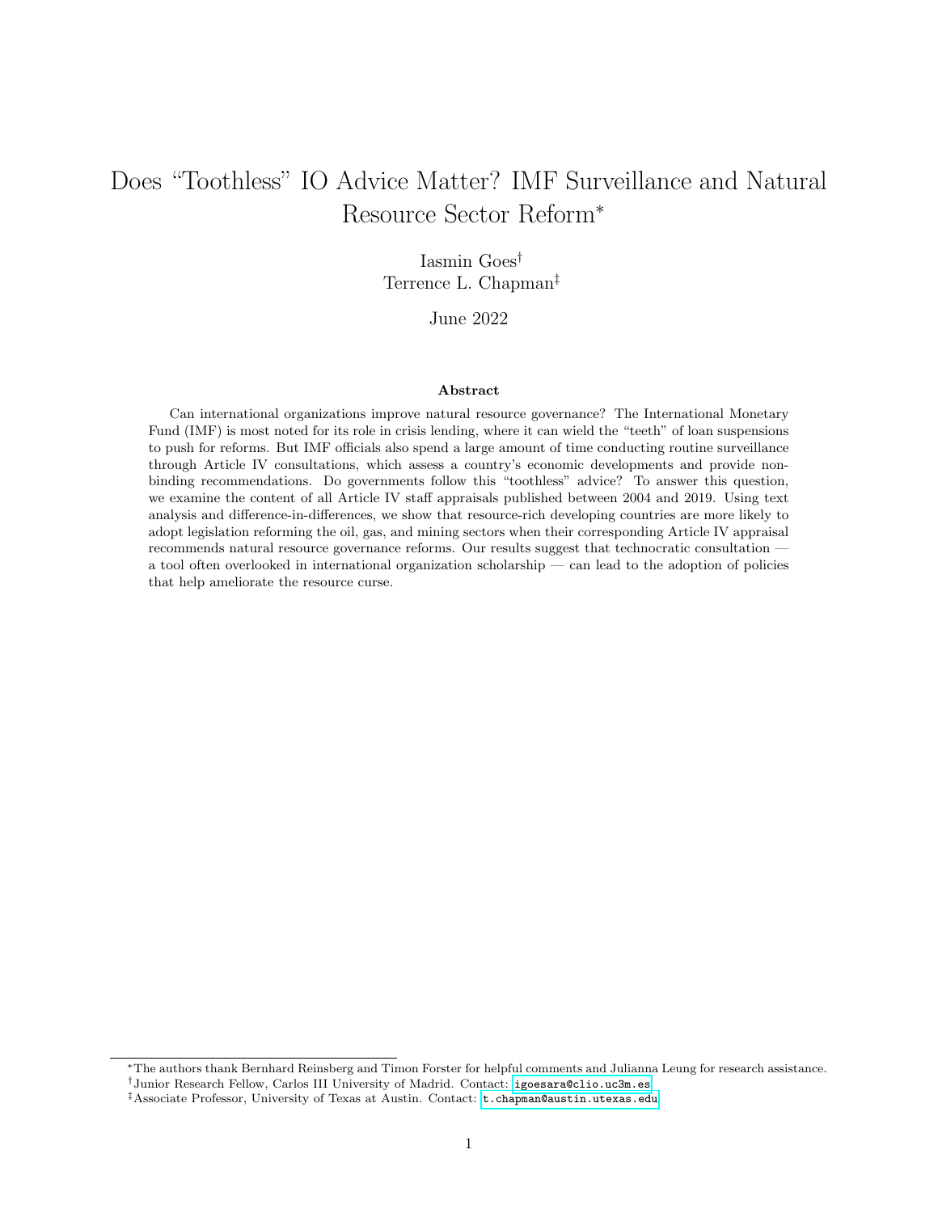# Does "Toothless" IO Advice Matter? IMF Surveillance and Natural Resource Sector Reform*

Iasmin Goes[†]

Terrence L. Chapman[‡]

June 2022

### Abstract

Can international organizations improve natural resource governance? The International Monetary Fund (IMF) is most noted for its role in crisis lending, where it can wield the "teeth" of loan suspensions to push for reforms. But IMF officials also spend a large amount of time conducting routine surveillance through Article IV consultations, which assess a country's economic developments and provide non-binding recommendations. Do governments follow this "toothless" advice? To answer this question, we examine the content of all Article IV staff appraisals published between 2004 and 2019. Using text analysis and difference-in-differences, we show that resource-rich developing countries are more likely to adopt legislation reforming the oil, gas, and mining sectors when their corresponding Article IV appraisal recommends natural resource governance reforms. Our results suggest that technocratic consultation — a tool often overlooked in international organization scholarship — can lead to the adoption of policies that help ameliorate the resource curse.

---

*The authors thank Bernhard Reinsberg and Timon Forster for helpful comments and Julianna Leung for research assistance.

[†]Junior Research Fellow, Carlos III University of Madrid. Contact: igoesara@clio.uc3m.es

[‡]Associate Professor, University of Texas at Austin. Contact: t.chapman@austin.utexas.edu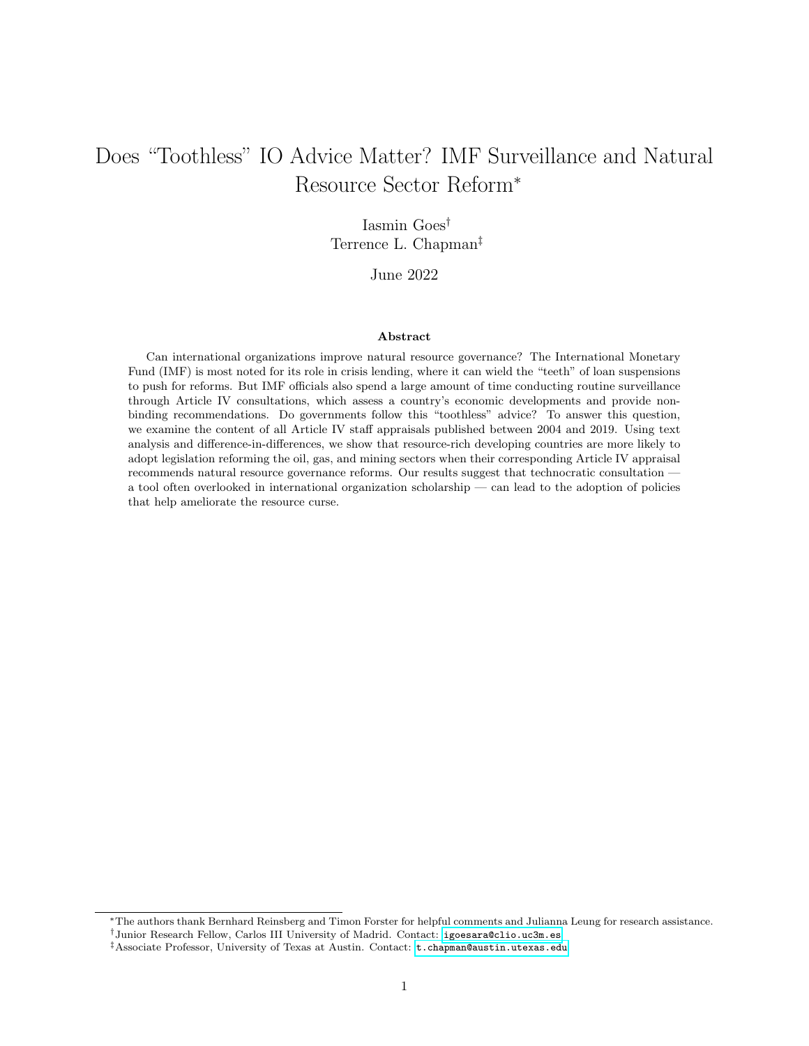# Does "Toothless" IO Advice Matter? IMF Surveillance and Natural Resource Sector Reform*

Iasmin Goes[†]

Terrence L. Chapman[‡]

June 2022

### Abstract

Can international organizations improve natural resource governance? The International Monetary Fund (IMF) is most noted for its role in crisis lending, where it can wield the "teeth" of loan suspensions to push for reforms. But IMF officials also spend a large amount of time conducting routine surveillance through Article IV consultations, which assess a country's economic developments and provide non-binding recommendations. Do governments follow this "toothless" advice? To answer this question, we examine the content of all Article IV staff appraisals published between 2004 and 2019. Using text analysis and difference-in-differences, we show that resource-rich developing countries are more likely to adopt legislation reforming the oil, gas, and mining sectors when their corresponding Article IV appraisal recommends natural resource governance reforms. Our results suggest that technocratic consultation — a tool often overlooked in international organization scholarship — can lead to the adoption of policies that help ameliorate the resource curse.

---

*The authors thank Bernhard Reinsberg and Timon Forster for helpful comments and Julianna Leung for research assistance.

[†]Junior Research Fellow, Carlos III University of Madrid. Contact: igoesara@clio.uc3m.es

[‡]Associate Professor, University of Texas at Austin. Contact: t.chapman@austin.utexas.edu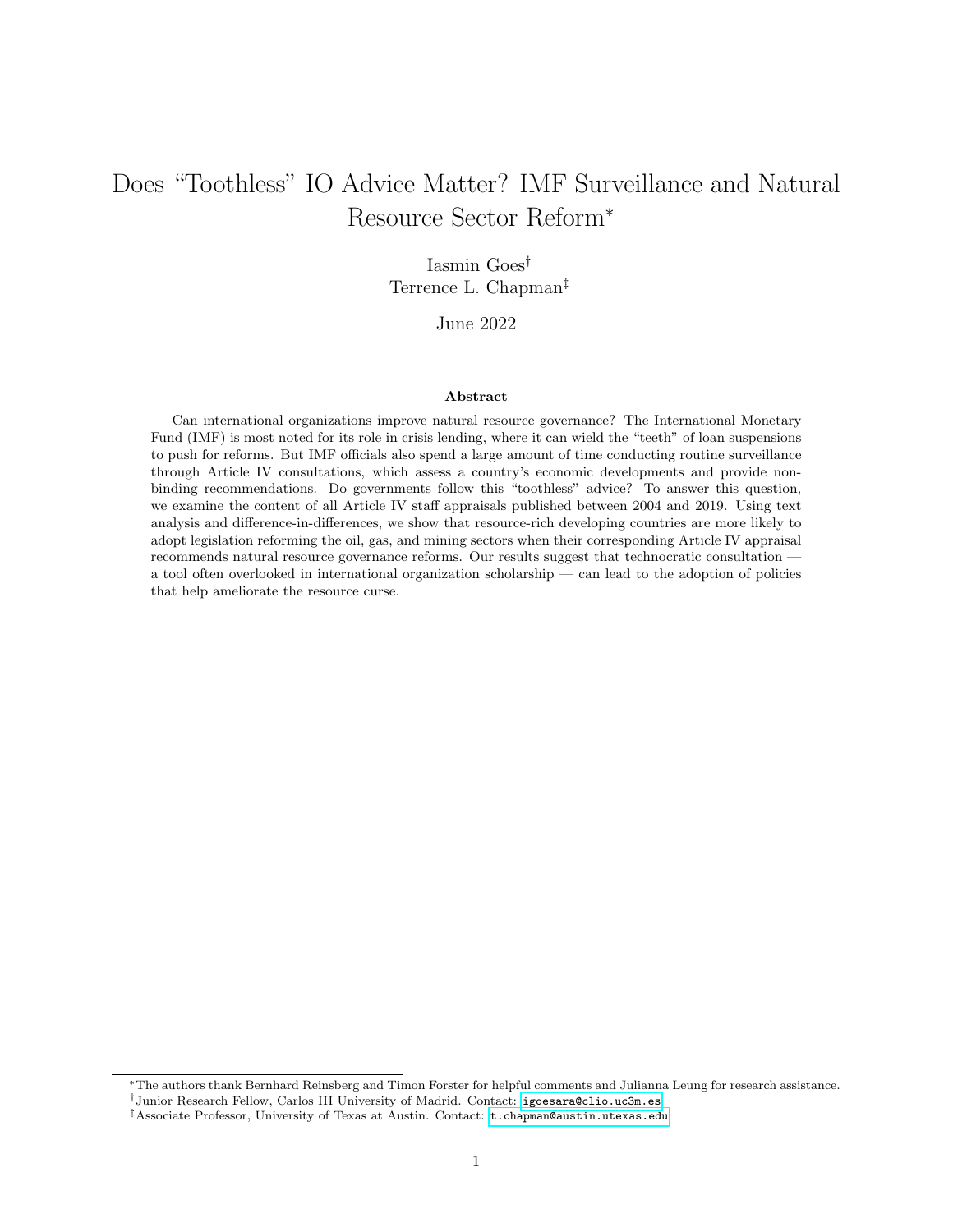# Does "Toothless" IO Advice Matter? IMF Surveillance and Natural Resource Sector Reform*

Iasmin Goes†

Terrence L. Chapman‡

June 2022

### Abstract

Can international organizations improve natural resource governance? The International Monetary Fund (IMF) is most noted for its role in crisis lending, where it can wield the "teeth" of loan suspensions to push for reforms. But IMF officials also spend a large amount of time conducting routine surveillance through Article IV consultations, which assess a country's economic developments and provide non-binding recommendations. Do governments follow this "toothless" advice? To answer this question, we examine the content of all Article IV staff appraisals published between 2004 and 2019. Using text analysis and difference-in-differences, we show that resource-rich developing countries are more likely to adopt legislation reforming the oil, gas, and mining sectors when their corresponding Article IV appraisal recommends natural resource governance reforms. Our results suggest that technocratic consultation — a tool often overlooked in international organization scholarship — can lead to the adoption of policies that help ameliorate the resource curse.

---

*The authors thank Bernhard Reinsberg and Timon Forster for helpful comments and Julianna Leung for research assistance.

†Junior Research Fellow, Carlos III University of Madrid. Contact: igoesara@clio.uc3m.es

‡Associate Professor, University of Texas at Austin. Contact: t.chapman@austin.utexas.edu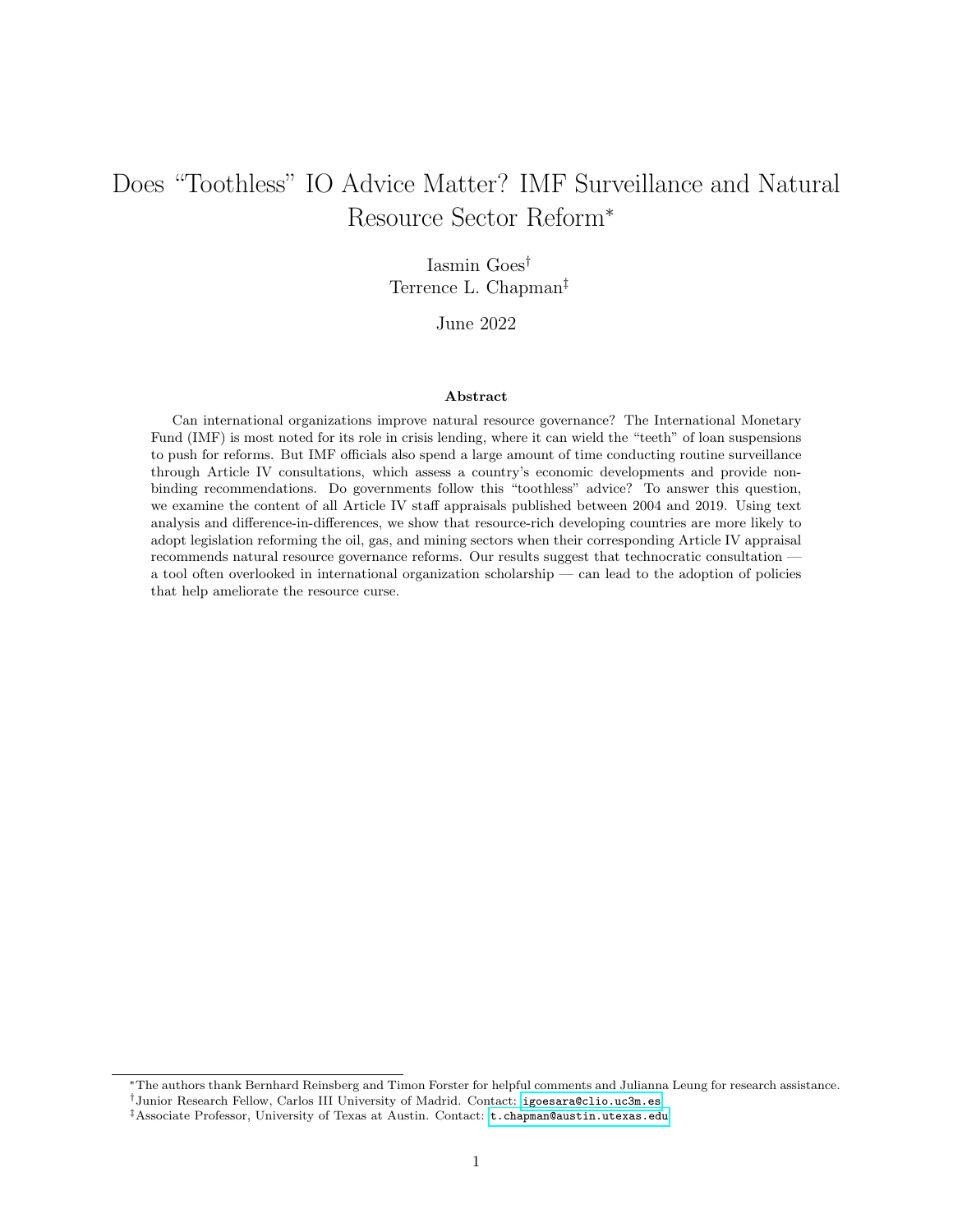# Does "Toothless" IO Advice Matter? IMF Surveillance and Natural Resource Sector Reform*

Iasmin Goes[†]
Terrence L. Chapman[‡]

June 2022

### Abstract

Can international organizations improve natural resource governance? The International Monetary Fund (IMF) is most noted for its role in crisis lending, where it can wield the "teeth" of loan suspensions to push for reforms. But IMF officials also spend a large amount of time conducting routine surveillance through Article IV consultations, which assess a country's economic developments and provide non-binding recommendations. Do governments follow this "toothless" advice? To answer this question, we examine the content of all Article IV staff appraisals published between 2004 and 2019. Using text analysis and difference-in-differences, we show that resource-rich developing countries are more likely to adopt legislation reforming the oil, gas, and mining sectors when their corresponding Article IV appraisal recommends natural resource governance reforms. Our results suggest that technocratic consultation — a tool often overlooked in international organization scholarship — can lead to the adoption of policies that help ameliorate the resource curse.

---

*The authors thank Bernhard Reinsberg and Timon Forster for helpful comments and Julianna Leung for research assistance.

[†]Junior Research Fellow, Carlos III University of Madrid. Contact: igoesara@clio.uc3m.es

[‡]Associate Professor, University of Texas at Austin. Contact: t.chapman@austin.utexas.edu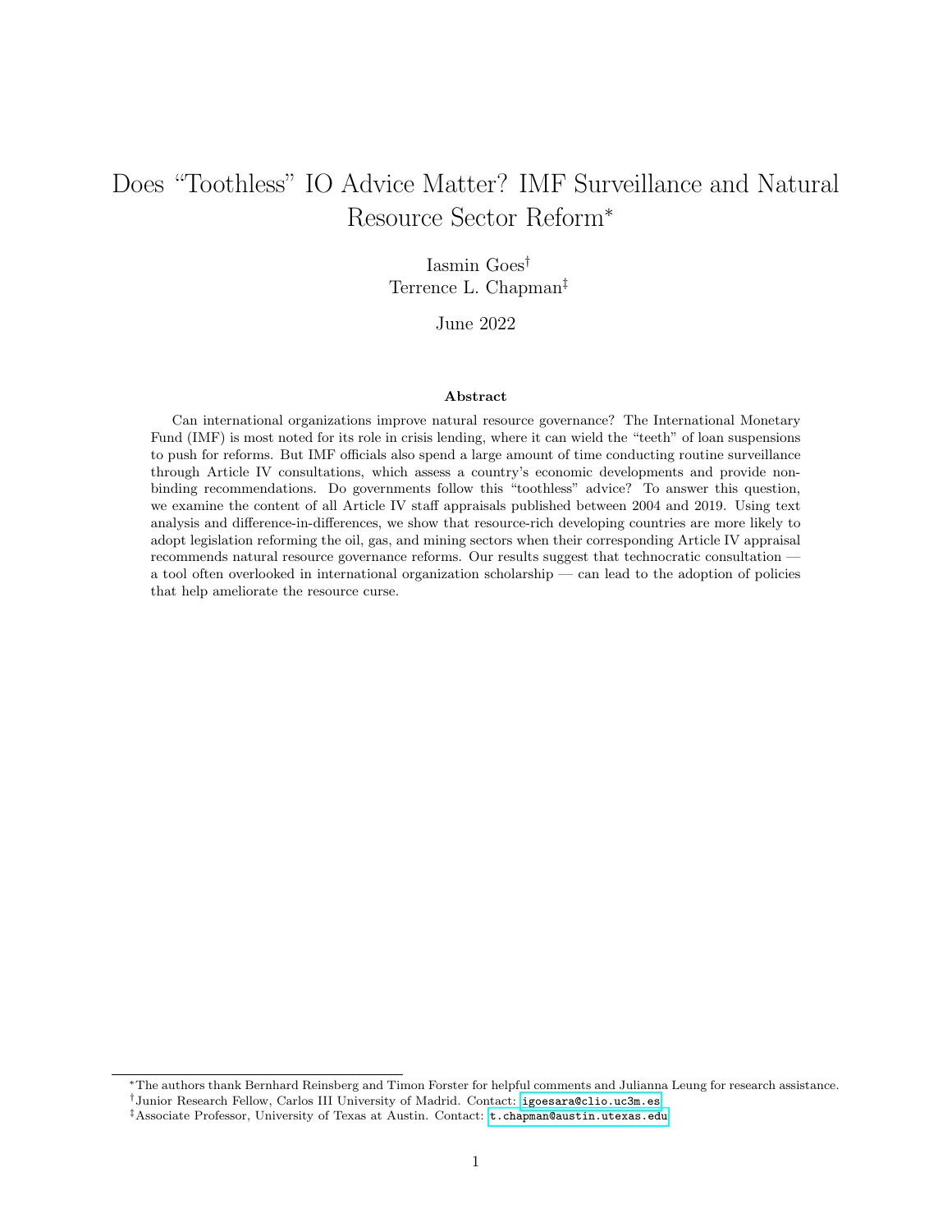# Does "Toothless" IO Advice Matter? IMF Surveillance and Natural Resource Sector Reform*

Iasmin Goes†

Terrence L. Chapman‡

June 2022

### Abstract

Can international organizations improve natural resource governance? The International Monetary Fund (IMF) is most noted for its role in crisis lending, where it can wield the "teeth" of loan suspensions to push for reforms. But IMF officials also spend a large amount of time conducting routine surveillance through Article IV consultations, which assess a country's economic developments and provide non-binding recommendations. Do governments follow this "toothless" advice? To answer this question, we examine the content of all Article IV staff appraisals published between 2004 and 2019. Using text analysis and difference-in-differences, we show that resource-rich developing countries are more likely to adopt legislation reforming the oil, gas, and mining sectors when their corresponding Article IV appraisal recommends natural resource governance reforms. Our results suggest that technocratic consultation — a tool often overlooked in international organization scholarship — can lead to the adoption of policies that help ameliorate the resource curse.

*The authors thank Bernhard Reinsberg and Timon Forster for helpful comments and Julianna Leung for research assistance.

†Junior Research Fellow, Carlos III University of Madrid. Contact: igoesara@clio.uc3m.es

‡Associate Professor, University of Texas at Austin. Contact: t.chapman@austin.utexas.edu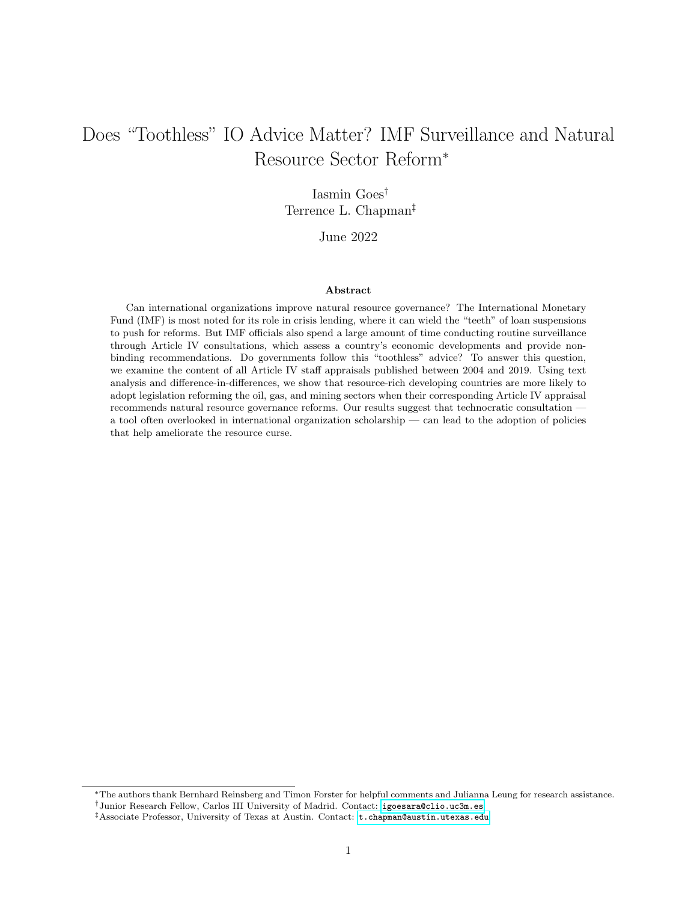# Does "Toothless" IO Advice Matter? IMF Surveillance and Natural Resource Sector Reform*

Iasmin Goes[†]

Terrence L. Chapman[‡]

June 2022

### Abstract

Can international organizations improve natural resource governance? The International Monetary Fund (IMF) is most noted for its role in crisis lending, where it can wield the "teeth" of loan suspensions to push for reforms. But IMF officials also spend a large amount of time conducting routine surveillance through Article IV consultations, which assess a country's economic developments and provide non-binding recommendations. Do governments follow this "toothless" advice? To answer this question, we examine the content of all Article IV staff appraisals published between 2004 and 2019. Using text analysis and difference-in-differences, we show that resource-rich developing countries are more likely to adopt legislation reforming the oil, gas, and mining sectors when their corresponding Article IV appraisal recommends natural resource governance reforms. Our results suggest that technocratic consultation — a tool often overlooked in international organization scholarship — can lead to the adoption of policies that help ameliorate the resource curse.

---

*The authors thank Bernhard Reinsberg and Timon Forster for helpful comments and Julianna Leung for research assistance.

[†]Junior Research Fellow, Carlos III University of Madrid. Contact: igoesara@clio.uc3m.es

[‡]Associate Professor, University of Texas at Austin. Contact: t.chapman@austin.utexas.edu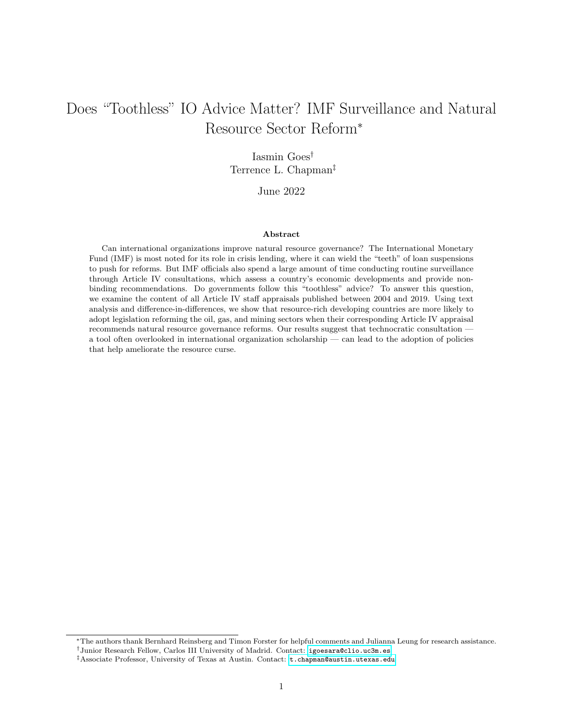# Does "Toothless" IO Advice Matter? IMF Surveillance and Natural Resource Sector Reform*

Iasmin Goes[†]

Terrence L. Chapman[‡]

June 2022

### Abstract

Can international organizations improve natural resource governance? The International Monetary Fund (IMF) is most noted for its role in crisis lending, where it can wield the "teeth" of loan suspensions to push for reforms. But IMF officials also spend a large amount of time conducting routine surveillance through Article IV consultations, which assess a country's economic developments and provide non-binding recommendations. Do governments follow this "toothless" advice? To answer this question, we examine the content of all Article IV staff appraisals published between 2004 and 2019. Using text analysis and difference-in-differences, we show that resource-rich developing countries are more likely to adopt legislation reforming the oil, gas, and mining sectors when their corresponding Article IV appraisal recommends natural resource governance reforms. Our results suggest that technocratic consultation — a tool often overlooked in international organization scholarship — can lead to the adoption of policies that help ameliorate the resource curse.

---

*The authors thank Bernhard Reinsberg and Timon Forster for helpful comments and Julianna Leung for research assistance.

[†]Junior Research Fellow, Carlos III University of Madrid. Contact: igoesara@clio.uc3m.es

[‡]Associate Professor, University of Texas at Austin. Contact: t.chapman@austin.utexas.edu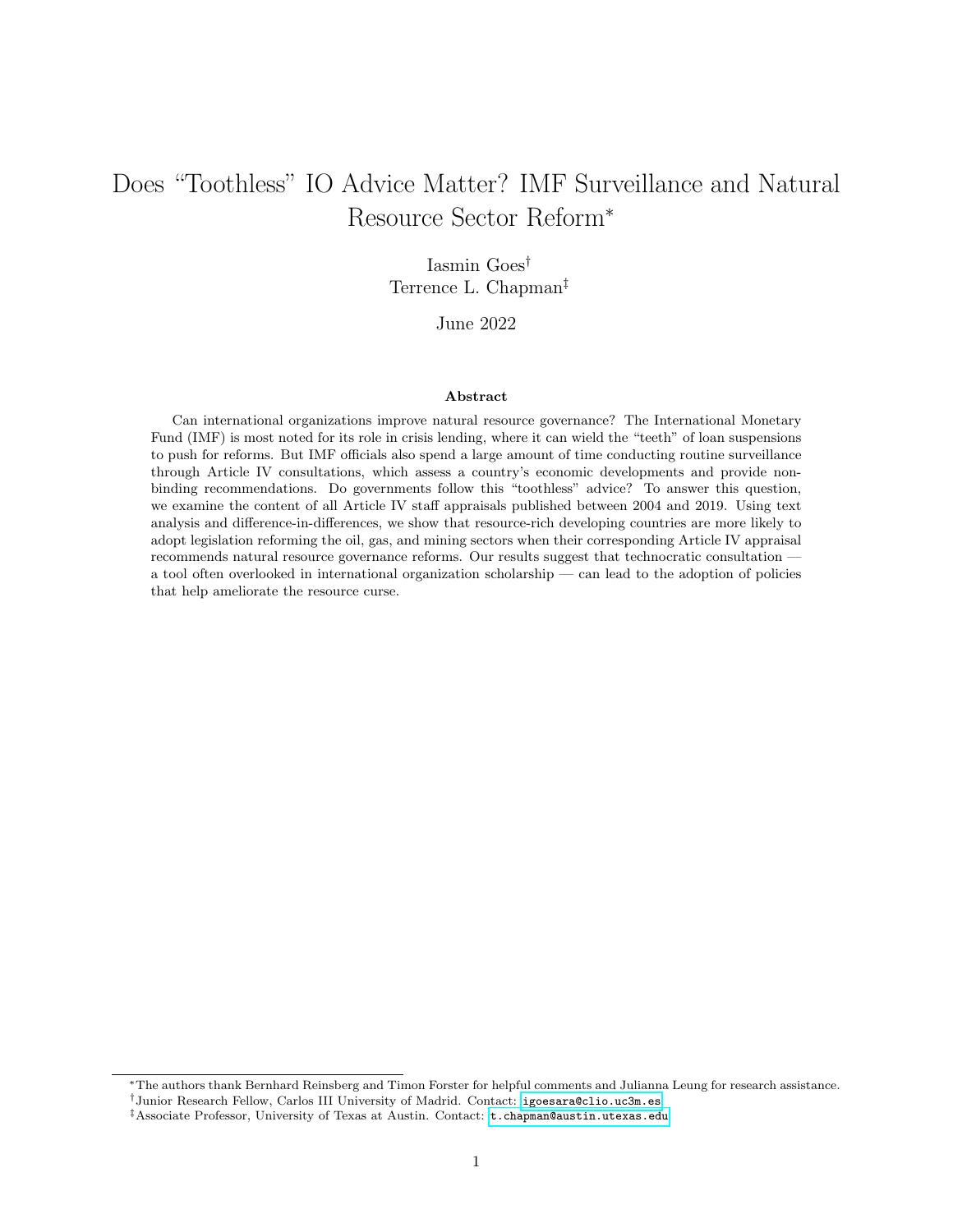# Does "Toothless" IO Advice Matter? IMF Surveillance and Natural Resource Sector Reform*

Iasmin Goes[†]
Terrence L. Chapman[‡]

June 2022

### Abstract

Can international organizations improve natural resource governance? The International Monetary Fund (IMF) is most noted for its role in crisis lending, where it can wield the "teeth" of loan suspensions to push for reforms. But IMF officials also spend a large amount of time conducting routine surveillance through Article IV consultations, which assess a country's economic developments and provide non-binding recommendations. Do governments follow this "toothless" advice? To answer this question, we examine the content of all Article IV staff appraisals published between 2004 and 2019. Using text analysis and difference-in-differences, we show that resource-rich developing countries are more likely to adopt legislation reforming the oil, gas, and mining sectors when their corresponding Article IV appraisal recommends natural resource governance reforms. Our results suggest that technocratic consultation — a tool often overlooked in international organization scholarship — can lead to the adoption of policies that help ameliorate the resource curse.

---

*The authors thank Bernhard Reinsberg and Timon Forster for helpful comments and Julianna Leung for research assistance.

[†]Junior Research Fellow, Carlos III University of Madrid. Contact: igoesara@clio.uc3m.es

[‡]Associate Professor, University of Texas at Austin. Contact: t.chapman@austin.utexas.edu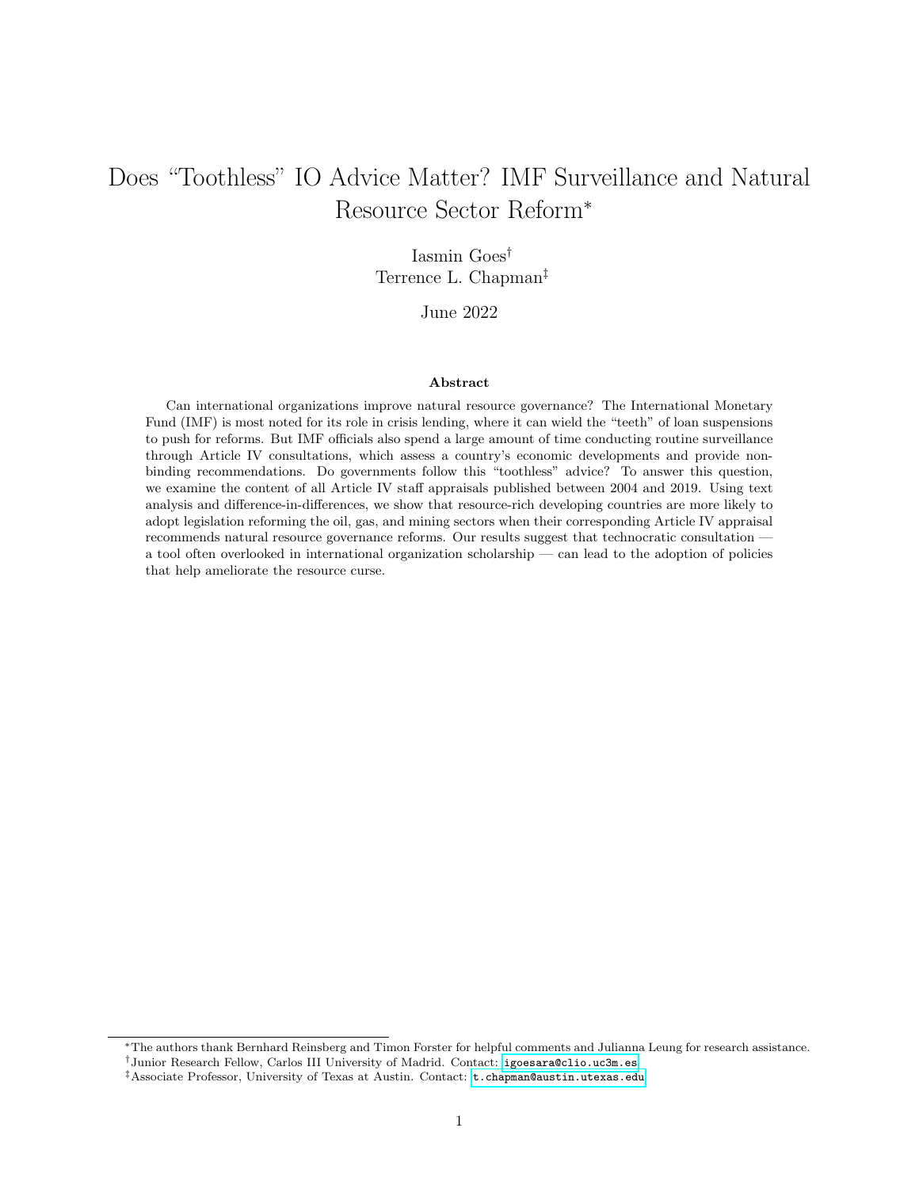# Does "Toothless" IO Advice Matter? IMF Surveillance and Natural Resource Sector Reform*

Iasmin Goes†

Terrence L. Chapman‡

June 2022

**Abstract**

Can international organizations improve natural resource governance? The International Monetary Fund (IMF) is most noted for its role in crisis lending, where it can wield the "teeth" of loan suspensions to push for reforms. But IMF officials also spend a large amount of time conducting routine surveillance through Article IV consultations, which assess a country's economic developments and provide non-binding recommendations. Do governments follow this "toothless" advice? To answer this question, we examine the content of all Article IV staff appraisals published between 2004 and 2019. Using text analysis and difference-in-differences, we show that resource-rich developing countries are more likely to adopt legislation reforming the oil, gas, and mining sectors when their corresponding Article IV appraisal recommends natural resource governance reforms. Our results suggest that technocratic consultation — a tool often overlooked in international organization scholarship — can lead to the adoption of policies that help ameliorate the resource curse.

---

*The authors thank Bernhard Reinsberg and Timon Forster for helpful comments and Julianna Leung for research assistance.

†Junior Research Fellow, Carlos III University of Madrid. Contact: igoesara@clio.uc3m.es

‡Associate Professor, University of Texas at Austin. Contact: t.chapman@austin.utexas.edu